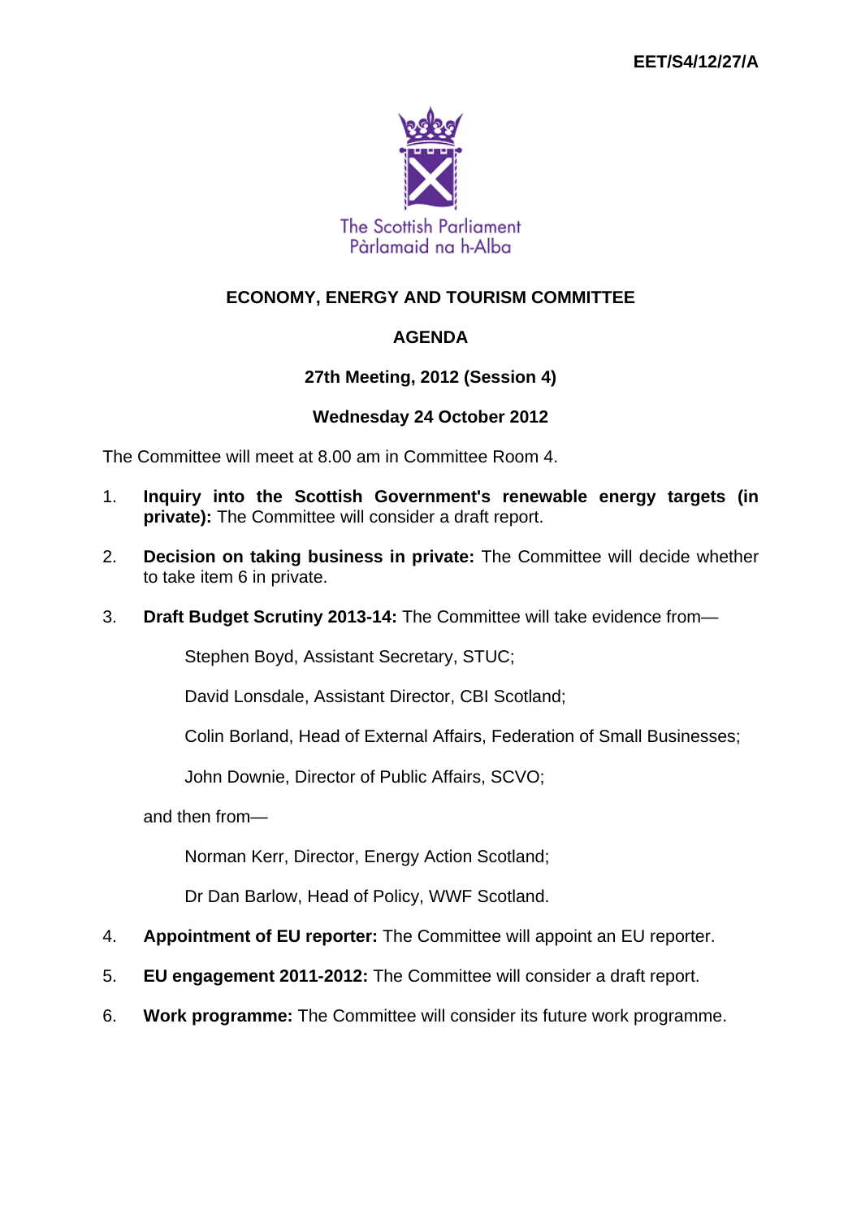**EET/S4/12/27/A**

The Scottish Parliament
Pàrlamaid na h-Alba

# ECONOMY, ENERGY AND TOURISM COMMITTEE

## AGENDA

### 27th Meeting, 2012 (Session 4)

### Wednesday 24 October 2012

The Committee will meet at 8.00 am in Committee Room 4.

1. **Inquiry into the Scottish Government's renewable energy targets (in private):** The Committee will consider a draft report.

2. **Decision on taking business in private:** The Committee will decide whether to take item 6 in private.

3. **Draft Budget Scrutiny 2013-14:** The Committee will take evidence from—

   Stephen Boyd, Assistant Secretary, STUC;

   David Lonsdale, Assistant Director, CBI Scotland;

   Colin Borland, Head of External Affairs, Federation of Small Businesses;

   John Downie, Director of Public Affairs, SCVO;

   and then from—

   Norman Kerr, Director, Energy Action Scotland;

   Dr Dan Barlow, Head of Policy, WWF Scotland.

4. **Appointment of EU reporter:** The Committee will appoint an EU reporter.

5. **EU engagement 2011-2012:** The Committee will consider a draft report.

6. **Work programme:** The Committee will consider its future work programme.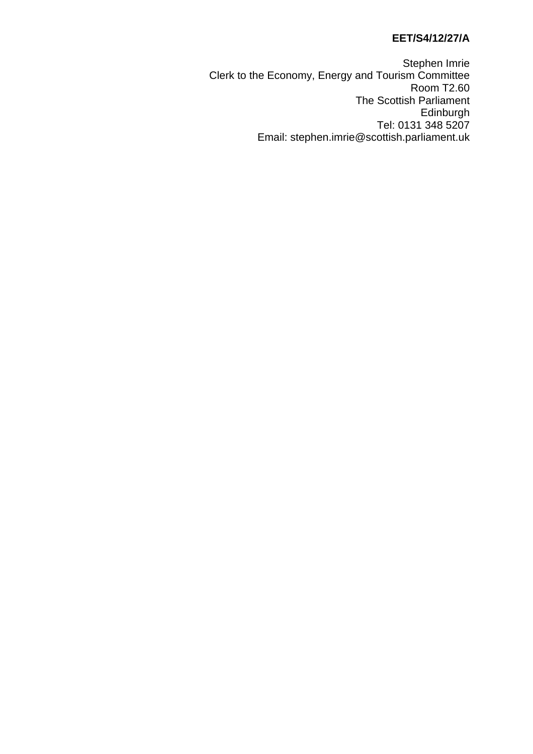**EET/S4/12/27/A**

Stephen Imrie
Clerk to the Economy, Energy and Tourism Committee
Room T2.60
The Scottish Parliament
Edinburgh
Tel: 0131 348 5207
Email: stephen.imrie@scottish.parliament.uk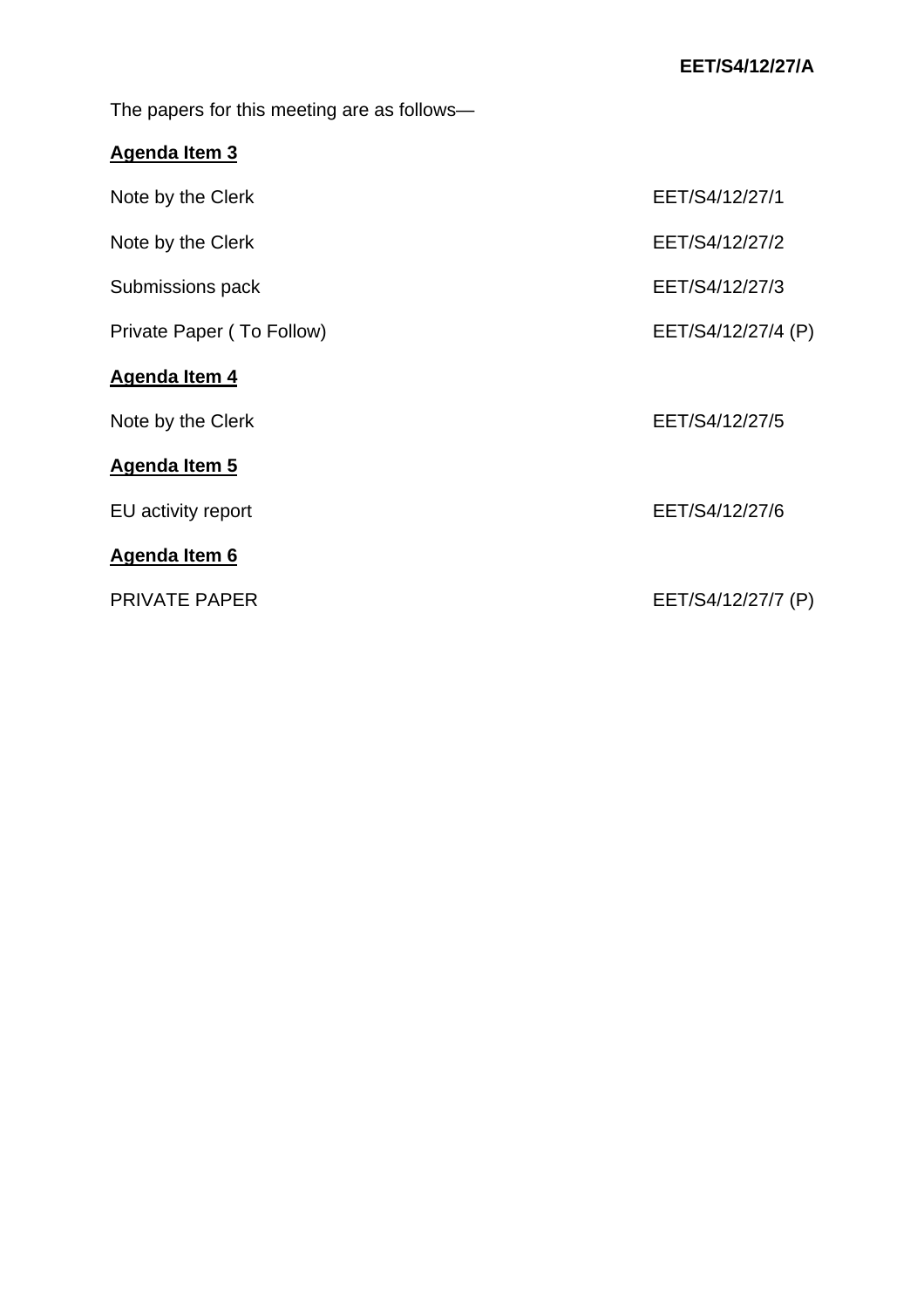**EET/S4/12/27/A**

The papers for this meeting are as follows—

**Agenda Item 3**

| | |
|---|---|
| Note by the Clerk | EET/S4/12/27/1 |
| Note by the Clerk | EET/S4/12/27/2 |
| Submissions pack | EET/S4/12/27/3 |
| Private Paper ( To Follow) | EET/S4/12/27/4 (P) |

**Agenda Item 4**

| | |
|---|---|
| Note by the Clerk | EET/S4/12/27/5 |

**Agenda Item 5**

| | |
|---|---|
| EU activity report | EET/S4/12/27/6 |

**Agenda Item 6**

| | |
|---|---|
| PRIVATE PAPER | EET/S4/12/27/7 (P) |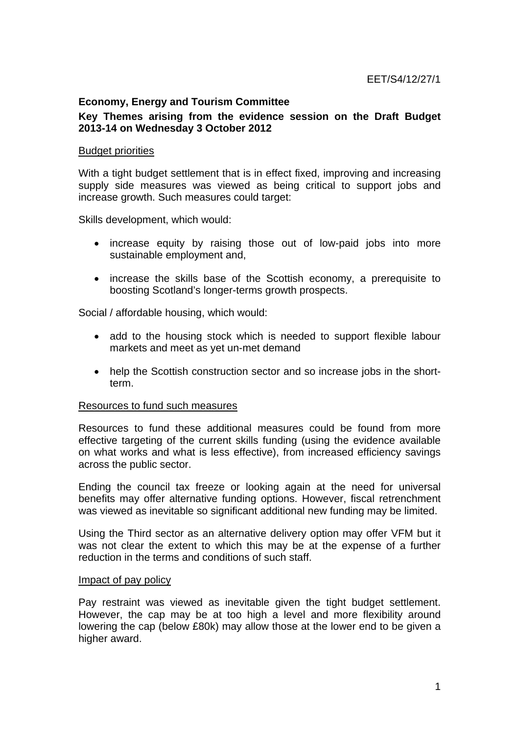EET/S4/12/27/1

**Economy, Energy and Tourism Committee**

**Key Themes arising from the evidence session on the Draft Budget 2013-14 on Wednesday 3 October 2012**

<u>Budget priorities</u>

With a tight budget settlement that is in effect fixed, improving and increasing supply side measures was viewed as being critical to support jobs and increase growth. Such measures could target:

Skills development, which would:

- increase equity by raising those out of low-paid jobs into more sustainable employment and,
- increase the skills base of the Scottish economy, a prerequisite to boosting Scotland's longer-terms growth prospects.

Social / affordable housing, which would:

- add to the housing stock which is needed to support flexible labour markets and meet as yet un-met demand
- help the Scottish construction sector and so increase jobs in the short-term.

<u>Resources to fund such measures</u>

Resources to fund these additional measures could be found from more effective targeting of the current skills funding (using the evidence available on what works and what is less effective), from increased efficiency savings across the public sector.

Ending the council tax freeze or looking again at the need for universal benefits may offer alternative funding options. However, fiscal retrenchment was viewed as inevitable so significant additional new funding may be limited.

Using the Third sector as an alternative delivery option may offer VFM but it was not clear the extent to which this may be at the expense of a further reduction in the terms and conditions of such staff.

<u>Impact of pay policy</u>

Pay restraint was viewed as inevitable given the tight budget settlement. However, the cap may be at too high a level and more flexibility around lowering the cap (below £80k) may allow those at the lower end to be given a higher award.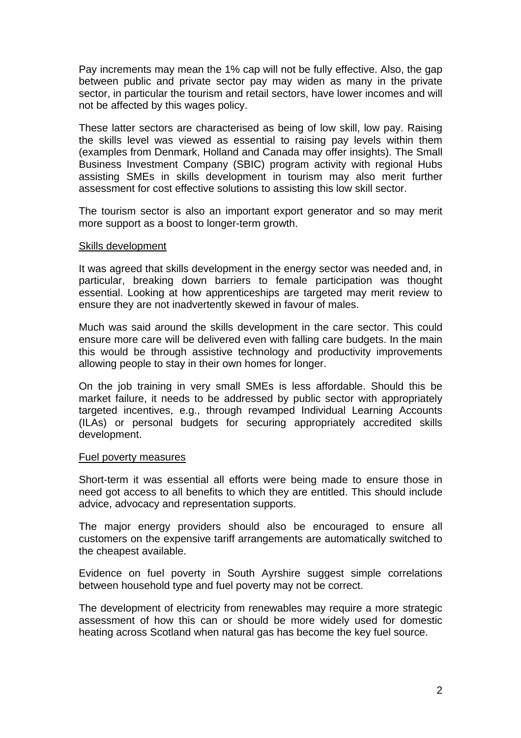Pay increments may mean the 1% cap will not be fully effective. Also, the gap between public and private sector pay may widen as many in the private sector, in particular the tourism and retail sectors, have lower incomes and will not be affected by this wages policy.

These latter sectors are characterised as being of low skill, low pay. Raising the skills level was viewed as essential to raising pay levels within them (examples from Denmark, Holland and Canada may offer insights). The Small Business Investment Company (SBIC) program activity with regional Hubs assisting SMEs in skills development in tourism may also merit further assessment for cost effective solutions to assisting this low skill sector.

The tourism sector is also an important export generator and so may merit more support as a boost to longer-term growth.

<u>Skills development</u>

It was agreed that skills development in the energy sector was needed and, in particular, breaking down barriers to female participation was thought essential. Looking at how apprenticeships are targeted may merit review to ensure they are not inadvertently skewed in favour of males.

Much was said around the skills development in the care sector. This could ensure more care will be delivered even with falling care budgets. In the main this would be through assistive technology and productivity improvements allowing people to stay in their own homes for longer.

On the job training in very small SMEs is less affordable. Should this be market failure, it needs to be addressed by public sector with appropriately targeted incentives, e.g., through revamped Individual Learning Accounts (ILAs) or personal budgets for securing appropriately accredited skills development.

<u>Fuel poverty measures</u>

Short-term it was essential all efforts were being made to ensure those in need got access to all benefits to which they are entitled. This should include advice, advocacy and representation supports.

The major energy providers should also be encouraged to ensure all customers on the expensive tariff arrangements are automatically switched to the cheapest available.

Evidence on fuel poverty in South Ayrshire suggest simple correlations between household type and fuel poverty may not be correct.

The development of electricity from renewables may require a more strategic assessment of how this can or should be more widely used for domestic heating across Scotland when natural gas has become the key fuel source.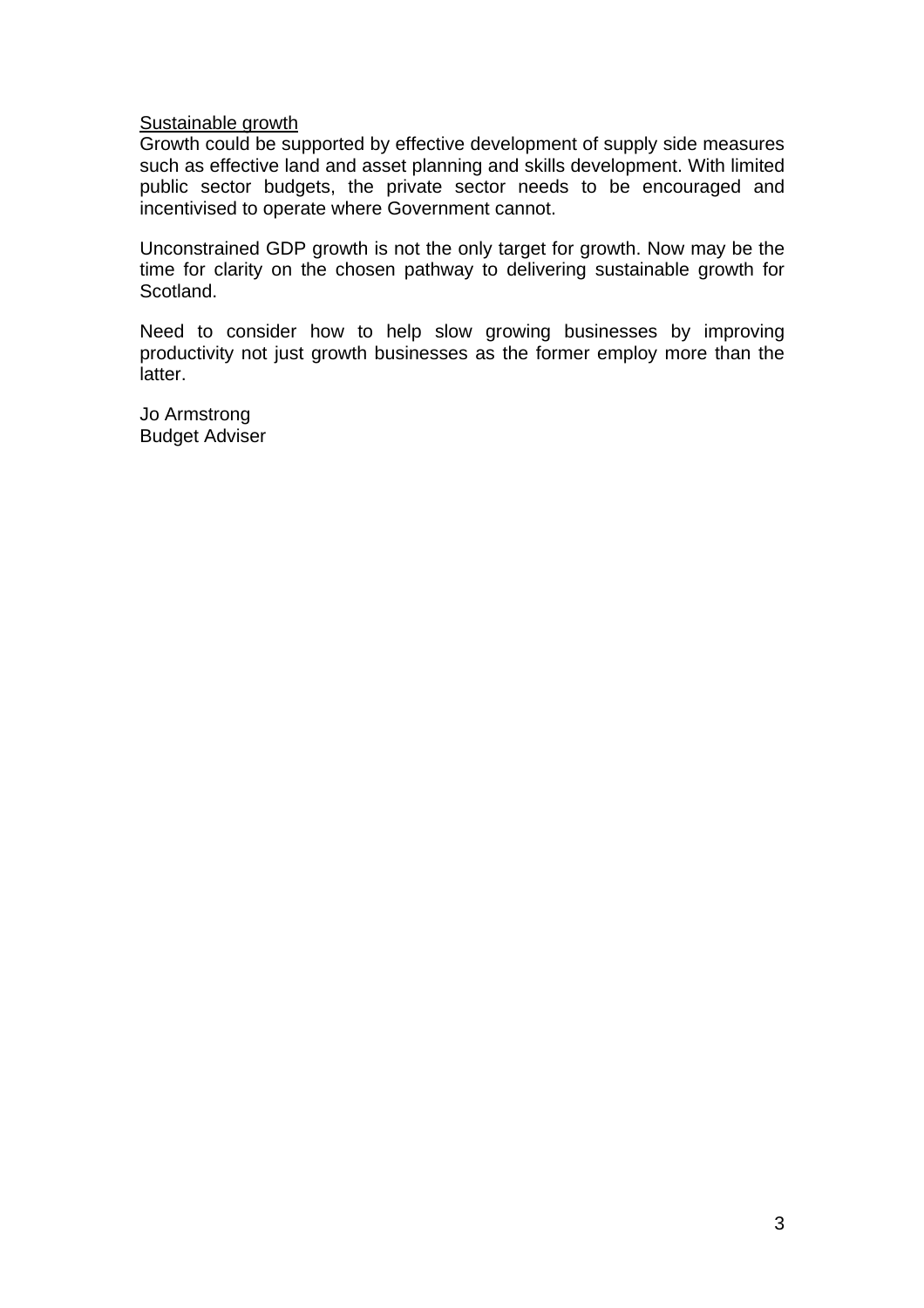<u>Sustainable growth</u>

Growth could be supported by effective development of supply side measures such as effective land and asset planning and skills development. With limited public sector budgets, the private sector needs to be encouraged and incentivised to operate where Government cannot.

Unconstrained GDP growth is not the only target for growth. Now may be the time for clarity on the chosen pathway to delivering sustainable growth for Scotland.

Need to consider how to help slow growing businesses by improving productivity not just growth businesses as the former employ more than the latter.

Jo Armstrong
Budget Adviser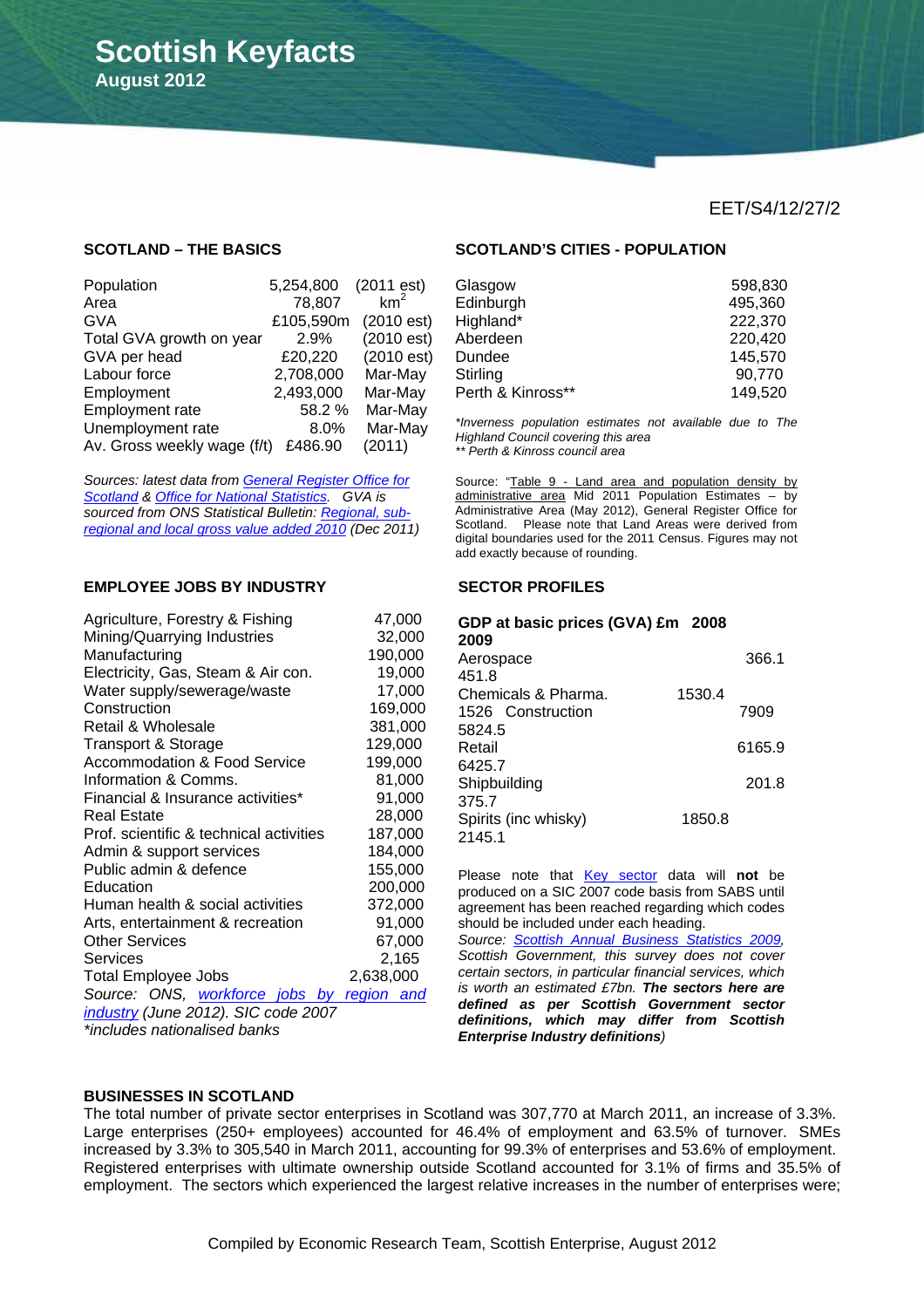# Scottish Keyfacts

**August 2012**

EET/S4/12/27/2

## SCOTLAND – THE BASICS

| | | |
|---|---|---|
| Population | 5,254,800 | (2011 est) |
| Area | 78,807 | $km^2$ |
| GVA | £105,590m | (2010 est) |
| Total GVA growth on year | 2.9% | (2010 est) |
| GVA per head | £20,220 | (2010 est) |
| Labour force | 2,708,000 | Mar-May |
| Employment | 2,493,000 | Mar-May |
| Employment rate | 58.2 % | Mar-May |
| Unemployment rate | 8.0% | Mar-May |
| Av. Gross weekly wage (f/t) | £486.90 | (2011) |

*Sources: latest data from General Register Office for Scotland & Office for National Statistics. GVA is sourced from ONS Statistical Bulletin: Regional, sub-regional and local gross value added 2010 (Dec 2011)*

## SCOTLAND'S CITIES - POPULATION

| | |
|---|---|
| Glasgow | 598,830 |
| Edinburgh | 495,360 |
| Highland* | 222,370 |
| Aberdeen | 220,420 |
| Dundee | 145,570 |
| Stirling | 90,770 |
| Perth & Kinross** | 149,520 |

*\*Inverness population estimates not available due to The Highland Council covering this area*
*\*\* Perth & Kinross council area*

Source: "Table 9 - Land area and population density by administrative area Mid 2011 Population Estimates – by Administrative Area (May 2012), General Register Office for Scotland. Please note that Land Areas were derived from digital boundaries used for the 2011 Census. Figures may not add exactly because of rounding.

## EMPLOYEE JOBS BY INDUSTRY

| | |
|---|---|
| Agriculture, Forestry & Fishing | 47,000 |
| Mining/Quarrying Industries | 32,000 |
| Manufacturing | 190,000 |
| Electricity, Gas, Steam & Air con. | 19,000 |
| Water supply/sewerage/waste | 17,000 |
| Construction | 169,000 |
| Retail & Wholesale | 381,000 |
| Transport & Storage | 129,000 |
| Accommodation & Food Service | 199,000 |
| Information & Comms. | 81,000 |
| Financial & Insurance activities* | 91,000 |
| Real Estate | 28,000 |
| Prof. scientific & technical activities | 187,000 |
| Admin & support services | 184,000 |
| Public admin & defence | 155,000 |
| Education | 200,000 |
| Human health & social activities | 372,000 |
| Arts, entertainment & recreation | 91,000 |
| Other Services | 67,000 |
| Services | 2,165 |
| Total Employee Jobs | 2,638,000 |

*Source: ONS, workforce jobs by region and industry (June 2012). SIC code 2007*
*\*includes nationalised banks*

## SECTOR PROFILES

| GDP at basic prices (GVA) £m | 2008 | 2009 |
|---|---|---|
| Aerospace | 366.1 | 451.8 |
| Chemicals & Pharma. | 1530.4 | 1526 |
| Construction | 7909 | 5824.5 |
| Retail | 6165.9 | 6425.7 |
| Shipbuilding | 201.8 | 375.7 |
| Spirits (inc whisky) | 1850.8 | 2145.1 |

Please note that Key sector data will **not** be produced on a SIC 2007 code basis from SABS until agreement has been reached regarding which codes should be included under each heading.
*Source: Scottish Annual Business Statistics 2009, Scottish Government, this survey does not cover certain sectors, in particular financial services, which is worth an estimated £7bn. **The sectors here are defined as per Scottish Government sector definitions, which may differ from Scottish Enterprise Industry definitions**)*

## BUSINESSES IN SCOTLAND

The total number of private sector enterprises in Scotland was 307,770 at March 2011, an increase of 3.3%. Large enterprises (250+ employees) accounted for 46.4% of employment and 63.5% of turnover. SMEs increased by 3.3% to 305,540 in March 2011, accounting for 99.3% of enterprises and 53.6% of employment. Registered enterprises with ultimate ownership outside Scotland accounted for 3.1% of firms and 35.5% of employment. The sectors which experienced the largest relative increases in the number of enterprises were;

Compiled by Economic Research Team, Scottish Enterprise, August 2012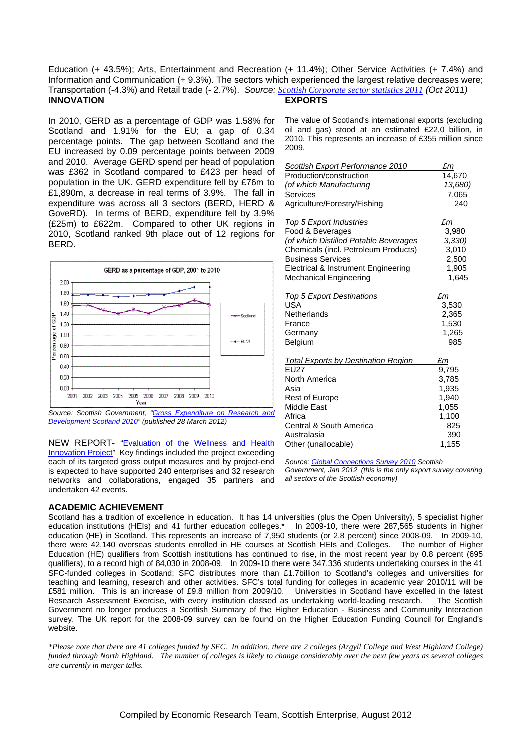Education (+ 43.5%); Arts, Entertainment and Recreation (+ 11.4%); Other Service Activities (+ 7.4%) and Information and Communication (+ 9.3%). The sectors which experienced the largest relative decreases were; Transportation (-4.3%) and Retail trade (- 2.7%). *Source: Scottish Corporate sector statistics 2011 (Oct 2011)*

## INNOVATION

In 2010, GERD as a percentage of GDP was 1.58% for Scotland and 1.91% for the EU; a gap of 0.34 percentage points. The gap between Scotland and the EU increased by 0.09 percentage points between 2009 and 2010. Average GERD spend per head of population was £362 in Scotland compared to £423 per head of population in the UK. GERD expenditure fell by £76m to £1,890m, a decrease in real terms of 3.9%. The fall in expenditure was across all 3 sectors (BERD, HERD & GoveRD). In terms of BERD, expenditure fell by 3.9% (£25m) to £622m. Compared to other UK regions in 2010, Scotland ranked 9th place out of 12 regions for BERD.

GERD as a percentage of GDP, 2001 to 2010

*Source: Scottish Government, "Gross Expenditure on Research and Development Scotland 2010" (published 28 March 2012)*

NEW REPORT- "Evaluation of the Wellness and Health Innovation Project" Key findings included the project exceeding each of its targeted gross output measures and by project-end is expected to have supported 240 enterprises and 32 research networks and collaborations, engaged 35 partners and undertaken 42 events.

## EXPORTS

The value of Scotland's international exports (excluding oil and gas) stood at an estimated £22.0 billion, in 2010. This represents an increase of £355 million since 2009.

| *Scottish Export Performance 2010* | *£m* |
|---|---|
| Production/construction | 14,670 |
| *(of which Manufacturing* | *13,680)* |
| Services | 7,065 |
| Agriculture/Forestry/Fishing | 240 |

| *Top 5 Export Industries* | *£m* |
|---|---|
| Food & Beverages | 3,980 |
| *(of which Distilled Potable Beverages* | *3,330)* |
| Chemicals (incl. Petroleum Products) | 3,010 |
| Business Services | 2,500 |
| Electrical & Instrument Engineering | 1,905 |
| Mechanical Engineering | 1,645 |

| *Top 5 Export Destinations* | *£m* |
|---|---|
| USA | 3,530 |
| Netherlands | 2,365 |
| France | 1,530 |
| Germany | 1,265 |
| Belgium | 985 |

| *Total Exports by Destination Region* | *£m* |
|---|---|
| EU27 | 9,795 |
| North America | 3,785 |
| Asia | 1,935 |
| Rest of Europe | 1,940 |
| Middle East | 1,055 |
| Africa | 1,100 |
| Central & South America | 825 |
| Australasia | 390 |
| Other (unallocable) | 1,155 |

*Source: Global Connections Survey 2010 Scottish Government, Jan 2012 (this is the only export survey covering all sectors of the Scottish economy)*

## ACADEMIC ACHIEVEMENT

Scotland has a tradition of excellence in education. It has 14 universities (plus the Open University), 5 specialist higher education institutions (HEIs) and 41 further education colleges.* In 2009-10, there were 287,565 students in higher education (HE) in Scotland. This represents an increase of 7,950 students (or 2.8 percent) since 2008-09. In 2009-10, there were 42,140 overseas students enrolled in HE courses at Scottish HEIs and Colleges. The number of Higher Education (HE) qualifiers from Scottish institutions has continued to rise, in the most recent year by 0.8 percent (695 qualifiers), to a record high of 84,030 in 2008-09. In 2009-10 there were 337,336 students undertaking courses in the 41 SFC-funded colleges in Scotland; SFC distributes more than £1.7billion to Scotland's colleges and universities for teaching and learning, research and other activities. SFC's total funding for colleges in academic year 2010/11 will be £581 million. This is an increase of £9.8 million from 2009/10. Universities in Scotland have excelled in the latest Research Assessment Exercise, with every institution classed as undertaking world-leading research. The Scottish Government no longer produces a Scottish Summary of the Higher Education - Business and Community Interaction survey. The UK report for the 2008-09 survey can be found on the Higher Education Funding Council for England's website.

*\*Please note that there are 41 colleges funded by SFC. In addition, there are 2 colleges (Argyll College and West Highland College) funded through North Highland. The number of colleges is likely to change considerably over the next few years as several colleges are currently in merger talks.*

Compiled by Economic Research Team, Scottish Enterprise, August 2012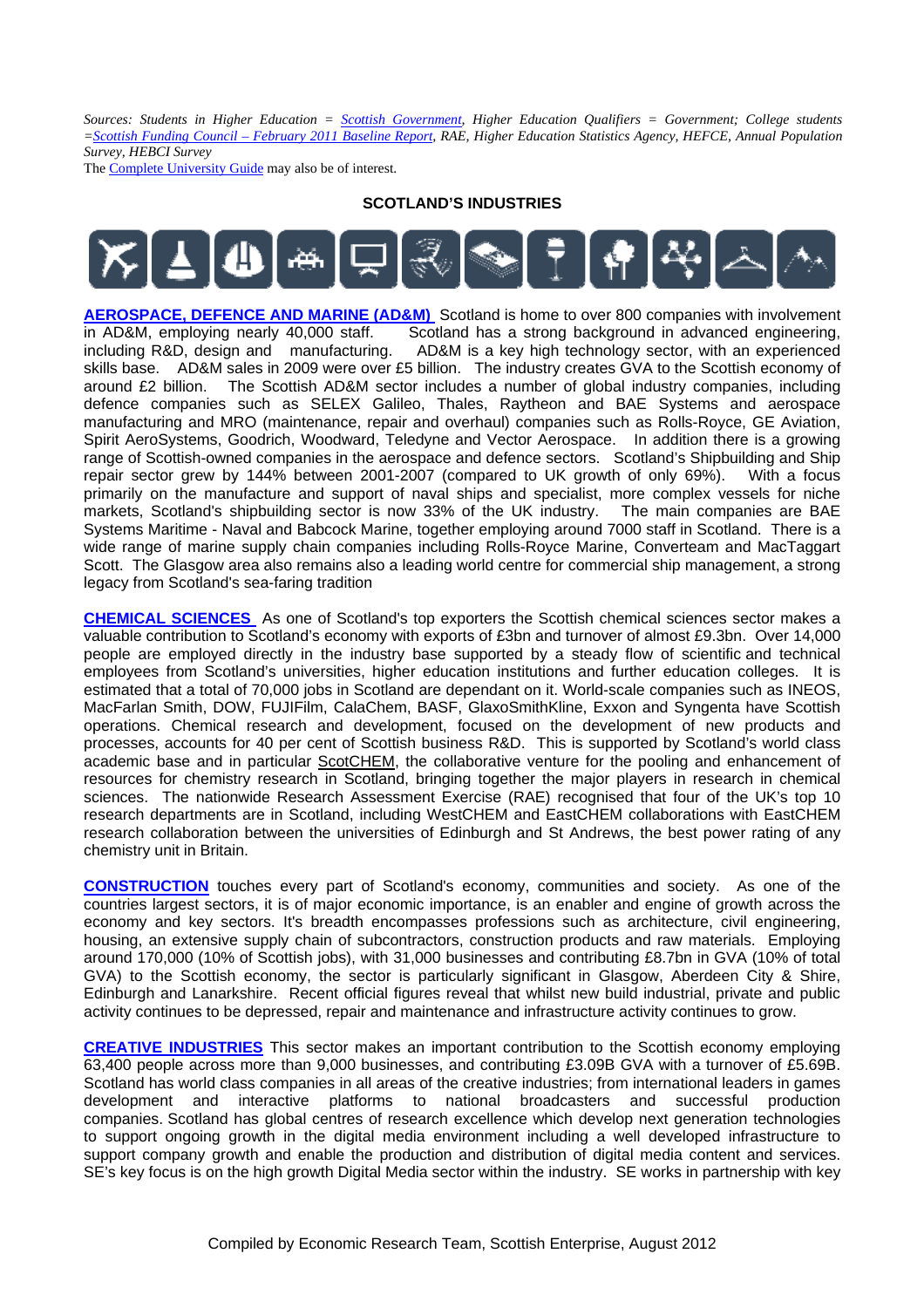*Sources: Students in Higher Education = Scottish Government, Higher Education Qualifiers = Government; College students =Scottish Funding Council – February 2011 Baseline Report, RAE, Higher Education Statistics Agency, HEFCE, Annual Population Survey, HEBCI Survey*

The Complete University Guide may also be of interest.

## SCOTLAND'S INDUSTRIES

**AEROSPACE, DEFENCE AND MARINE (AD&M)** Scotland is home to over 800 companies with involvement in AD&M, employing nearly 40,000 staff. Scotland has a strong background in advanced engineering, including R&D, design and manufacturing. AD&M is a key high technology sector, with an experienced skills base. AD&M sales in 2009 were over £5 billion. The industry creates GVA to the Scottish economy of around £2 billion. The Scottish AD&M sector includes a number of global industry companies, including defence companies such as SELEX Galileo, Thales, Raytheon and BAE Systems and aerospace manufacturing and MRO (maintenance, repair and overhaul) companies such as Rolls-Royce, GE Aviation, Spirit AeroSystems, Goodrich, Woodward, Teledyne and Vector Aerospace. In addition there is a growing range of Scottish-owned companies in the aerospace and defence sectors. Scotland's Shipbuilding and Ship repair sector grew by 144% between 2001-2007 (compared to UK growth of only 69%). With a focus primarily on the manufacture and support of naval ships and specialist, more complex vessels for niche markets, Scotland's shipbuilding sector is now 33% of the UK industry. The main companies are BAE Systems Maritime - Naval and Babcock Marine, together employing around 7000 staff in Scotland. There is a wide range of marine supply chain companies including Rolls-Royce Marine, Converteam and MacTaggart Scott. The Glasgow area also remains also a leading world centre for commercial ship management, a strong legacy from Scotland's sea-faring tradition

**CHEMICAL SCIENCES** As one of Scotland's top exporters the Scottish chemical sciences sector makes a valuable contribution to Scotland's economy with exports of £3bn and turnover of almost £9.3bn. Over 14,000 people are employed directly in the industry base supported by a steady flow of scientific and technical employees from Scotland's universities, higher education institutions and further education colleges. It is estimated that a total of 70,000 jobs in Scotland are dependant on it. World-scale companies such as INEOS, MacFarlan Smith, DOW, FUJIFilm, CalaChem, BASF, GlaxoSmithKline, Exxon and Syngenta have Scottish operations. Chemical research and development, focused on the development of new products and processes, accounts for 40 per cent of Scottish business R&D. This is supported by Scotland's world class academic base and in particular ScotCHEM, the collaborative venture for the pooling and enhancement of resources for chemistry research in Scotland, bringing together the major players in research in chemical sciences. The nationwide Research Assessment Exercise (RAE) recognised that four of the UK's top 10 research departments are in Scotland, including WestCHEM and EastCHEM collaborations with EastCHEM research collaboration between the universities of Edinburgh and St Andrews, the best power rating of any chemistry unit in Britain.

**CONSTRUCTION** touches every part of Scotland's economy, communities and society. As one of the countries largest sectors, it is of major economic importance, is an enabler and engine of growth across the economy and key sectors. It's breadth encompasses professions such as architecture, civil engineering, housing, an extensive supply chain of subcontractors, construction products and raw materials. Employing around 170,000 (10% of Scottish jobs), with 31,000 businesses and contributing £8.7bn in GVA (10% of total GVA) to the Scottish economy, the sector is particularly significant in Glasgow, Aberdeen City & Shire, Edinburgh and Lanarkshire. Recent official figures reveal that whilst new build industrial, private and public activity continues to be depressed, repair and maintenance and infrastructure activity continues to grow.

**CREATIVE INDUSTRIES** This sector makes an important contribution to the Scottish economy employing 63,400 people across more than 9,000 businesses, and contributing £3.09B GVA with a turnover of £5.69B. Scotland has world class companies in all areas of the creative industries; from international leaders in games development and interactive platforms to national broadcasters and successful production companies. Scotland has global centres of research excellence which develop next generation technologies to support ongoing growth in the digital media environment including a well developed infrastructure to support company growth and enable the production and distribution of digital media content and services. SE's key focus is on the high growth Digital Media sector within the industry. SE works in partnership with key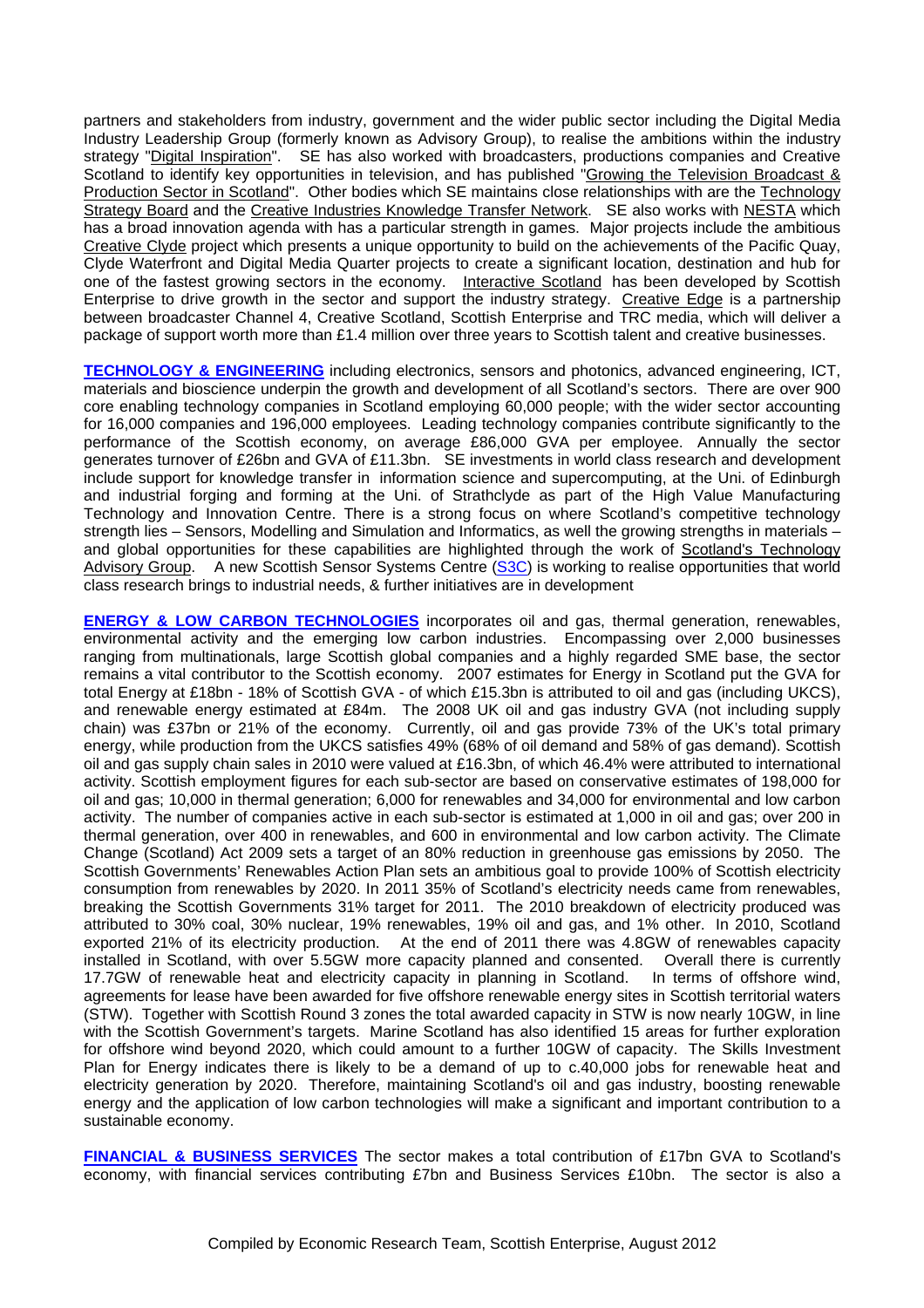partners and stakeholders from industry, government and the wider public sector including the Digital Media Industry Leadership Group (formerly known as Advisory Group), to realise the ambitions within the industry strategy "Digital Inspiration". SE has also worked with broadcasters, productions companies and Creative Scotland to identify key opportunities in television, and has published "Growing the Television Broadcast & Production Sector in Scotland". Other bodies which SE maintains close relationships with are the Technology Strategy Board and the Creative Industries Knowledge Transfer Network. SE also works with NESTA which has a broad innovation agenda with has a particular strength in games. Major projects include the ambitious Creative Clyde project which presents a unique opportunity to build on the achievements of the Pacific Quay, Clyde Waterfront and Digital Media Quarter projects to create a significant location, destination and hub for one of the fastest growing sectors in the economy. Interactive Scotland has been developed by Scottish Enterprise to drive growth in the sector and support the industry strategy. Creative Edge is a partnership between broadcaster Channel 4, Creative Scotland, Scottish Enterprise and TRC media, which will deliver a package of support worth more than £1.4 million over three years to Scottish talent and creative businesses.

**TECHNOLOGY & ENGINEERING** including electronics, sensors and photonics, advanced engineering, ICT, materials and bioscience underpin the growth and development of all Scotland's sectors. There are over 900 core enabling technology companies in Scotland employing 60,000 people; with the wider sector accounting for 16,000 companies and 196,000 employees. Leading technology companies contribute significantly to the performance of the Scottish economy, on average £86,000 GVA per employee. Annually the sector generates turnover of £26bn and GVA of £11.3bn. SE investments in world class research and development include support for knowledge transfer in information science and supercomputing, at the Uni. of Edinburgh and industrial forging and forming at the Uni. of Strathclyde as part of the High Value Manufacturing Technology and Innovation Centre. There is a strong focus on where Scotland's competitive technology strength lies – Sensors, Modelling and Simulation and Informatics, as well the growing strengths in materials – and global opportunities for these capabilities are highlighted through the work of Scotland's Technology Advisory Group. A new Scottish Sensor Systems Centre (S3C) is working to realise opportunities that world class research brings to industrial needs, & further initiatives are in development

**ENERGY & LOW CARBON TECHNOLOGIES** incorporates oil and gas, thermal generation, renewables, environmental activity and the emerging low carbon industries. Encompassing over 2,000 businesses ranging from multinationals, large Scottish global companies and a highly regarded SME base, the sector remains a vital contributor to the Scottish economy. 2007 estimates for Energy in Scotland put the GVA for total Energy at £18bn - 18% of Scottish GVA - of which £15.3bn is attributed to oil and gas (including UKCS), and renewable energy estimated at £84m. The 2008 UK oil and gas industry GVA (not including supply chain) was £37bn or 21% of the economy. Currently, oil and gas provide 73% of the UK's total primary energy, while production from the UKCS satisfies 49% (68% of oil demand and 58% of gas demand). Scottish oil and gas supply chain sales in 2010 were valued at £16.3bn, of which 46.4% were attributed to international activity. Scottish employment figures for each sub-sector are based on conservative estimates of 198,000 for oil and gas; 10,000 in thermal generation; 6,000 for renewables and 34,000 for environmental and low carbon activity. The number of companies active in each sub-sector is estimated at 1,000 in oil and gas; over 200 in thermal generation, over 400 in renewables, and 600 in environmental and low carbon activity. The Climate Change (Scotland) Act 2009 sets a target of an 80% reduction in greenhouse gas emissions by 2050. The Scottish Governments' Renewables Action Plan sets an ambitious goal to provide 100% of Scottish electricity consumption from renewables by 2020. In 2011 35% of Scotland's electricity needs came from renewables, breaking the Scottish Governments 31% target for 2011. The 2010 breakdown of electricity produced was attributed to 30% coal, 30% nuclear, 19% renewables, 19% oil and gas, and 1% other. In 2010, Scotland exported 21% of its electricity production. At the end of 2011 there was 4.8GW of renewables capacity installed in Scotland, with over 5.5GW more capacity planned and consented. Overall there is currently 17.7GW of renewable heat and electricity capacity in planning in Scotland. In terms of offshore wind, agreements for lease have been awarded for five offshore renewable energy sites in Scottish territorial waters (STW). Together with Scottish Round 3 zones the total awarded capacity in STW is now nearly 10GW, in line with the Scottish Government's targets. Marine Scotland has also identified 15 areas for further exploration for offshore wind beyond 2020, which could amount to a further 10GW of capacity. The Skills Investment Plan for Energy indicates there is likely to be a demand of up to c.40,000 jobs for renewable heat and electricity generation by 2020. Therefore, maintaining Scotland's oil and gas industry, boosting renewable energy and the application of low carbon technologies will make a significant and important contribution to a sustainable economy.

**FINANCIAL & BUSINESS SERVICES** The sector makes a total contribution of £17bn GVA to Scotland's economy, with financial services contributing £7bn and Business Services £10bn. The sector is also a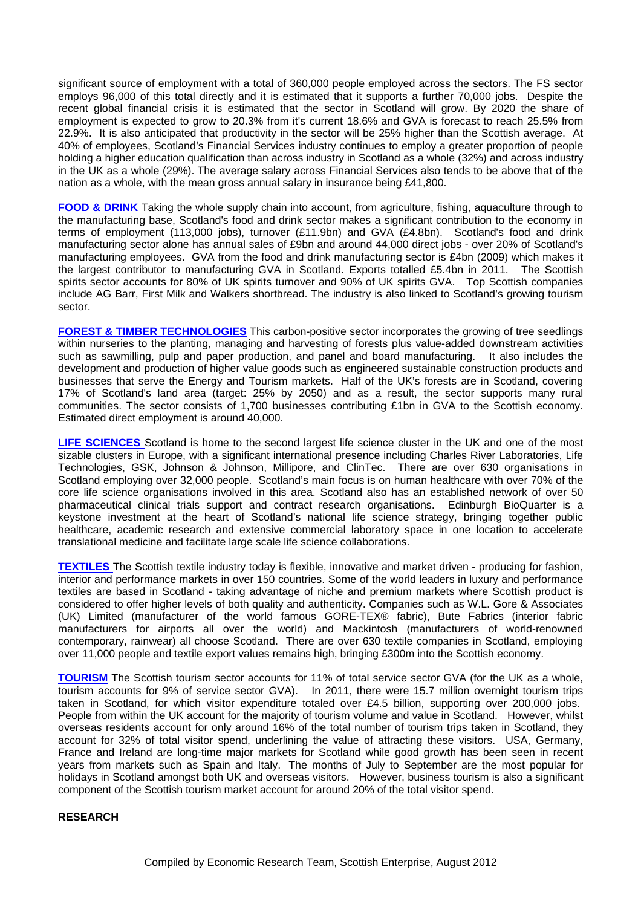significant source of employment with a total of 360,000 people employed across the sectors. The FS sector employs 96,000 of this total directly and it is estimated that it supports a further 70,000 jobs. Despite the recent global financial crisis it is estimated that the sector in Scotland will grow. By 2020 the share of employment is expected to grow to 20.3% from it's current 18.6% and GVA is forecast to reach 25.5% from 22.9%. It is also anticipated that productivity in the sector will be 25% higher than the Scottish average. At 40% of employees, Scotland's Financial Services industry continues to employ a greater proportion of people holding a higher education qualification than across industry in Scotland as a whole (32%) and across industry in the UK as a whole (29%). The average salary across Financial Services also tends to be above that of the nation as a whole, with the mean gross annual salary in insurance being £41,800.

**FOOD & DRINK** Taking the whole supply chain into account, from agriculture, fishing, aquaculture through to the manufacturing base, Scotland's food and drink sector makes a significant contribution to the economy in terms of employment (113,000 jobs), turnover (£11.9bn) and GVA (£4.8bn). Scotland's food and drink manufacturing sector alone has annual sales of £9bn and around 44,000 direct jobs - over 20% of Scotland's manufacturing employees. GVA from the food and drink manufacturing sector is £4bn (2009) which makes it the largest contributor to manufacturing GVA in Scotland. Exports totalled £5.4bn in 2011. The Scottish spirits sector accounts for 80% of UK spirits turnover and 90% of UK spirits GVA. Top Scottish companies include AG Barr, First Milk and Walkers shortbread. The industry is also linked to Scotland's growing tourism sector.

**FOREST & TIMBER TECHNOLOGIES** This carbon-positive sector incorporates the growing of tree seedlings within nurseries to the planting, managing and harvesting of forests plus value-added downstream activities such as sawmilling, pulp and paper production, and panel and board manufacturing. It also includes the development and production of higher value goods such as engineered sustainable construction products and businesses that serve the Energy and Tourism markets. Half of the UK's forests are in Scotland, covering 17% of Scotland's land area (target: 25% by 2050) and as a result, the sector supports many rural communities. The sector consists of 1,700 businesses contributing £1bn in GVA to the Scottish economy. Estimated direct employment is around 40,000.

**LIFE SCIENCES** Scotland is home to the second largest life science cluster in the UK and one of the most sizable clusters in Europe, with a significant international presence including Charles River Laboratories, Life Technologies, GSK, Johnson & Johnson, Millipore, and ClinTec. There are over 630 organisations in Scotland employing over 32,000 people. Scotland's main focus is on human healthcare with over 70% of the core life science organisations involved in this area. Scotland also has an established network of over 50 pharmaceutical clinical trials support and contract research organisations. Edinburgh BioQuarter is a keystone investment at the heart of Scotland's national life science strategy, bringing together public healthcare, academic research and extensive commercial laboratory space in one location to accelerate translational medicine and facilitate large scale life science collaborations.

**TEXTILES** The Scottish textile industry today is flexible, innovative and market driven - producing for fashion, interior and performance markets in over 150 countries. Some of the world leaders in luxury and performance textiles are based in Scotland - taking advantage of niche and premium markets where Scottish product is considered to offer higher levels of both quality and authenticity. Companies such as W.L. Gore & Associates (UK) Limited (manufacturer of the world famous GORE-TEX® fabric), Bute Fabrics (interior fabric manufacturers for airports all over the world) and Mackintosh (manufacturers of world-renowned contemporary, rainwear) all choose Scotland. There are over 630 textile companies in Scotland, employing over 11,000 people and textile export values remains high, bringing £300m into the Scottish economy.

**TOURISM** The Scottish tourism sector accounts for 11% of total service sector GVA (for the UK as a whole, tourism accounts for 9% of service sector GVA). In 2011, there were 15.7 million overnight tourism trips taken in Scotland, for which visitor expenditure totaled over £4.5 billion, supporting over 200,000 jobs. People from within the UK account for the majority of tourism volume and value in Scotland. However, whilst overseas residents account for only around 16% of the total number of tourism trips taken in Scotland, they account for 32% of total visitor spend, underlining the value of attracting these visitors. USA, Germany, France and Ireland are long-time major markets for Scotland while good growth has been seen in recent years from markets such as Spain and Italy. The months of July to September are the most popular for holidays in Scotland amongst both UK and overseas visitors. However, business tourism is also a significant component of the Scottish tourism market account for around 20% of the total visitor spend.

**RESEARCH**

Compiled by Economic Research Team, Scottish Enterprise, August 2012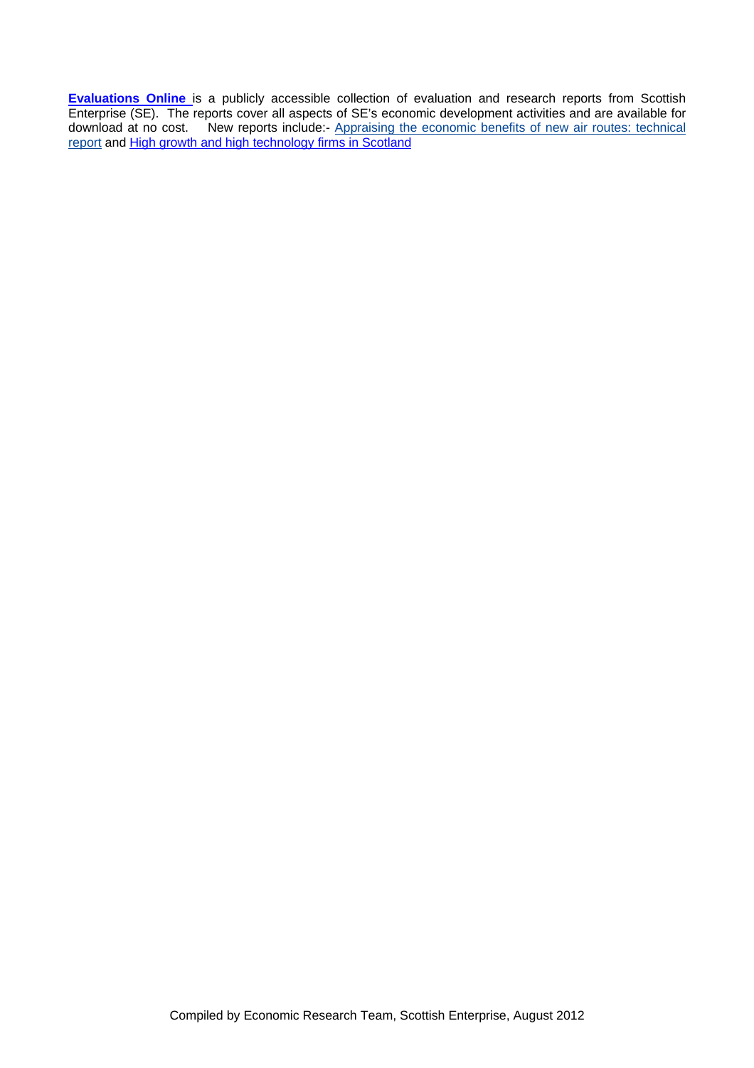**Evaluations Online** is a publicly accessible collection of evaluation and research reports from Scottish Enterprise (SE). The reports cover all aspects of SE's economic development activities and are available for download at no cost. New reports include:- Appraising the economic benefits of new air routes: technical report and High growth and high technology firms in Scotland

Compiled by Economic Research Team, Scottish Enterprise, August 2012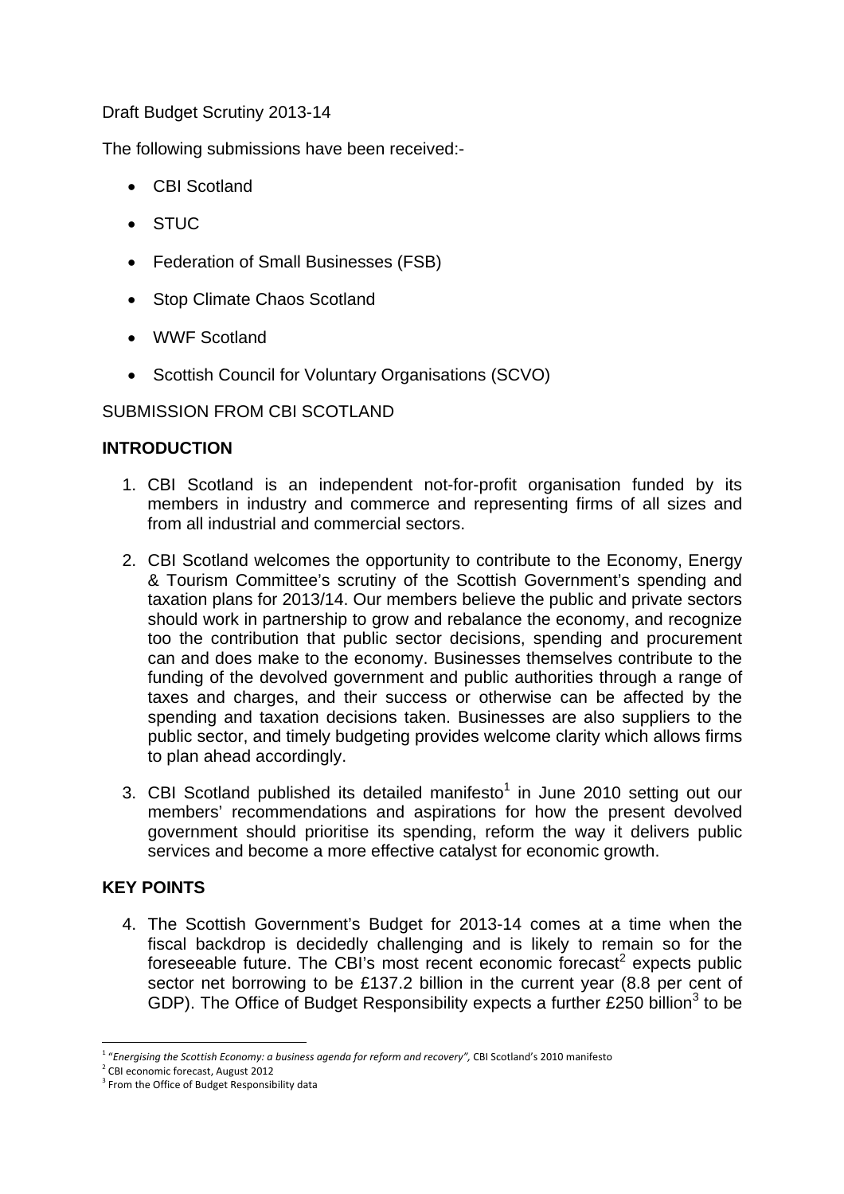Draft Budget Scrutiny 2013-14

The following submissions have been received:-

- CBI Scotland
- STUC
- Federation of Small Businesses (FSB)
- Stop Climate Chaos Scotland
- WWF Scotland
- Scottish Council for Voluntary Organisations (SCVO)

SUBMISSION FROM CBI SCOTLAND

## INTRODUCTION

1. CBI Scotland is an independent not-for-profit organisation funded by its members in industry and commerce and representing firms of all sizes and from all industrial and commercial sectors.

2. CBI Scotland welcomes the opportunity to contribute to the Economy, Energy & Tourism Committee's scrutiny of the Scottish Government's spending and taxation plans for 2013/14. Our members believe the public and private sectors should work in partnership to grow and rebalance the economy, and recognize too the contribution that public sector decisions, spending and procurement can and does make to the economy. Businesses themselves contribute to the funding of the devolved government and public authorities through a range of taxes and charges, and their success or otherwise can be affected by the spending and taxation decisions taken. Businesses are also suppliers to the public sector, and timely budgeting provides welcome clarity which allows firms to plan ahead accordingly.

3. CBI Scotland published its detailed manifesto[1] in June 2010 setting out our members' recommendations and aspirations for how the present devolved government should prioritise its spending, reform the way it delivers public services and become a more effective catalyst for economic growth.

## KEY POINTS

4. The Scottish Government's Budget for 2013-14 comes at a time when the fiscal backdrop is decidedly challenging and is likely to remain so for the foreseeable future. The CBI's most recent economic forecast[2] expects public sector net borrowing to be £137.2 billion in the current year (8.8 per cent of GDP). The Office of Budget Responsibility expects a further £250 billion[3] to be

---

[1] "*Energising the Scottish Economy: a business agenda for reform and recovery",* CBI Scotland's 2010 manifesto

[2] CBI economic forecast, August 2012

[3] From the Office of Budget Responsibility data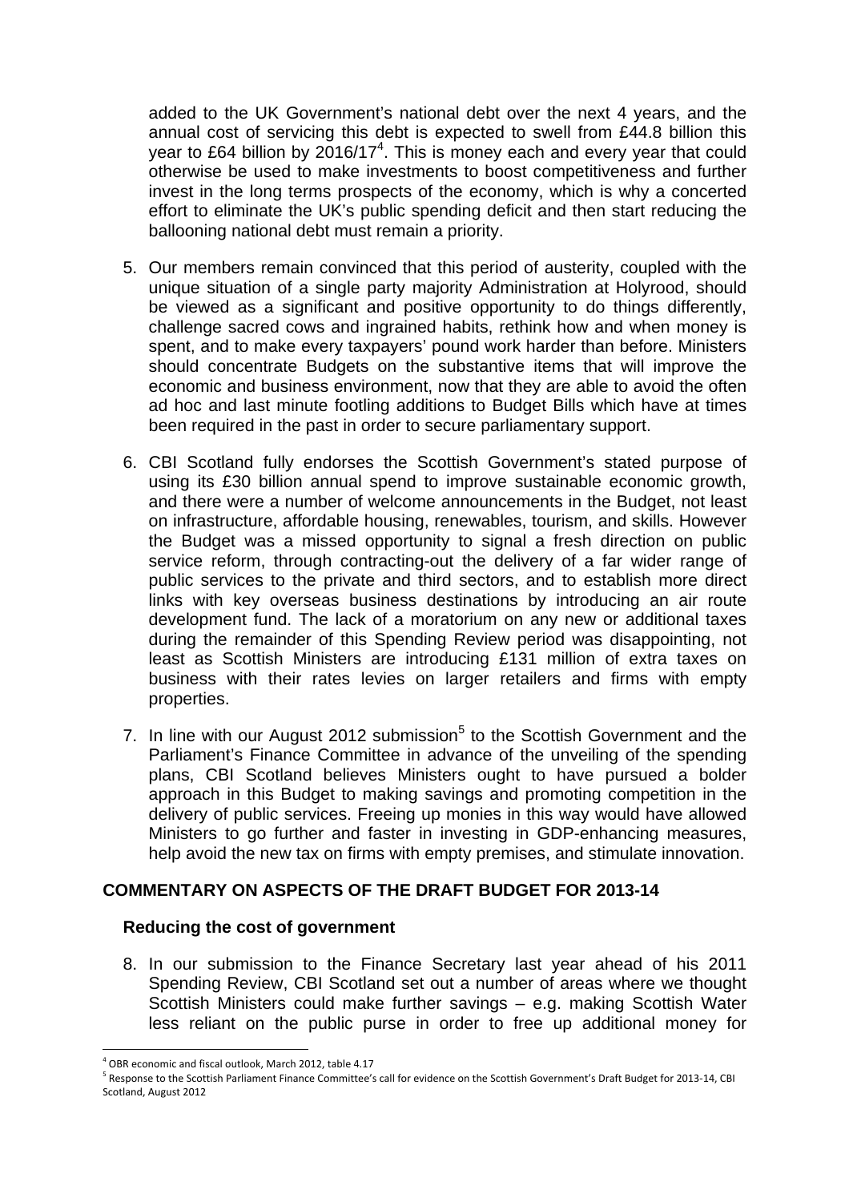added to the UK Government's national debt over the next 4 years, and the annual cost of servicing this debt is expected to swell from £44.8 billion this year to £64 billion by 2016/17[4]. This is money each and every year that could otherwise be used to make investments to boost competitiveness and further invest in the long terms prospects of the economy, which is why a concerted effort to eliminate the UK's public spending deficit and then start reducing the ballooning national debt must remain a priority.

5. Our members remain convinced that this period of austerity, coupled with the unique situation of a single party majority Administration at Holyrood, should be viewed as a significant and positive opportunity to do things differently, challenge sacred cows and ingrained habits, rethink how and when money is spent, and to make every taxpayers' pound work harder than before. Ministers should concentrate Budgets on the substantive items that will improve the economic and business environment, now that they are able to avoid the often ad hoc and last minute footling additions to Budget Bills which have at times been required in the past in order to secure parliamentary support.

6. CBI Scotland fully endorses the Scottish Government's stated purpose of using its £30 billion annual spend to improve sustainable economic growth, and there were a number of welcome announcements in the Budget, not least on infrastructure, affordable housing, renewables, tourism, and skills. However the Budget was a missed opportunity to signal a fresh direction on public service reform, through contracting-out the delivery of a far wider range of public services to the private and third sectors, and to establish more direct links with key overseas business destinations by introducing an air route development fund. The lack of a moratorium on any new or additional taxes during the remainder of this Spending Review period was disappointing, not least as Scottish Ministers are introducing £131 million of extra taxes on business with their rates levies on larger retailers and firms with empty properties.

7. In line with our August 2012 submission[5] to the Scottish Government and the Parliament's Finance Committee in advance of the unveiling of the spending plans, CBI Scotland believes Ministers ought to have pursued a bolder approach in this Budget to making savings and promoting competition in the delivery of public services. Freeing up monies in this way would have allowed Ministers to go further and faster in investing in GDP-enhancing measures, help avoid the new tax on firms with empty premises, and stimulate innovation.

## COMMENTARY ON ASPECTS OF THE DRAFT BUDGET FOR 2013-14

### Reducing the cost of government

8. In our submission to the Finance Secretary last year ahead of his 2011 Spending Review, CBI Scotland set out a number of areas where we thought Scottish Ministers could make further savings – e.g. making Scottish Water less reliant on the public purse in order to free up additional money for

[4] OBR economic and fiscal outlook, March 2012, table 4.17

[5] Response to the Scottish Parliament Finance Committee's call for evidence on the Scottish Government's Draft Budget for 2013-14, CBI Scotland, August 2012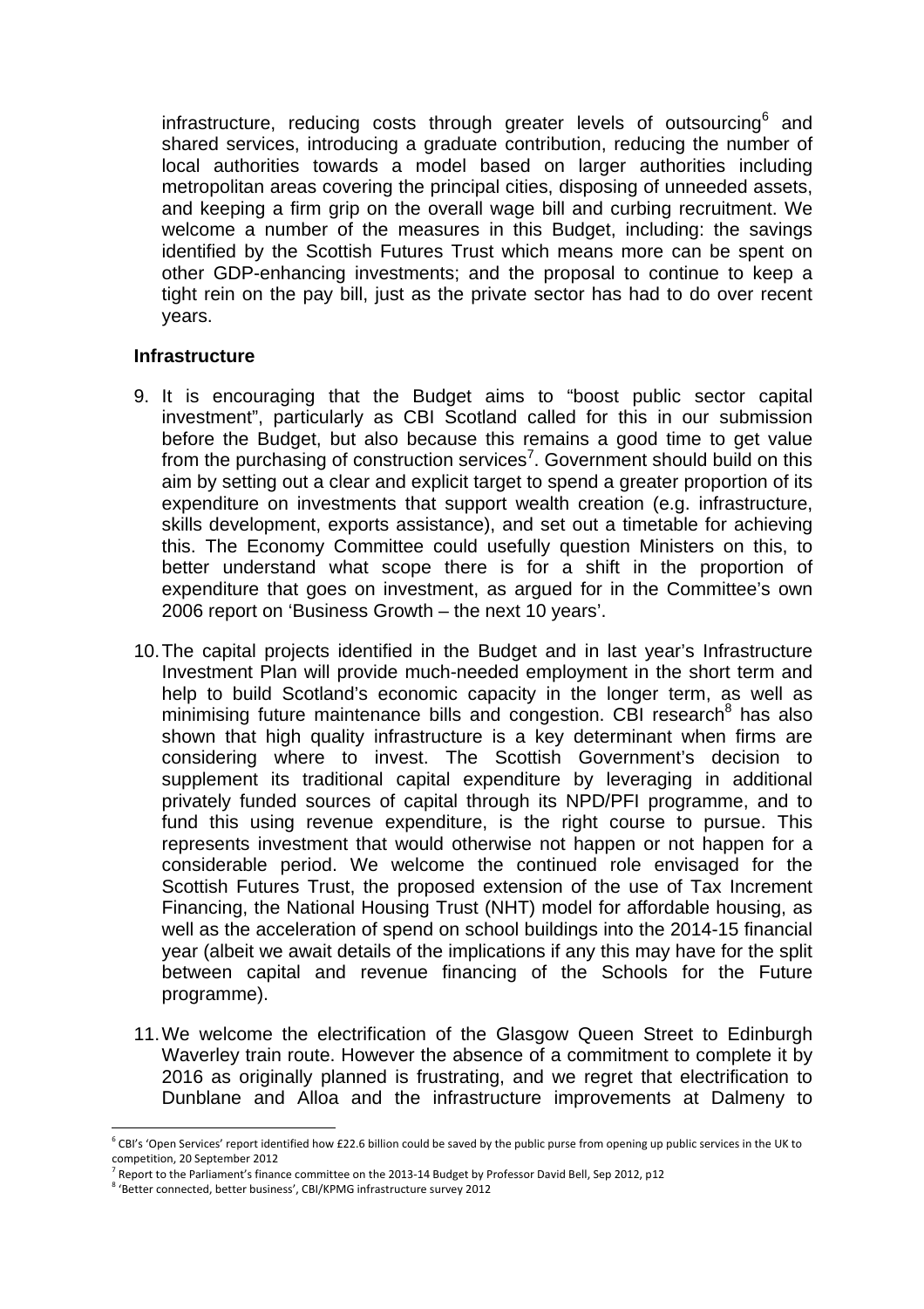infrastructure, reducing costs through greater levels of outsourcing[6] and shared services, introducing a graduate contribution, reducing the number of local authorities towards a model based on larger authorities including metropolitan areas covering the principal cities, disposing of unneeded assets, and keeping a firm grip on the overall wage bill and curbing recruitment. We welcome a number of the measures in this Budget, including: the savings identified by the Scottish Futures Trust which means more can be spent on other GDP-enhancing investments; and the proposal to continue to keep a tight rein on the pay bill, just as the private sector has had to do over recent years.

**Infrastructure**

9. It is encouraging that the Budget aims to "boost public sector capital investment", particularly as CBI Scotland called for this in our submission before the Budget, but also because this remains a good time to get value from the purchasing of construction services[7]. Government should build on this aim by setting out a clear and explicit target to spend a greater proportion of its expenditure on investments that support wealth creation (e.g. infrastructure, skills development, exports assistance), and set out a timetable for achieving this. The Economy Committee could usefully question Ministers on this, to better understand what scope there is for a shift in the proportion of expenditure that goes on investment, as argued for in the Committee's own 2006 report on 'Business Growth – the next 10 years'.

10. The capital projects identified in the Budget and in last year's Infrastructure Investment Plan will provide much-needed employment in the short term and help to build Scotland's economic capacity in the longer term, as well as minimising future maintenance bills and congestion. CBI research[8] has also shown that high quality infrastructure is a key determinant when firms are considering where to invest. The Scottish Government's decision to supplement its traditional capital expenditure by leveraging in additional privately funded sources of capital through its NPD/PFI programme, and to fund this using revenue expenditure, is the right course to pursue. This represents investment that would otherwise not happen or not happen for a considerable period. We welcome the continued role envisaged for the Scottish Futures Trust, the proposed extension of the use of Tax Increment Financing, the National Housing Trust (NHT) model for affordable housing, as well as the acceleration of spend on school buildings into the 2014-15 financial year (albeit we await details of the implications if any this may have for the split between capital and revenue financing of the Schools for the Future programme).

11. We welcome the electrification of the Glasgow Queen Street to Edinburgh Waverley train route. However the absence of a commitment to complete it by 2016 as originally planned is frustrating, and we regret that electrification to Dunblane and Alloa and the infrastructure improvements at Dalmeny to

---

[6] CBI's 'Open Services' report identified how £22.6 billion could be saved by the public purse from opening up public services in the UK to competition, 20 September 2012

[7] Report to the Parliament's finance committee on the 2013-14 Budget by Professor David Bell, Sep 2012, p12

[8] 'Better connected, better business', CBI/KPMG infrastructure survey 2012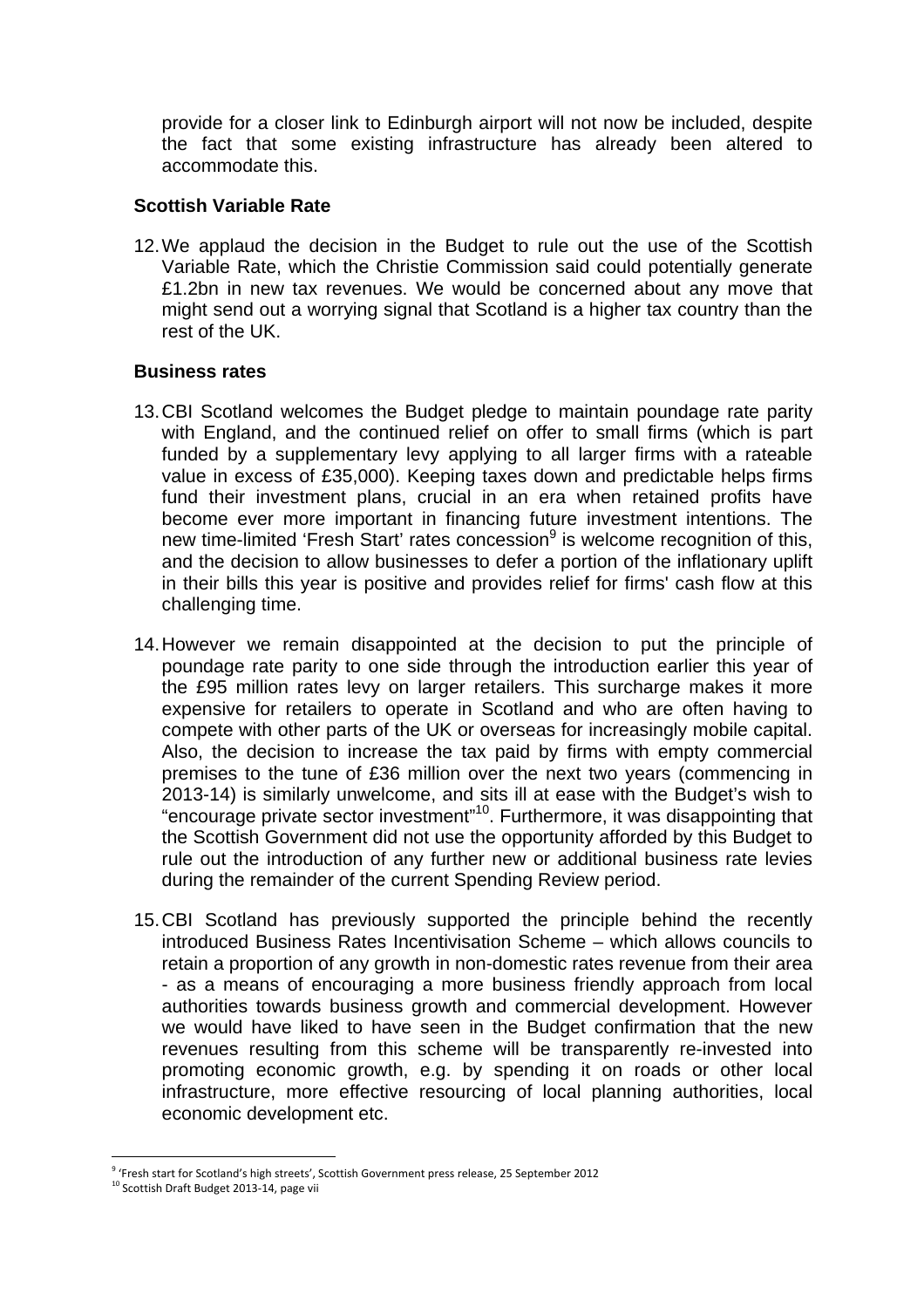provide for a closer link to Edinburgh airport will not now be included, despite the fact that some existing infrastructure has already been altered to accommodate this.

### Scottish Variable Rate

12. We applaud the decision in the Budget to rule out the use of the Scottish Variable Rate, which the Christie Commission said could potentially generate £1.2bn in new tax revenues. We would be concerned about any move that might send out a worrying signal that Scotland is a higher tax country than the rest of the UK.

### Business rates

13. CBI Scotland welcomes the Budget pledge to maintain poundage rate parity with England, and the continued relief on offer to small firms (which is part funded by a supplementary levy applying to all larger firms with a rateable value in excess of £35,000). Keeping taxes down and predictable helps firms fund their investment plans, crucial in an era when retained profits have become ever more important in financing future investment intentions. The new time-limited 'Fresh Start' rates concession[9] is welcome recognition of this, and the decision to allow businesses to defer a portion of the inflationary uplift in their bills this year is positive and provides relief for firms' cash flow at this challenging time.

14. However we remain disappointed at the decision to put the principle of poundage rate parity to one side through the introduction earlier this year of the £95 million rates levy on larger retailers. This surcharge makes it more expensive for retailers to operate in Scotland and who are often having to compete with other parts of the UK or overseas for increasingly mobile capital. Also, the decision to increase the tax paid by firms with empty commercial premises to the tune of £36 million over the next two years (commencing in 2013-14) is similarly unwelcome, and sits ill at ease with the Budget's wish to "encourage private sector investment"[10]. Furthermore, it was disappointing that the Scottish Government did not use the opportunity afforded by this Budget to rule out the introduction of any further new or additional business rate levies during the remainder of the current Spending Review period.

15. CBI Scotland has previously supported the principle behind the recently introduced Business Rates Incentivisation Scheme – which allows councils to retain a proportion of any growth in non-domestic rates revenue from their area - as a means of encouraging a more business friendly approach from local authorities towards business growth and commercial development. However we would have liked to have seen in the Budget confirmation that the new revenues resulting from this scheme will be transparently re-invested into promoting economic growth, e.g. by spending it on roads or other local infrastructure, more effective resourcing of local planning authorities, local economic development etc.

---

[9] 'Fresh start for Scotland's high streets', Scottish Government press release, 25 September 2012

[10] Scottish Draft Budget 2013-14, page vii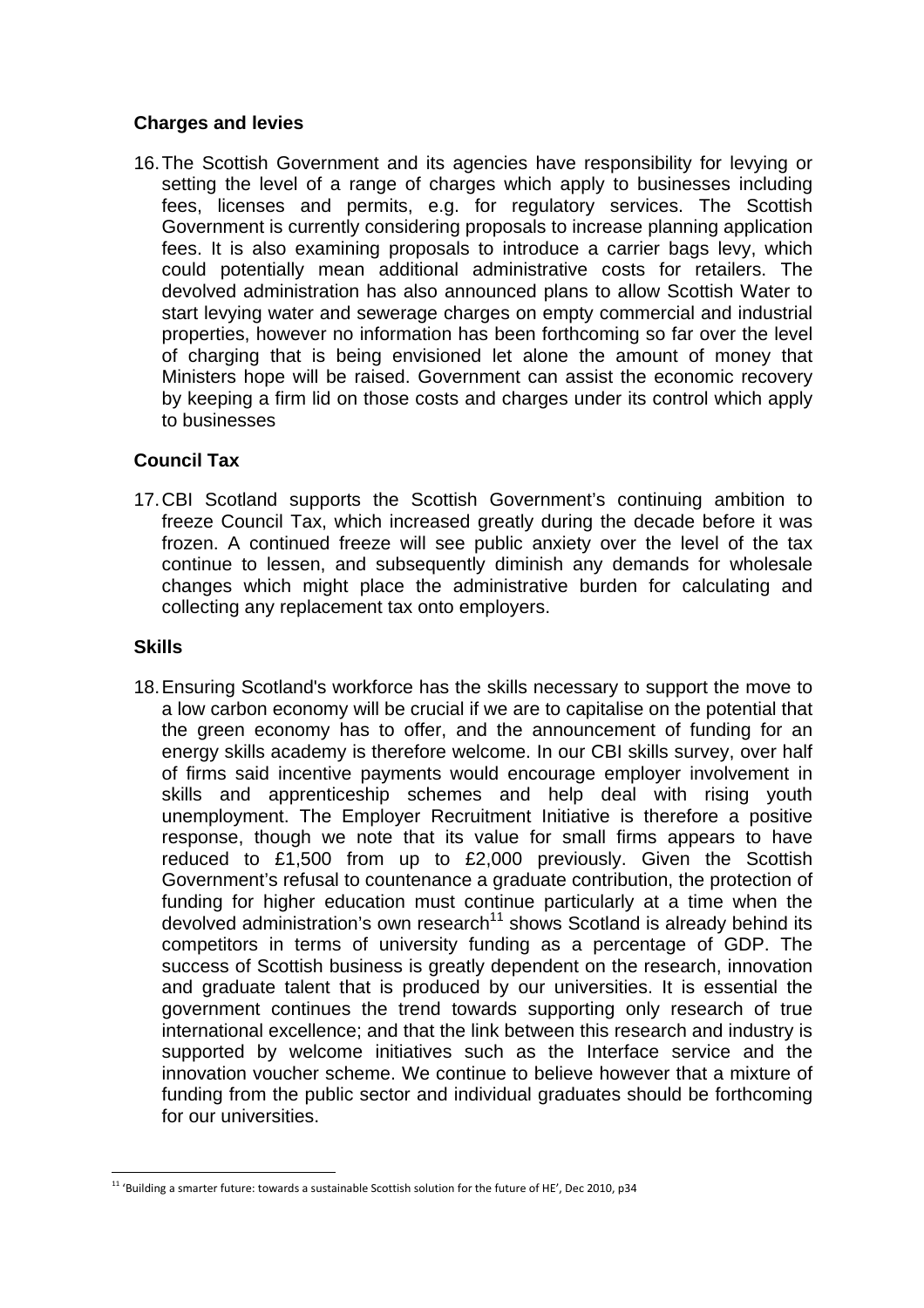## Charges and levies

16. The Scottish Government and its agencies have responsibility for levying or setting the level of a range of charges which apply to businesses including fees, licenses and permits, e.g. for regulatory services. The Scottish Government is currently considering proposals to increase planning application fees. It is also examining proposals to introduce a carrier bags levy, which could potentially mean additional administrative costs for retailers. The devolved administration has also announced plans to allow Scottish Water to start levying water and sewerage charges on empty commercial and industrial properties, however no information has been forthcoming so far over the level of charging that is being envisioned let alone the amount of money that Ministers hope will be raised. Government can assist the economic recovery by keeping a firm lid on those costs and charges under its control which apply to businesses

## Council Tax

17. CBI Scotland supports the Scottish Government's continuing ambition to freeze Council Tax, which increased greatly during the decade before it was frozen. A continued freeze will see public anxiety over the level of the tax continue to lessen, and subsequently diminish any demands for wholesale changes which might place the administrative burden for calculating and collecting any replacement tax onto employers.

## Skills

18. Ensuring Scotland's workforce has the skills necessary to support the move to a low carbon economy will be crucial if we are to capitalise on the potential that the green economy has to offer, and the announcement of funding for an energy skills academy is therefore welcome. In our CBI skills survey, over half of firms said incentive payments would encourage employer involvement in skills and apprenticeship schemes and help deal with rising youth unemployment. The Employer Recruitment Initiative is therefore a positive response, though we note that its value for small firms appears to have reduced to £1,500 from up to £2,000 previously. Given the Scottish Government's refusal to countenance a graduate contribution, the protection of funding for higher education must continue particularly at a time when the devolved administration's own research[11] shows Scotland is already behind its competitors in terms of university funding as a percentage of GDP. The success of Scottish business is greatly dependent on the research, innovation and graduate talent that is produced by our universities. It is essential the government continues the trend towards supporting only research of true international excellence; and that the link between this research and industry is supported by welcome initiatives such as the Interface service and the innovation voucher scheme. We continue to believe however that a mixture of funding from the public sector and individual graduates should be forthcoming for our universities.

[11] 'Building a smarter future: towards a sustainable Scottish solution for the future of HE', Dec 2010, p34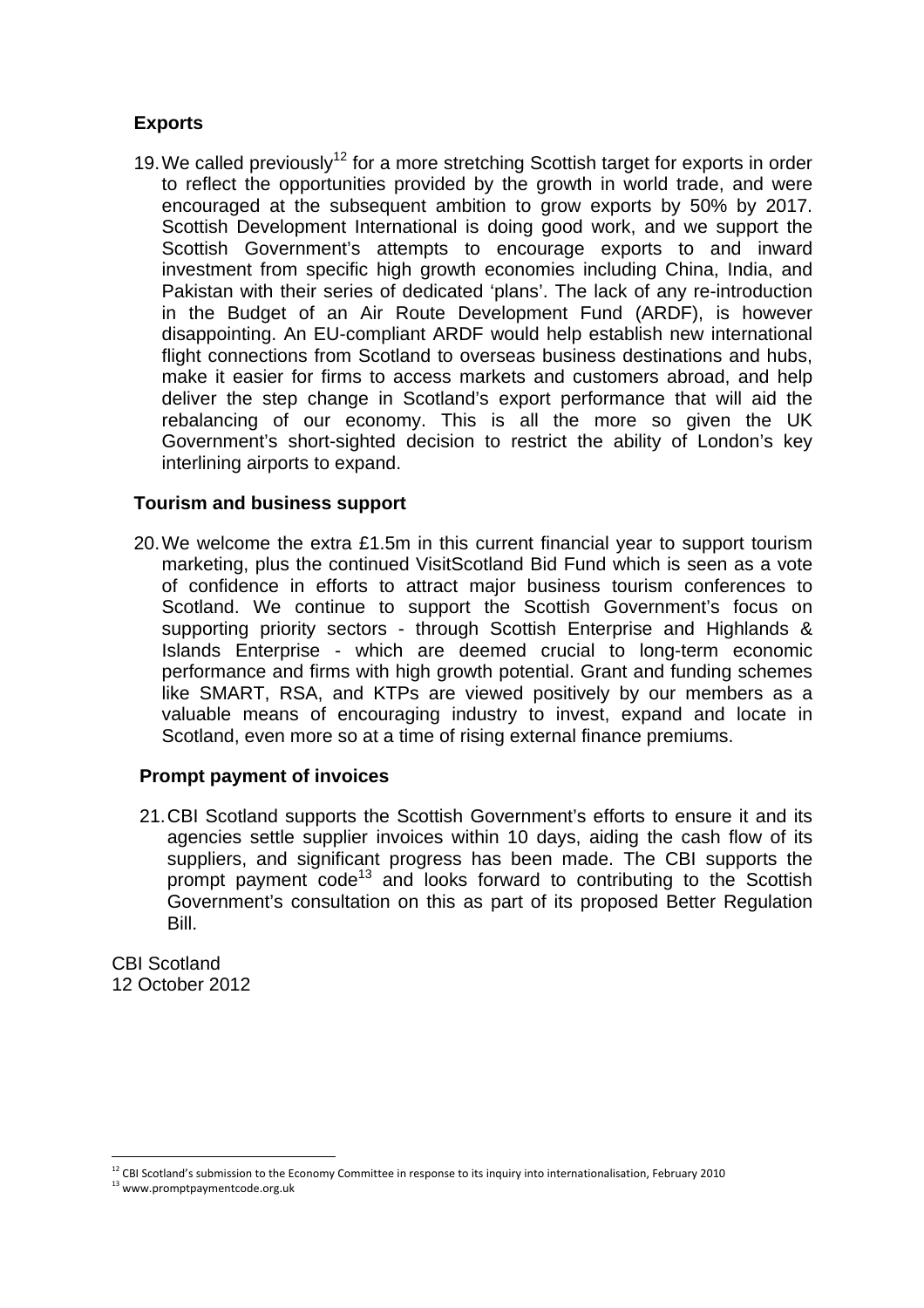## Exports

19. We called previously[12] for a more stretching Scottish target for exports in order to reflect the opportunities provided by the growth in world trade, and were encouraged at the subsequent ambition to grow exports by 50% by 2017. Scottish Development International is doing good work, and we support the Scottish Government's attempts to encourage exports to and inward investment from specific high growth economies including China, India, and Pakistan with their series of dedicated 'plans'. The lack of any re-introduction in the Budget of an Air Route Development Fund (ARDF), is however disappointing. An EU-compliant ARDF would help establish new international flight connections from Scotland to overseas business destinations and hubs, make it easier for firms to access markets and customers abroad, and help deliver the step change in Scotland's export performance that will aid the rebalancing of our economy. This is all the more so given the UK Government's short-sighted decision to restrict the ability of London's key interlining airports to expand.

## Tourism and business support

20. We welcome the extra £1.5m in this current financial year to support tourism marketing, plus the continued VisitScotland Bid Fund which is seen as a vote of confidence in efforts to attract major business tourism conferences to Scotland. We continue to support the Scottish Government's focus on supporting priority sectors - through Scottish Enterprise and Highlands & Islands Enterprise - which are deemed crucial to long-term economic performance and firms with high growth potential. Grant and funding schemes like SMART, RSA, and KTPs are viewed positively by our members as a valuable means of encouraging industry to invest, expand and locate in Scotland, even more so at a time of rising external finance premiums.

## Prompt payment of invoices

21. CBI Scotland supports the Scottish Government's efforts to ensure it and its agencies settle supplier invoices within 10 days, aiding the cash flow of its suppliers, and significant progress has been made. The CBI supports the prompt payment code[13] and looks forward to contributing to the Scottish Government's consultation on this as part of its proposed Better Regulation Bill.

CBI Scotland
12 October 2012

---

[12] CBI Scotland's submission to the Economy Committee in response to its inquiry into internationalisation, February 2010

[13] www.promptpaymentcode.org.uk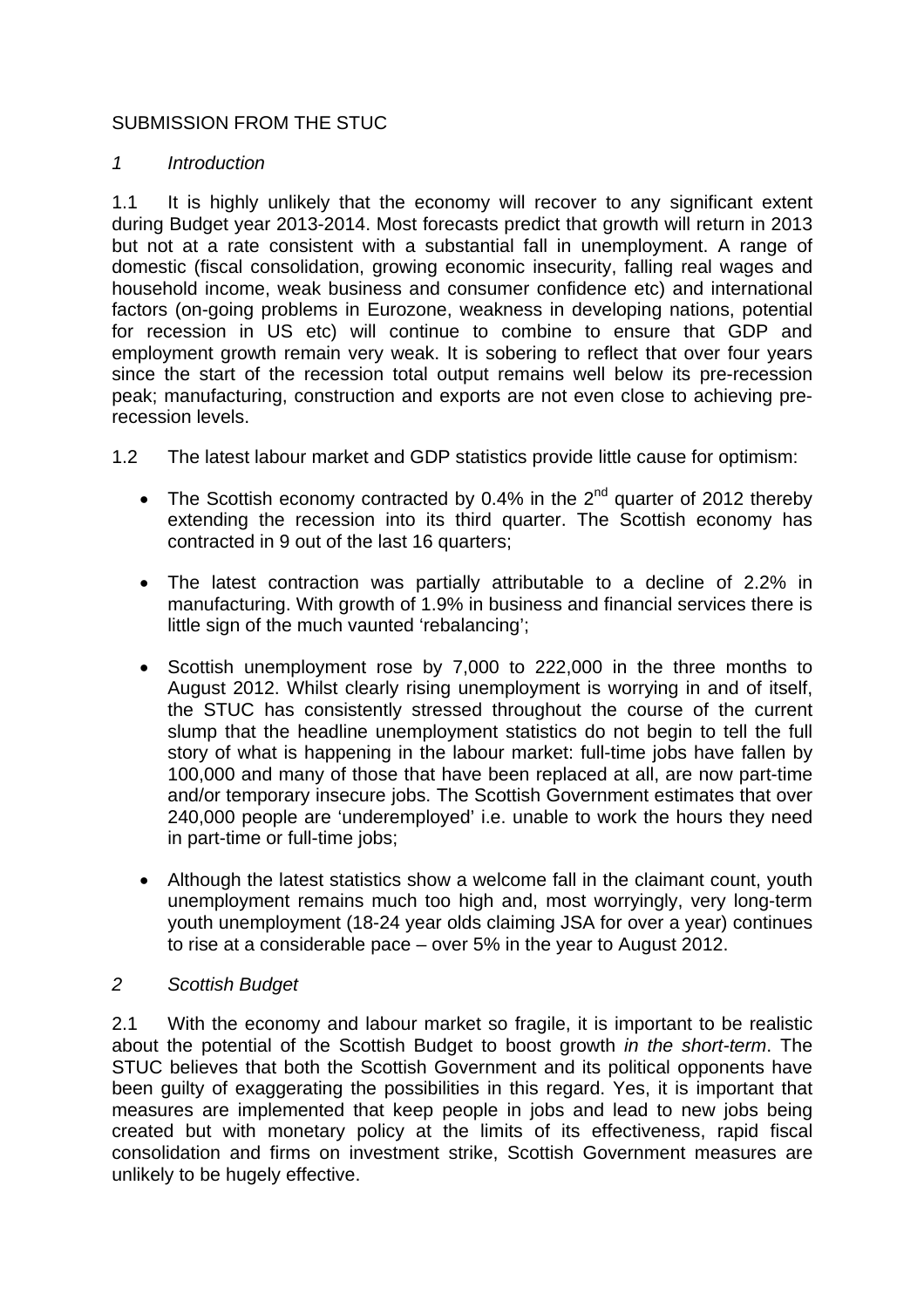SUBMISSION FROM THE STUC

*1 Introduction*

1.1 It is highly unlikely that the economy will recover to any significant extent during Budget year 2013-2014. Most forecasts predict that growth will return in 2013 but not at a rate consistent with a substantial fall in unemployment. A range of domestic (fiscal consolidation, growing economic insecurity, falling real wages and household income, weak business and consumer confidence etc) and international factors (on-going problems in Eurozone, weakness in developing nations, potential for recession in US etc) will continue to combine to ensure that GDP and employment growth remain very weak. It is sobering to reflect that over four years since the start of the recession total output remains well below its pre-recession peak; manufacturing, construction and exports are not even close to achieving pre-recession levels.

1.2 The latest labour market and GDP statistics provide little cause for optimism:

- The Scottish economy contracted by 0.4% in the 2nd quarter of 2012 thereby extending the recession into its third quarter. The Scottish economy has contracted in 9 out of the last 16 quarters;
- The latest contraction was partially attributable to a decline of 2.2% in manufacturing. With growth of 1.9% in business and financial services there is little sign of the much vaunted 'rebalancing';
- Scottish unemployment rose by 7,000 to 222,000 in the three months to August 2012. Whilst clearly rising unemployment is worrying in and of itself, the STUC has consistently stressed throughout the course of the current slump that the headline unemployment statistics do not begin to tell the full story of what is happening in the labour market: full-time jobs have fallen by 100,000 and many of those that have been replaced at all, are now part-time and/or temporary insecure jobs. The Scottish Government estimates that over 240,000 people are 'underemployed' i.e. unable to work the hours they need in part-time or full-time jobs;
- Although the latest statistics show a welcome fall in the claimant count, youth unemployment remains much too high and, most worryingly, very long-term youth unemployment (18-24 year olds claiming JSA for over a year) continues to rise at a considerable pace – over 5% in the year to August 2012.

*2 Scottish Budget*

2.1 With the economy and labour market so fragile, it is important to be realistic about the potential of the Scottish Budget to boost growth *in the short-term*. The STUC believes that both the Scottish Government and its political opponents have been guilty of exaggerating the possibilities in this regard. Yes, it is important that measures are implemented that keep people in jobs and lead to new jobs being created but with monetary policy at the limits of its effectiveness, rapid fiscal consolidation and firms on investment strike, Scottish Government measures are unlikely to be hugely effective.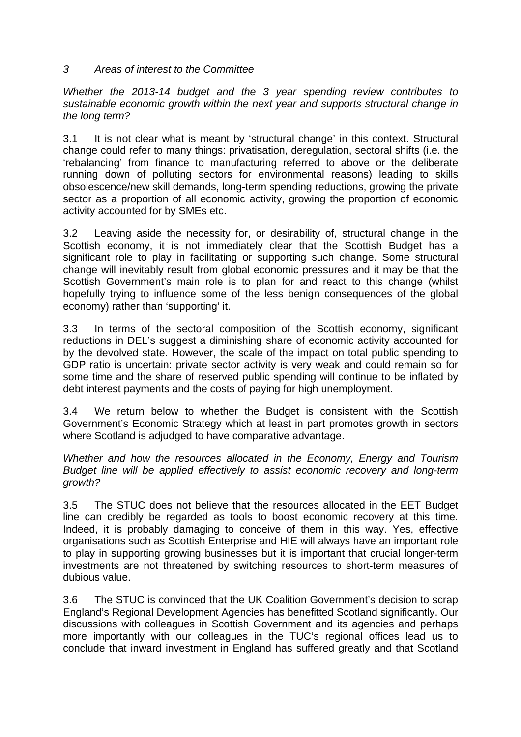*3 Areas of interest to the Committee*

*Whether the 2013-14 budget and the 3 year spending review contributes to sustainable economic growth within the next year and supports structural change in the long term?*

3.1 It is not clear what is meant by 'structural change' in this context. Structural change could refer to many things: privatisation, deregulation, sectoral shifts (i.e. the 'rebalancing' from finance to manufacturing referred to above or the deliberate running down of polluting sectors for environmental reasons) leading to skills obsolescence/new skill demands, long-term spending reductions, growing the private sector as a proportion of all economic activity, growing the proportion of economic activity accounted for by SMEs etc.

3.2 Leaving aside the necessity for, or desirability of, structural change in the Scottish economy, it is not immediately clear that the Scottish Budget has a significant role to play in facilitating or supporting such change. Some structural change will inevitably result from global economic pressures and it may be that the Scottish Government's main role is to plan for and react to this change (whilst hopefully trying to influence some of the less benign consequences of the global economy) rather than 'supporting' it.

3.3 In terms of the sectoral composition of the Scottish economy, significant reductions in DEL's suggest a diminishing share of economic activity accounted for by the devolved state. However, the scale of the impact on total public spending to GDP ratio is uncertain: private sector activity is very weak and could remain so for some time and the share of reserved public spending will continue to be inflated by debt interest payments and the costs of paying for high unemployment.

3.4 We return below to whether the Budget is consistent with the Scottish Government's Economic Strategy which at least in part promotes growth in sectors where Scotland is adjudged to have comparative advantage.

*Whether and how the resources allocated in the Economy, Energy and Tourism Budget line will be applied effectively to assist economic recovery and long-term growth?*

3.5 The STUC does not believe that the resources allocated in the EET Budget line can credibly be regarded as tools to boost economic recovery at this time. Indeed, it is probably damaging to conceive of them in this way. Yes, effective organisations such as Scottish Enterprise and HIE will always have an important role to play in supporting growing businesses but it is important that crucial longer-term investments are not threatened by switching resources to short-term measures of dubious value.

3.6 The STUC is convinced that the UK Coalition Government's decision to scrap England's Regional Development Agencies has benefitted Scotland significantly. Our discussions with colleagues in Scottish Government and its agencies and perhaps more importantly with our colleagues in the TUC's regional offices lead us to conclude that inward investment in England has suffered greatly and that Scotland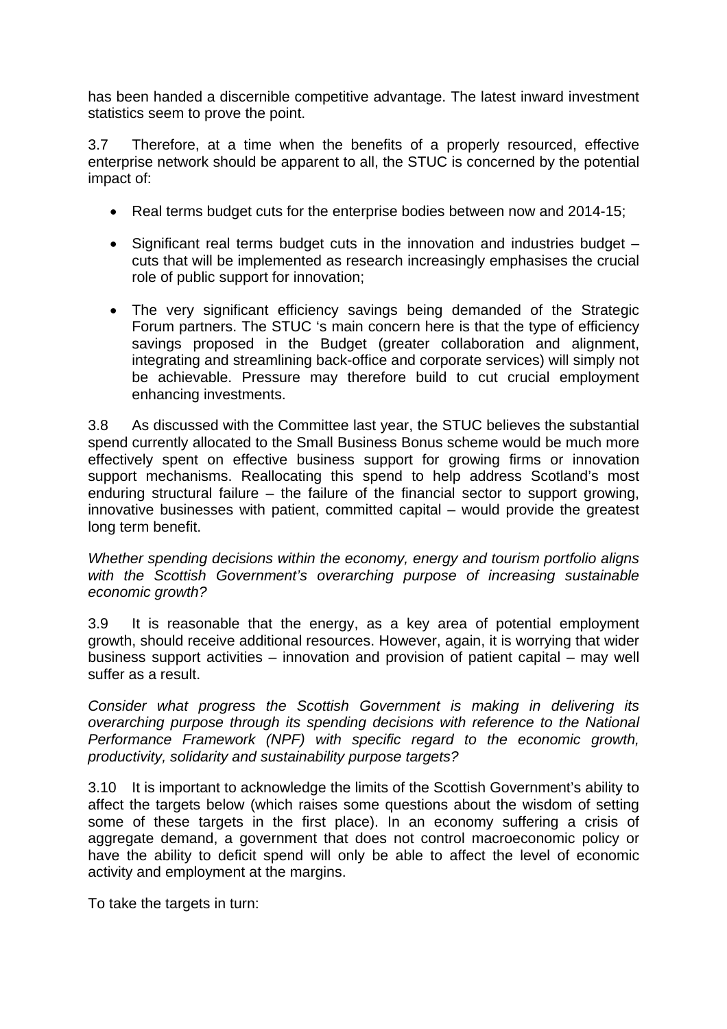has been handed a discernible competitive advantage. The latest inward investment statistics seem to prove the point.

3.7 Therefore, at a time when the benefits of a properly resourced, effective enterprise network should be apparent to all, the STUC is concerned by the potential impact of:

- Real terms budget cuts for the enterprise bodies between now and 2014-15;
- Significant real terms budget cuts in the innovation and industries budget – cuts that will be implemented as research increasingly emphasises the crucial role of public support for innovation;
- The very significant efficiency savings being demanded of the Strategic Forum partners. The STUC 's main concern here is that the type of efficiency savings proposed in the Budget (greater collaboration and alignment, integrating and streamlining back-office and corporate services) will simply not be achievable. Pressure may therefore build to cut crucial employment enhancing investments.

3.8 As discussed with the Committee last year, the STUC believes the substantial spend currently allocated to the Small Business Bonus scheme would be much more effectively spent on effective business support for growing firms or innovation support mechanisms. Reallocating this spend to help address Scotland's most enduring structural failure – the failure of the financial sector to support growing, innovative businesses with patient, committed capital – would provide the greatest long term benefit.

*Whether spending decisions within the economy, energy and tourism portfolio aligns with the Scottish Government's overarching purpose of increasing sustainable economic growth?*

3.9 It is reasonable that the energy, as a key area of potential employment growth, should receive additional resources. However, again, it is worrying that wider business support activities – innovation and provision of patient capital – may well suffer as a result.

*Consider what progress the Scottish Government is making in delivering its overarching purpose through its spending decisions with reference to the National Performance Framework (NPF) with specific regard to the economic growth, productivity, solidarity and sustainability purpose targets?*

3.10 It is important to acknowledge the limits of the Scottish Government's ability to affect the targets below (which raises some questions about the wisdom of setting some of these targets in the first place). In an economy suffering a crisis of aggregate demand, a government that does not control macroeconomic policy or have the ability to deficit spend will only be able to affect the level of economic activity and employment at the margins.

To take the targets in turn: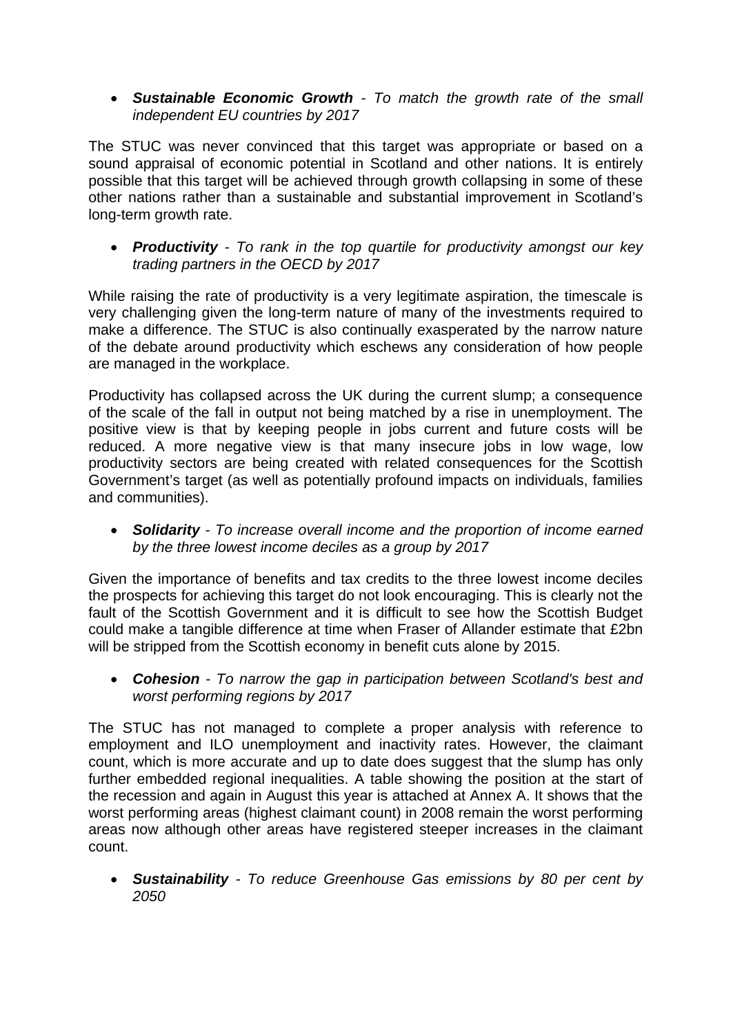- ***Sustainable Economic Growth*** *- To match the growth rate of the small independent EU countries by 2017*

The STUC was never convinced that this target was appropriate or based on a sound appraisal of economic potential in Scotland and other nations. It is entirely possible that this target will be achieved through growth collapsing in some of these other nations rather than a sustainable and substantial improvement in Scotland's long-term growth rate.

- ***Productivity*** *- To rank in the top quartile for productivity amongst our key trading partners in the OECD by 2017*

While raising the rate of productivity is a very legitimate aspiration, the timescale is very challenging given the long-term nature of many of the investments required to make a difference. The STUC is also continually exasperated by the narrow nature of the debate around productivity which eschews any consideration of how people are managed in the workplace.

Productivity has collapsed across the UK during the current slump; a consequence of the scale of the fall in output not being matched by a rise in unemployment. The positive view is that by keeping people in jobs current and future costs will be reduced. A more negative view is that many insecure jobs in low wage, low productivity sectors are being created with related consequences for the Scottish Government's target (as well as potentially profound impacts on individuals, families and communities).

- ***Solidarity*** *- To increase overall income and the proportion of income earned by the three lowest income deciles as a group by 2017*

Given the importance of benefits and tax credits to the three lowest income deciles the prospects for achieving this target do not look encouraging. This is clearly not the fault of the Scottish Government and it is difficult to see how the Scottish Budget could make a tangible difference at time when Fraser of Allander estimate that £2bn will be stripped from the Scottish economy in benefit cuts alone by 2015.

- ***Cohesion*** *- To narrow the gap in participation between Scotland's best and worst performing regions by 2017*

The STUC has not managed to complete a proper analysis with reference to employment and ILO unemployment and inactivity rates. However, the claimant count, which is more accurate and up to date does suggest that the slump has only further embedded regional inequalities. A table showing the position at the start of the recession and again in August this year is attached at Annex A. It shows that the worst performing areas (highest claimant count) in 2008 remain the worst performing areas now although other areas have registered steeper increases in the claimant count.

- ***Sustainability*** *- To reduce Greenhouse Gas emissions by 80 per cent by 2050*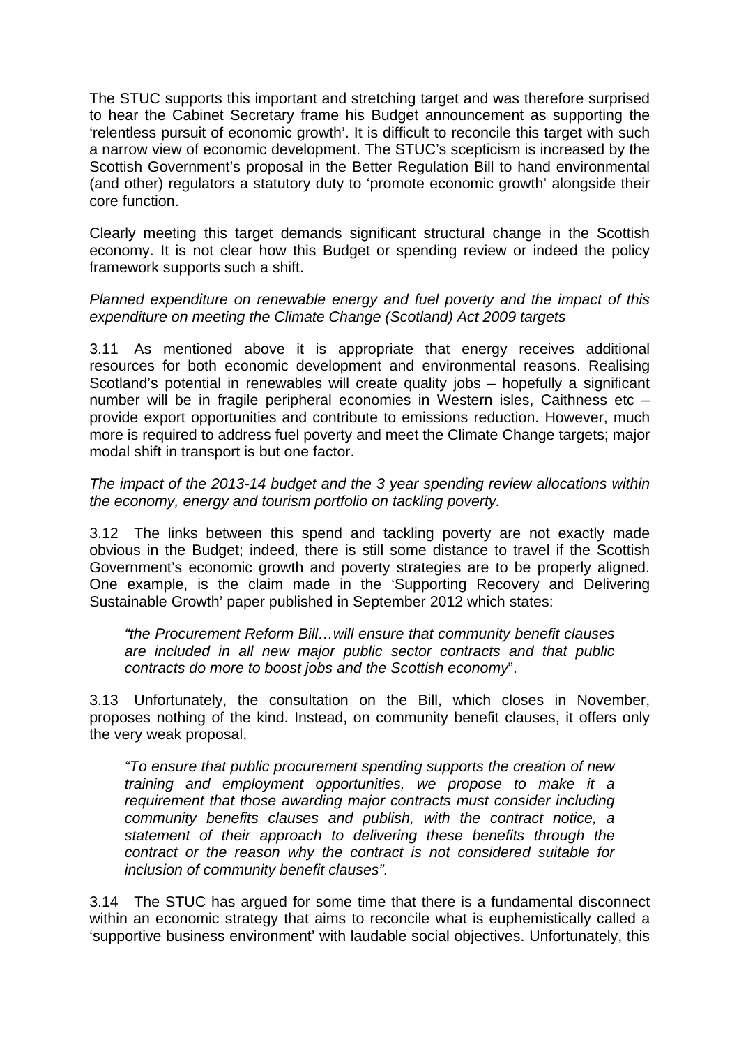The STUC supports this important and stretching target and was therefore surprised to hear the Cabinet Secretary frame his Budget announcement as supporting the 'relentless pursuit of economic growth'. It is difficult to reconcile this target with such a narrow view of economic development. The STUC's scepticism is increased by the Scottish Government's proposal in the Better Regulation Bill to hand environmental (and other) regulators a statutory duty to 'promote economic growth' alongside their core function.

Clearly meeting this target demands significant structural change in the Scottish economy. It is not clear how this Budget or spending review or indeed the policy framework supports such a shift.

*Planned expenditure on renewable energy and fuel poverty and the impact of this expenditure on meeting the Climate Change (Scotland) Act 2009 targets*

3.11 As mentioned above it is appropriate that energy receives additional resources for both economic development and environmental reasons. Realising Scotland's potential in renewables will create quality jobs – hopefully a significant number will be in fragile peripheral economies in Western isles, Caithness etc – provide export opportunities and contribute to emissions reduction. However, much more is required to address fuel poverty and meet the Climate Change targets; major modal shift in transport is but one factor.

*The impact of the 2013-14 budget and the 3 year spending review allocations within the economy, energy and tourism portfolio on tackling poverty.*

3.12 The links between this spend and tackling poverty are not exactly made obvious in the Budget; indeed, there is still some distance to travel if the Scottish Government's economic growth and poverty strategies are to be properly aligned. One example, is the claim made in the 'Supporting Recovery and Delivering Sustainable Growth' paper published in September 2012 which states:

> *"the Procurement Reform Bill…will ensure that community benefit clauses are included in all new major public sector contracts and that public contracts do more to boost jobs and the Scottish economy*".

3.13 Unfortunately, the consultation on the Bill, which closes in November, proposes nothing of the kind. Instead, on community benefit clauses, it offers only the very weak proposal,

> *"To ensure that public procurement spending supports the creation of new training and employment opportunities, we propose to make it a requirement that those awarding major contracts must consider including community benefits clauses and publish, with the contract notice, a statement of their approach to delivering these benefits through the contract or the reason why the contract is not considered suitable for inclusion of community benefit clauses".*

3.14 The STUC has argued for some time that there is a fundamental disconnect within an economic strategy that aims to reconcile what is euphemistically called a 'supportive business environment' with laudable social objectives. Unfortunately, this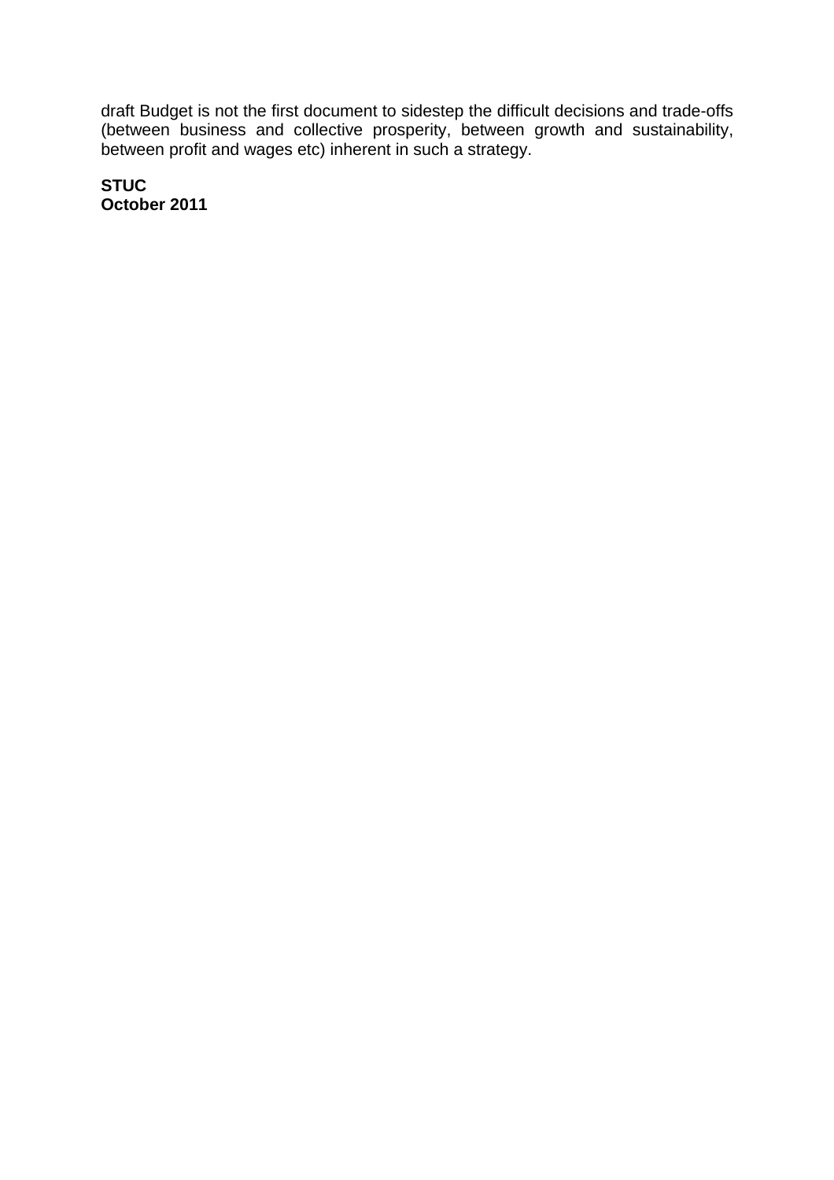draft Budget is not the first document to sidestep the difficult decisions and trade-offs (between business and collective prosperity, between growth and sustainability, between profit and wages etc) inherent in such a strategy.

**STUC**
**October 2011**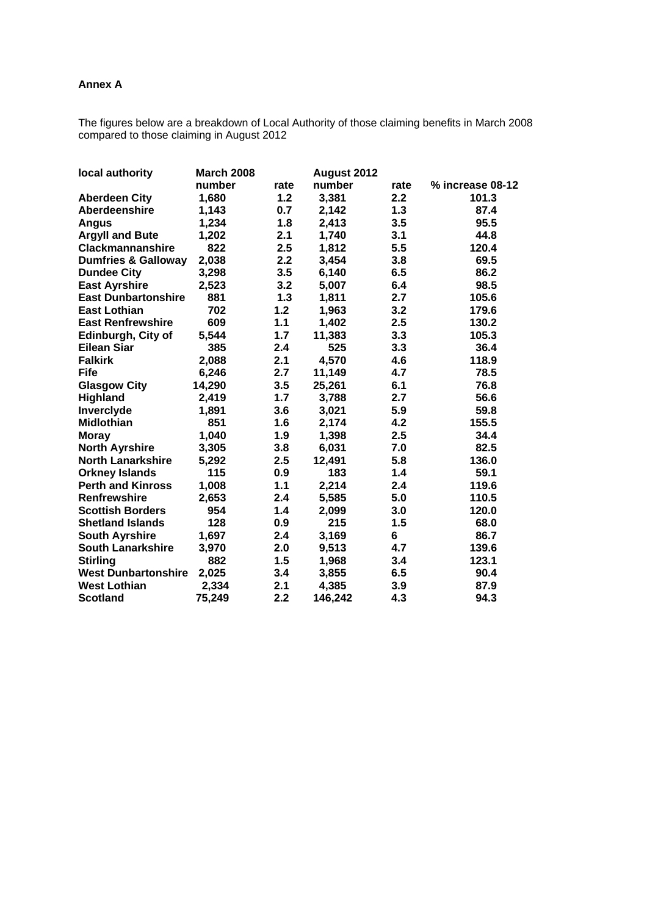**Annex A**

The figures below are a breakdown of Local Authority of those claiming benefits in March 2008 compared to those claiming in August 2012

| local authority | March 2008 | | August 2012 | | |
|---|---|---|---|---|---|
| | number | rate | number | rate | % increase 08-12 |
| Aberdeen City | 1,680 | 1.2 | 3,381 | 2.2 | 101.3 |
| Aberdeenshire | 1,143 | 0.7 | 2,142 | 1.3 | 87.4 |
| Angus | 1,234 | 1.8 | 2,413 | 3.5 | 95.5 |
| Argyll and Bute | 1,202 | 2.1 | 1,740 | 3.1 | 44.8 |
| Clackmannanshire | 822 | 2.5 | 1,812 | 5.5 | 120.4 |
| Dumfries & Galloway | 2,038 | 2.2 | 3,454 | 3.8 | 69.5 |
| Dundee City | 3,298 | 3.5 | 6,140 | 6.5 | 86.2 |
| East Ayrshire | 2,523 | 3.2 | 5,007 | 6.4 | 98.5 |
| East Dunbartonshire | 881 | 1.3 | 1,811 | 2.7 | 105.6 |
| East Lothian | 702 | 1.2 | 1,963 | 3.2 | 179.6 |
| East Renfrewshire | 609 | 1.1 | 1,402 | 2.5 | 130.2 |
| Edinburgh, City of | 5,544 | 1.7 | 11,383 | 3.3 | 105.3 |
| Eilean Siar | 385 | 2.4 | 525 | 3.3 | 36.4 |
| Falkirk | 2,088 | 2.1 | 4,570 | 4.6 | 118.9 |
| Fife | 6,246 | 2.7 | 11,149 | 4.7 | 78.5 |
| Glasgow City | 14,290 | 3.5 | 25,261 | 6.1 | 76.8 |
| Highland | 2,419 | 1.7 | 3,788 | 2.7 | 56.6 |
| Inverclyde | 1,891 | 3.6 | 3,021 | 5.9 | 59.8 |
| Midlothian | 851 | 1.6 | 2,174 | 4.2 | 155.5 |
| Moray | 1,040 | 1.9 | 1,398 | 2.5 | 34.4 |
| North Ayrshire | 3,305 | 3.8 | 6,031 | 7.0 | 82.5 |
| North Lanarkshire | 5,292 | 2.5 | 12,491 | 5.8 | 136.0 |
| Orkney Islands | 115 | 0.9 | 183 | 1.4 | 59.1 |
| Perth and Kinross | 1,008 | 1.1 | 2,214 | 2.4 | 119.6 |
| Renfrewshire | 2,653 | 2.4 | 5,585 | 5.0 | 110.5 |
| Scottish Borders | 954 | 1.4 | 2,099 | 3.0 | 120.0 |
| Shetland Islands | 128 | 0.9 | 215 | 1.5 | 68.0 |
| South Ayrshire | 1,697 | 2.4 | 3,169 | 6 | 86.7 |
| South Lanarkshire | 3,970 | 2.0 | 9,513 | 4.7 | 139.6 |
| Stirling | 882 | 1.5 | 1,968 | 3.4 | 123.1 |
| West Dunbartonshire | 2,025 | 3.4 | 3,855 | 6.5 | 90.4 |
| West Lothian | 2,334 | 2.1 | 4,385 | 3.9 | 87.9 |
| Scotland | 75,249 | 2.2 | 146,242 | 4.3 | 94.3 |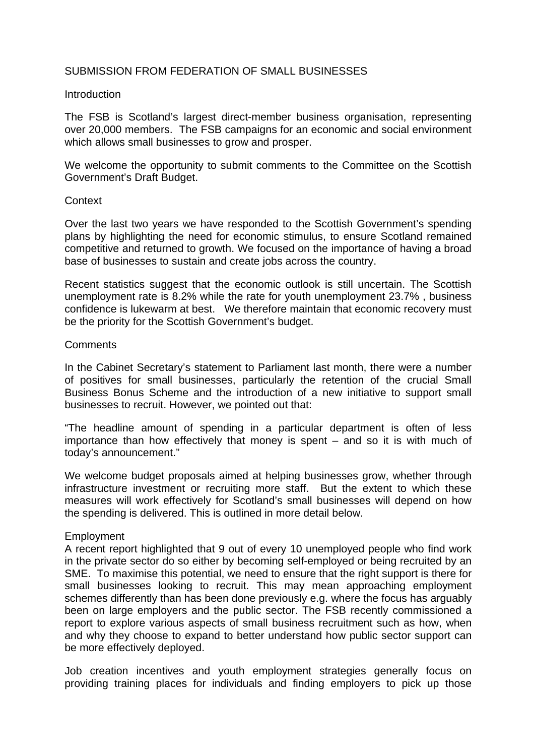SUBMISSION FROM FEDERATION OF SMALL BUSINESSES

Introduction

The FSB is Scotland's largest direct-member business organisation, representing over 20,000 members. The FSB campaigns for an economic and social environment which allows small businesses to grow and prosper.

We welcome the opportunity to submit comments to the Committee on the Scottish Government's Draft Budget.

Context

Over the last two years we have responded to the Scottish Government's spending plans by highlighting the need for economic stimulus, to ensure Scotland remained competitive and returned to growth. We focused on the importance of having a broad base of businesses to sustain and create jobs across the country.

Recent statistics suggest that the economic outlook is still uncertain. The Scottish unemployment rate is 8.2% while the rate for youth unemployment 23.7% , business confidence is lukewarm at best. We therefore maintain that economic recovery must be the priority for the Scottish Government's budget.

Comments

In the Cabinet Secretary's statement to Parliament last month, there were a number of positives for small businesses, particularly the retention of the crucial Small Business Bonus Scheme and the introduction of a new initiative to support small businesses to recruit. However, we pointed out that:

"The headline amount of spending in a particular department is often of less importance than how effectively that money is spent – and so it is with much of today's announcement."

We welcome budget proposals aimed at helping businesses grow, whether through infrastructure investment or recruiting more staff. But the extent to which these measures will work effectively for Scotland's small businesses will depend on how the spending is delivered. This is outlined in more detail below.

Employment

A recent report highlighted that 9 out of every 10 unemployed people who find work in the private sector do so either by becoming self-employed or being recruited by an SME. To maximise this potential, we need to ensure that the right support is there for small businesses looking to recruit. This may mean approaching employment schemes differently than has been done previously e.g. where the focus has arguably been on large employers and the public sector. The FSB recently commissioned a report to explore various aspects of small business recruitment such as how, when and why they choose to expand to better understand how public sector support can be more effectively deployed.

Job creation incentives and youth employment strategies generally focus on providing training places for individuals and finding employers to pick up those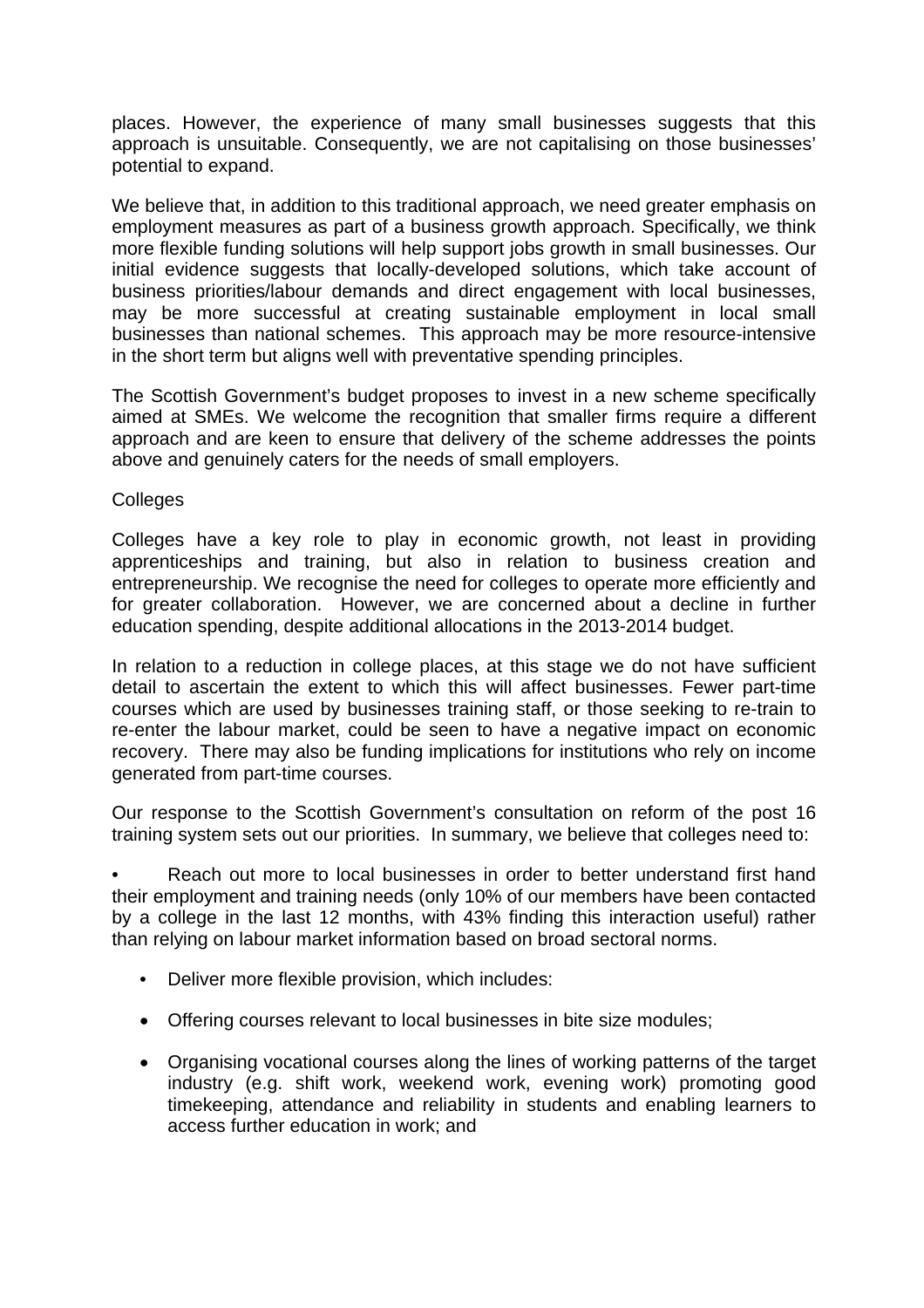places. However, the experience of many small businesses suggests that this approach is unsuitable. Consequently, we are not capitalising on those businesses' potential to expand.

We believe that, in addition to this traditional approach, we need greater emphasis on employment measures as part of a business growth approach. Specifically, we think more flexible funding solutions will help support jobs growth in small businesses. Our initial evidence suggests that locally-developed solutions, which take account of business priorities/labour demands and direct engagement with local businesses, may be more successful at creating sustainable employment in local small businesses than national schemes. This approach may be more resource-intensive in the short term but aligns well with preventative spending principles.

The Scottish Government's budget proposes to invest in a new scheme specifically aimed at SMEs. We welcome the recognition that smaller firms require a different approach and are keen to ensure that delivery of the scheme addresses the points above and genuinely caters for the needs of small employers.

Colleges

Colleges have a key role to play in economic growth, not least in providing apprenticeships and training, but also in relation to business creation and entrepreneurship. We recognise the need for colleges to operate more efficiently and for greater collaboration. However, we are concerned about a decline in further education spending, despite additional allocations in the 2013-2014 budget.

In relation to a reduction in college places, at this stage we do not have sufficient detail to ascertain the extent to which this will affect businesses. Fewer part-time courses which are used by businesses training staff, or those seeking to re-train to re-enter the labour market, could be seen to have a negative impact on economic recovery. There may also be funding implications for institutions who rely on income generated from part-time courses.

Our response to the Scottish Government's consultation on reform of the post 16 training system sets out our priorities. In summary, we believe that colleges need to:

- Reach out more to local businesses in order to better understand first hand their employment and training needs (only 10% of our members have been contacted by a college in the last 12 months, with 43% finding this interaction useful) rather than relying on labour market information based on broad sectoral norms.

- Deliver more flexible provision, which includes:

- Offering courses relevant to local businesses in bite size modules;

- Organising vocational courses along the lines of working patterns of the target industry (e.g. shift work, weekend work, evening work) promoting good timekeeping, attendance and reliability in students and enabling learners to access further education in work; and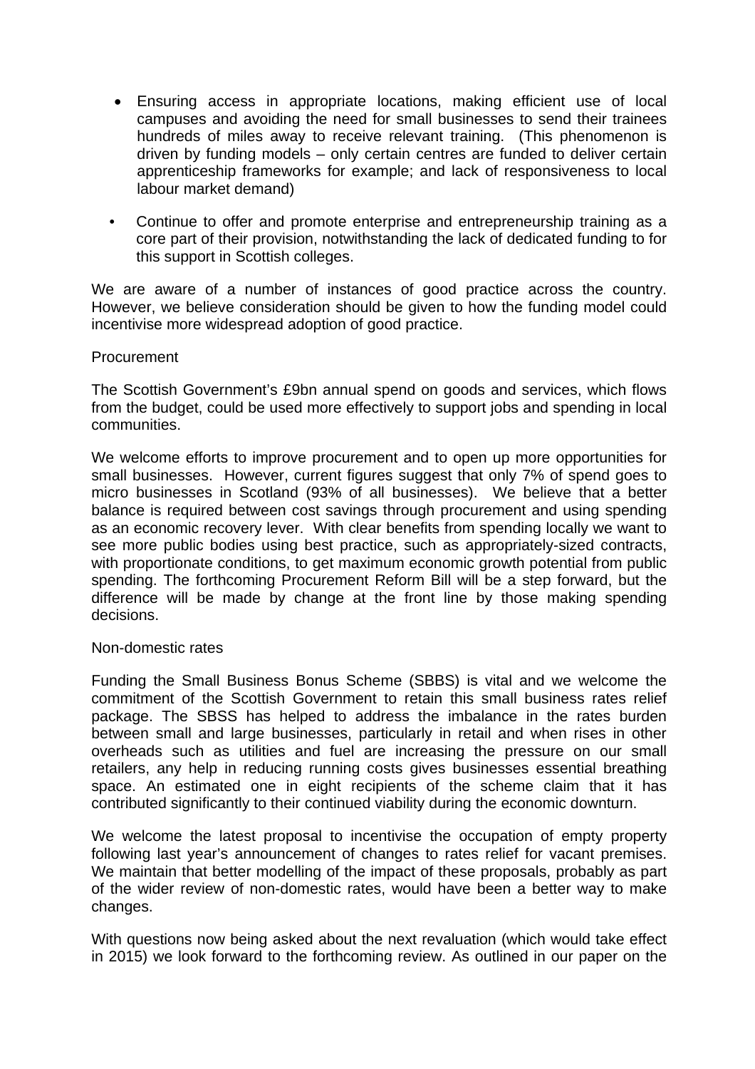- Ensuring access in appropriate locations, making efficient use of local campuses and avoiding the need for small businesses to send their trainees hundreds of miles away to receive relevant training. (This phenomenon is driven by funding models – only certain centres are funded to deliver certain apprenticeship frameworks for example; and lack of responsiveness to local labour market demand)

- Continue to offer and promote enterprise and entrepreneurship training as a core part of their provision, notwithstanding the lack of dedicated funding to for this support in Scottish colleges.

We are aware of a number of instances of good practice across the country. However, we believe consideration should be given to how the funding model could incentivise more widespread adoption of good practice.

Procurement

The Scottish Government's £9bn annual spend on goods and services, which flows from the budget, could be used more effectively to support jobs and spending in local communities.

We welcome efforts to improve procurement and to open up more opportunities for small businesses. However, current figures suggest that only 7% of spend goes to micro businesses in Scotland (93% of all businesses). We believe that a better balance is required between cost savings through procurement and using spending as an economic recovery lever. With clear benefits from spending locally we want to see more public bodies using best practice, such as appropriately-sized contracts, with proportionate conditions, to get maximum economic growth potential from public spending. The forthcoming Procurement Reform Bill will be a step forward, but the difference will be made by change at the front line by those making spending decisions.

Non-domestic rates

Funding the Small Business Bonus Scheme (SBBS) is vital and we welcome the commitment of the Scottish Government to retain this small business rates relief package. The SBSS has helped to address the imbalance in the rates burden between small and large businesses, particularly in retail and when rises in other overheads such as utilities and fuel are increasing the pressure on our small retailers, any help in reducing running costs gives businesses essential breathing space. An estimated one in eight recipients of the scheme claim that it has contributed significantly to their continued viability during the economic downturn.

We welcome the latest proposal to incentivise the occupation of empty property following last year's announcement of changes to rates relief for vacant premises. We maintain that better modelling of the impact of these proposals, probably as part of the wider review of non-domestic rates, would have been a better way to make changes.

With questions now being asked about the next revaluation (which would take effect in 2015) we look forward to the forthcoming review. As outlined in our paper on the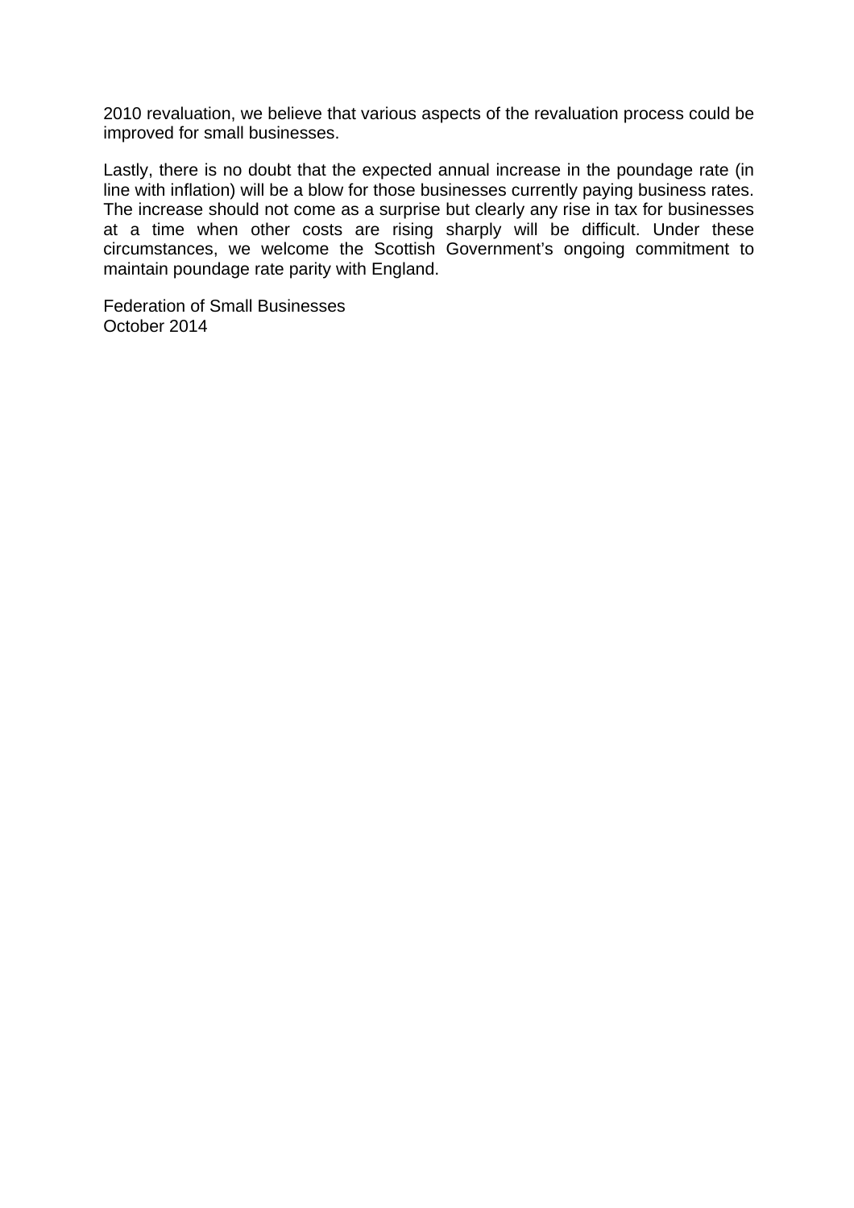2010 revaluation, we believe that various aspects of the revaluation process could be improved for small businesses.

Lastly, there is no doubt that the expected annual increase in the poundage rate (in line with inflation) will be a blow for those businesses currently paying business rates. The increase should not come as a surprise but clearly any rise in tax for businesses at a time when other costs are rising sharply will be difficult. Under these circumstances, we welcome the Scottish Government's ongoing commitment to maintain poundage rate parity with England.

Federation of Small Businesses
October 2014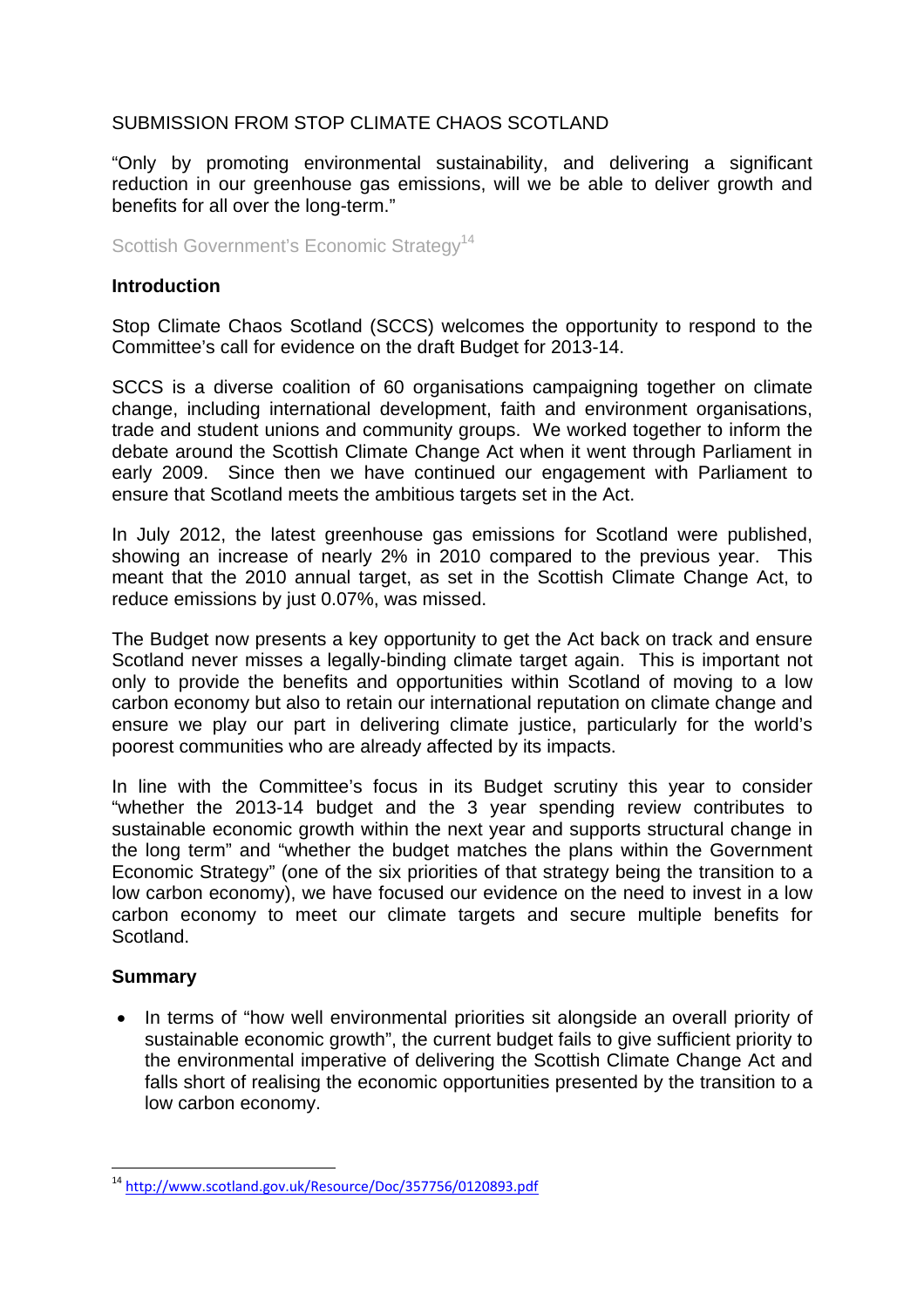SUBMISSION FROM STOP CLIMATE CHAOS SCOTLAND

"Only by promoting environmental sustainability, and delivering a significant reduction in our greenhouse gas emissions, will we be able to deliver growth and benefits for all over the long-term."

Scottish Government's Economic Strategy[14]

**Introduction**

Stop Climate Chaos Scotland (SCCS) welcomes the opportunity to respond to the Committee's call for evidence on the draft Budget for 2013-14.

SCCS is a diverse coalition of 60 organisations campaigning together on climate change, including international development, faith and environment organisations, trade and student unions and community groups. We worked together to inform the debate around the Scottish Climate Change Act when it went through Parliament in early 2009. Since then we have continued our engagement with Parliament to ensure that Scotland meets the ambitious targets set in the Act.

In July 2012, the latest greenhouse gas emissions for Scotland were published, showing an increase of nearly 2% in 2010 compared to the previous year. This meant that the 2010 annual target, as set in the Scottish Climate Change Act, to reduce emissions by just 0.07%, was missed.

The Budget now presents a key opportunity to get the Act back on track and ensure Scotland never misses a legally-binding climate target again. This is important not only to provide the benefits and opportunities within Scotland of moving to a low carbon economy but also to retain our international reputation on climate change and ensure we play our part in delivering climate justice, particularly for the world's poorest communities who are already affected by its impacts.

In line with the Committee's focus in its Budget scrutiny this year to consider "whether the 2013-14 budget and the 3 year spending review contributes to sustainable economic growth within the next year and supports structural change in the long term" and "whether the budget matches the plans within the Government Economic Strategy" (one of the six priorities of that strategy being the transition to a low carbon economy), we have focused our evidence on the need to invest in a low carbon economy to meet our climate targets and secure multiple benefits for Scotland.

**Summary**

- In terms of "how well environmental priorities sit alongside an overall priority of sustainable economic growth", the current budget fails to give sufficient priority to the environmental imperative of delivering the Scottish Climate Change Act and falls short of realising the economic opportunities presented by the transition to a low carbon economy.

[14] http://www.scotland.gov.uk/Resource/Doc/357756/0120893.pdf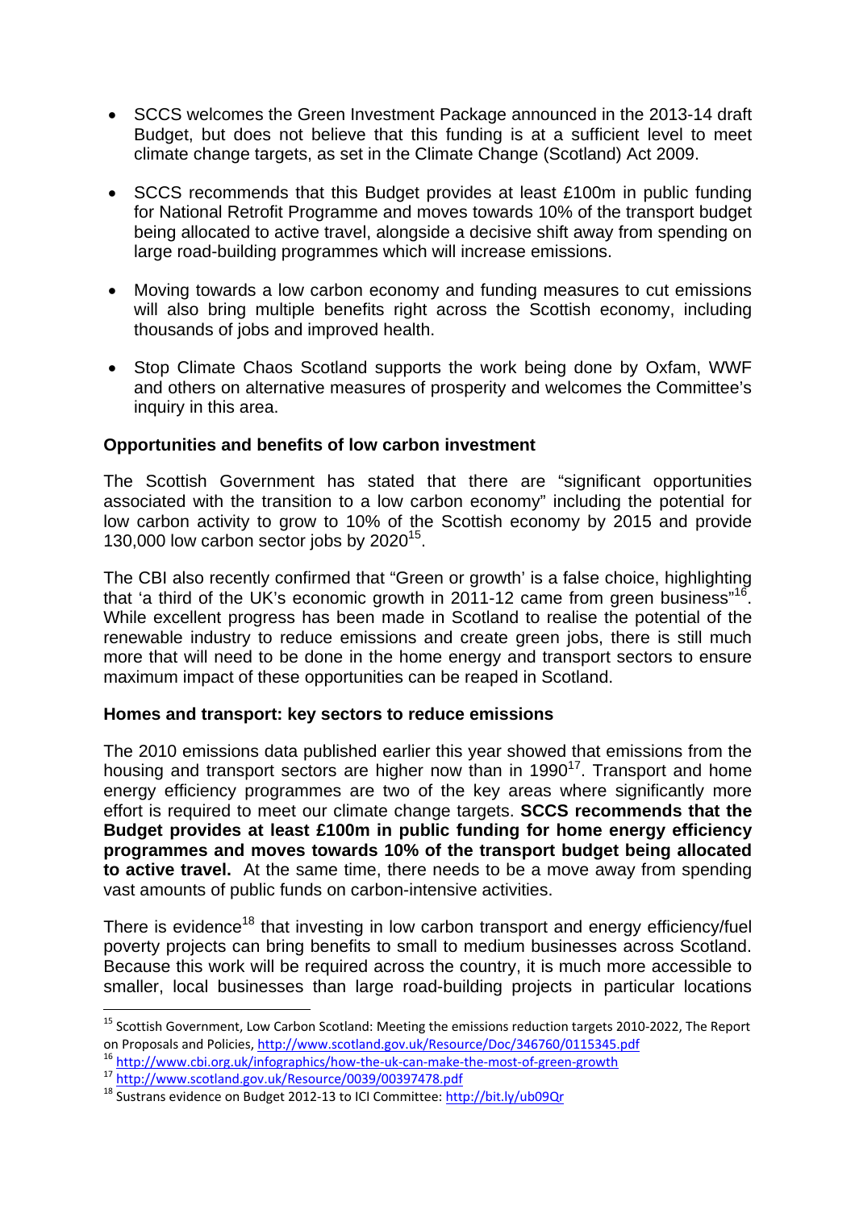- SCCS welcomes the Green Investment Package announced in the 2013-14 draft Budget, but does not believe that this funding is at a sufficient level to meet climate change targets, as set in the Climate Change (Scotland) Act 2009.

- SCCS recommends that this Budget provides at least £100m in public funding for National Retrofit Programme and moves towards 10% of the transport budget being allocated to active travel, alongside a decisive shift away from spending on large road-building programmes which will increase emissions.

- Moving towards a low carbon economy and funding measures to cut emissions will also bring multiple benefits right across the Scottish economy, including thousands of jobs and improved health.

- Stop Climate Chaos Scotland supports the work being done by Oxfam, WWF and others on alternative measures of prosperity and welcomes the Committee's inquiry in this area.

**Opportunities and benefits of low carbon investment**

The Scottish Government has stated that there are "significant opportunities associated with the transition to a low carbon economy" including the potential for low carbon activity to grow to 10% of the Scottish economy by 2015 and provide 130,000 low carbon sector jobs by 2020[15].

The CBI also recently confirmed that "Green or growth' is a false choice, highlighting that 'a third of the UK's economic growth in 2011-12 came from green business"[16]. While excellent progress has been made in Scotland to realise the potential of the renewable industry to reduce emissions and create green jobs, there is still much more that will need to be done in the home energy and transport sectors to ensure maximum impact of these opportunities can be reaped in Scotland.

**Homes and transport: key sectors to reduce emissions**

The 2010 emissions data published earlier this year showed that emissions from the housing and transport sectors are higher now than in 1990[17]. Transport and home energy efficiency programmes are two of the key areas where significantly more effort is required to meet our climate change targets. **SCCS recommends that the Budget provides at least £100m in public funding for home energy efficiency programmes and moves towards 10% of the transport budget being allocated to active travel.** At the same time, there needs to be a move away from spending vast amounts of public funds on carbon-intensive activities.

There is evidence[18] that investing in low carbon transport and energy efficiency/fuel poverty projects can bring benefits to small to medium businesses across Scotland. Because this work will be required across the country, it is much more accessible to smaller, local businesses than large road-building projects in particular locations

---

[15] Scottish Government, Low Carbon Scotland: Meeting the emissions reduction targets 2010-2022, The Report on Proposals and Policies, http://www.scotland.gov.uk/Resource/Doc/346760/0115345.pdf

[16] http://www.cbi.org.uk/infographics/how-the-uk-can-make-the-most-of-green-growth

[17] http://www.scotland.gov.uk/Resource/0039/00397478.pdf

[18] Sustrans evidence on Budget 2012-13 to ICI Committee: http://bit.ly/ub09Qr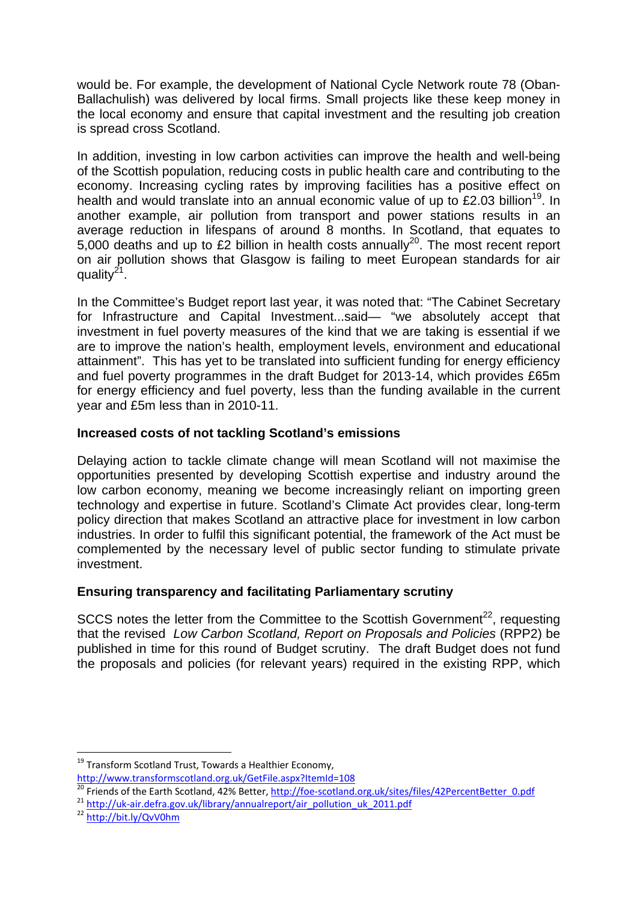would be. For example, the development of National Cycle Network route 78 (Oban-Ballachulish) was delivered by local firms. Small projects like these keep money in the local economy and ensure that capital investment and the resulting job creation is spread cross Scotland.

In addition, investing in low carbon activities can improve the health and well-being of the Scottish population, reducing costs in public health care and contributing to the economy. Increasing cycling rates by improving facilities has a positive effect on health and would translate into an annual economic value of up to £2.03 billion[19]. In another example, air pollution from transport and power stations results in an average reduction in lifespans of around 8 months. In Scotland, that equates to 5,000 deaths and up to £2 billion in health costs annually[20]. The most recent report on air pollution shows that Glasgow is failing to meet European standards for air quality[21].

In the Committee's Budget report last year, it was noted that: "The Cabinet Secretary for Infrastructure and Capital Investment...said— "we absolutely accept that investment in fuel poverty measures of the kind that we are taking is essential if we are to improve the nation's health, employment levels, environment and educational attainment". This has yet to be translated into sufficient funding for energy efficiency and fuel poverty programmes in the draft Budget for 2013-14, which provides £65m for energy efficiency and fuel poverty, less than the funding available in the current year and £5m less than in 2010-11.

**Increased costs of not tackling Scotland's emissions**

Delaying action to tackle climate change will mean Scotland will not maximise the opportunities presented by developing Scottish expertise and industry around the low carbon economy, meaning we become increasingly reliant on importing green technology and expertise in future. Scotland's Climate Act provides clear, long-term policy direction that makes Scotland an attractive place for investment in low carbon industries. In order to fulfil this significant potential, the framework of the Act must be complemented by the necessary level of public sector funding to stimulate private investment.

**Ensuring transparency and facilitating Parliamentary scrutiny**

SCCS notes the letter from the Committee to the Scottish Government[22], requesting that the revised *Low Carbon Scotland, Report on Proposals and Policies* (RPP2) be published in time for this round of Budget scrutiny. The draft Budget does not fund the proposals and policies (for relevant years) required in the existing RPP, which

---

[19] Transform Scotland Trust, Towards a Healthier Economy, http://www.transformscotland.org.uk/GetFile.aspx?ItemId=108

[20] Friends of the Earth Scotland, 42% Better, http://foe-scotland.org.uk/sites/files/42PercentBetter_0.pdf

[21] http://uk-air.defra.gov.uk/library/annualreport/air_pollution_uk_2011.pdf

[22] http://bit.ly/QvV0hm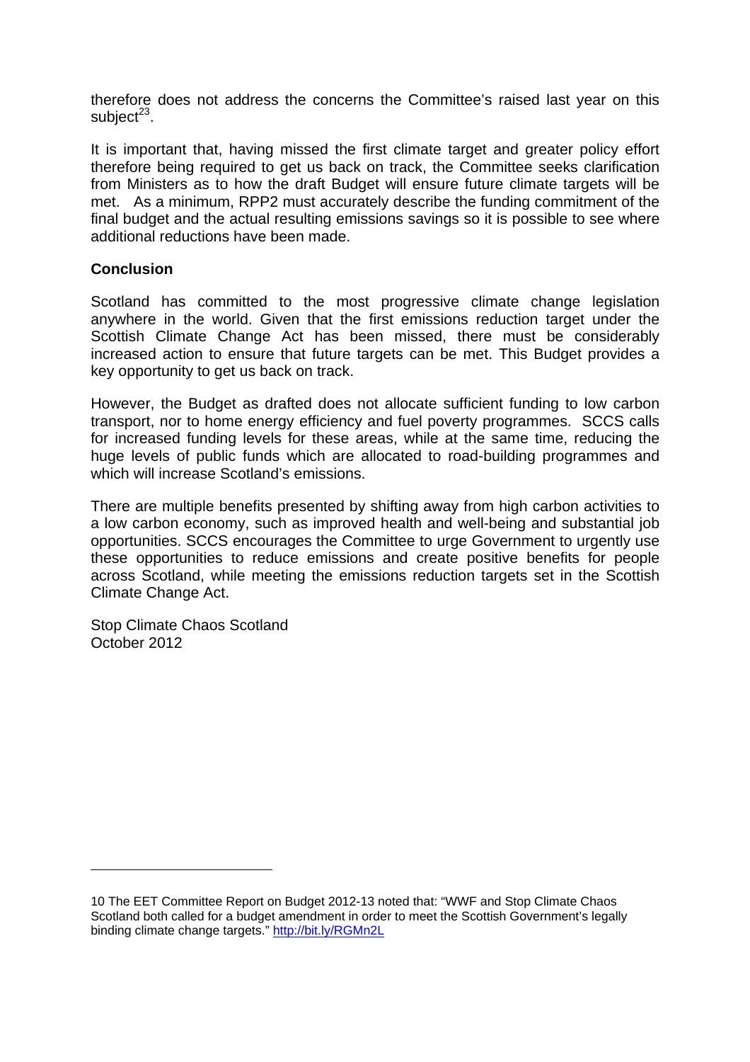therefore does not address the concerns the Committee's raised last year on this subject[23].

It is important that, having missed the first climate target and greater policy effort therefore being required to get us back on track, the Committee seeks clarification from Ministers as to how the draft Budget will ensure future climate targets will be met. As a minimum, RPP2 must accurately describe the funding commitment of the final budget and the actual resulting emissions savings so it is possible to see where additional reductions have been made.

**Conclusion**

Scotland has committed to the most progressive climate change legislation anywhere in the world. Given that the first emissions reduction target under the Scottish Climate Change Act has been missed, there must be considerably increased action to ensure that future targets can be met. This Budget provides a key opportunity to get us back on track.

However, the Budget as drafted does not allocate sufficient funding to low carbon transport, nor to home energy efficiency and fuel poverty programmes. SCCS calls for increased funding levels for these areas, while at the same time, reducing the huge levels of public funds which are allocated to road-building programmes and which will increase Scotland's emissions.

There are multiple benefits presented by shifting away from high carbon activities to a low carbon economy, such as improved health and well-being and substantial job opportunities. SCCS encourages the Committee to urge Government to urgently use these opportunities to reduce emissions and create positive benefits for people across Scotland, while meeting the emissions reduction targets set in the Scottish Climate Change Act.

Stop Climate Chaos Scotland
October 2012

---

10 The EET Committee Report on Budget 2012-13 noted that: "WWF and Stop Climate Chaos Scotland both called for a budget amendment in order to meet the Scottish Government's legally binding climate change targets." http://bit.ly/RGMn2L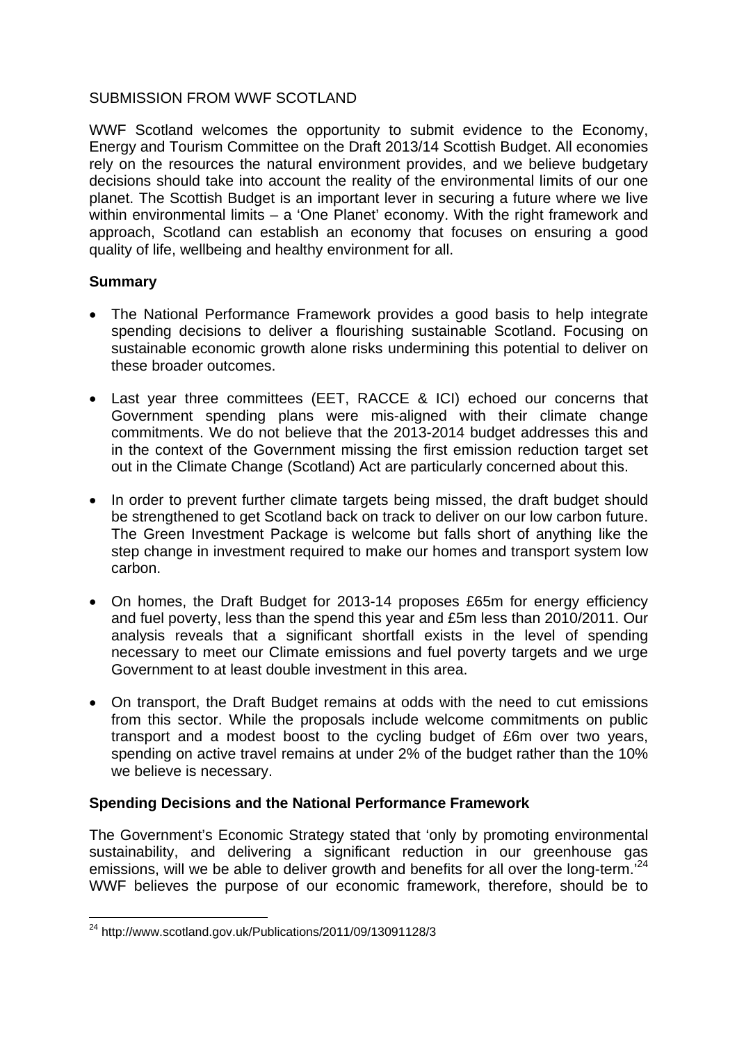SUBMISSION FROM WWF SCOTLAND

WWF Scotland welcomes the opportunity to submit evidence to the Economy, Energy and Tourism Committee on the Draft 2013/14 Scottish Budget. All economies rely on the resources the natural environment provides, and we believe budgetary decisions should take into account the reality of the environmental limits of our one planet. The Scottish Budget is an important lever in securing a future where we live within environmental limits – a 'One Planet' economy. With the right framework and approach, Scotland can establish an economy that focuses on ensuring a good quality of life, wellbeing and healthy environment for all.

**Summary**

- The National Performance Framework provides a good basis to help integrate spending decisions to deliver a flourishing sustainable Scotland. Focusing on sustainable economic growth alone risks undermining this potential to deliver on these broader outcomes.

- Last year three committees (EET, RACCE & ICI) echoed our concerns that Government spending plans were mis-aligned with their climate change commitments. We do not believe that the 2013-2014 budget addresses this and in the context of the Government missing the first emission reduction target set out in the Climate Change (Scotland) Act are particularly concerned about this.

- In order to prevent further climate targets being missed, the draft budget should be strengthened to get Scotland back on track to deliver on our low carbon future. The Green Investment Package is welcome but falls short of anything like the step change in investment required to make our homes and transport system low carbon.

- On homes, the Draft Budget for 2013-14 proposes £65m for energy efficiency and fuel poverty, less than the spend this year and £5m less than 2010/2011. Our analysis reveals that a significant shortfall exists in the level of spending necessary to meet our Climate emissions and fuel poverty targets and we urge Government to at least double investment in this area.

- On transport, the Draft Budget remains at odds with the need to cut emissions from this sector. While the proposals include welcome commitments on public transport and a modest boost to the cycling budget of £6m over two years, spending on active travel remains at under 2% of the budget rather than the 10% we believe is necessary.

**Spending Decisions and the National Performance Framework**

The Government's Economic Strategy stated that 'only by promoting environmental sustainability, and delivering a significant reduction in our greenhouse gas emissions, will we be able to deliver growth and benefits for all over the long-term.'[24] WWF believes the purpose of our economic framework, therefore, should be to

[24] http://www.scotland.gov.uk/Publications/2011/09/13091128/3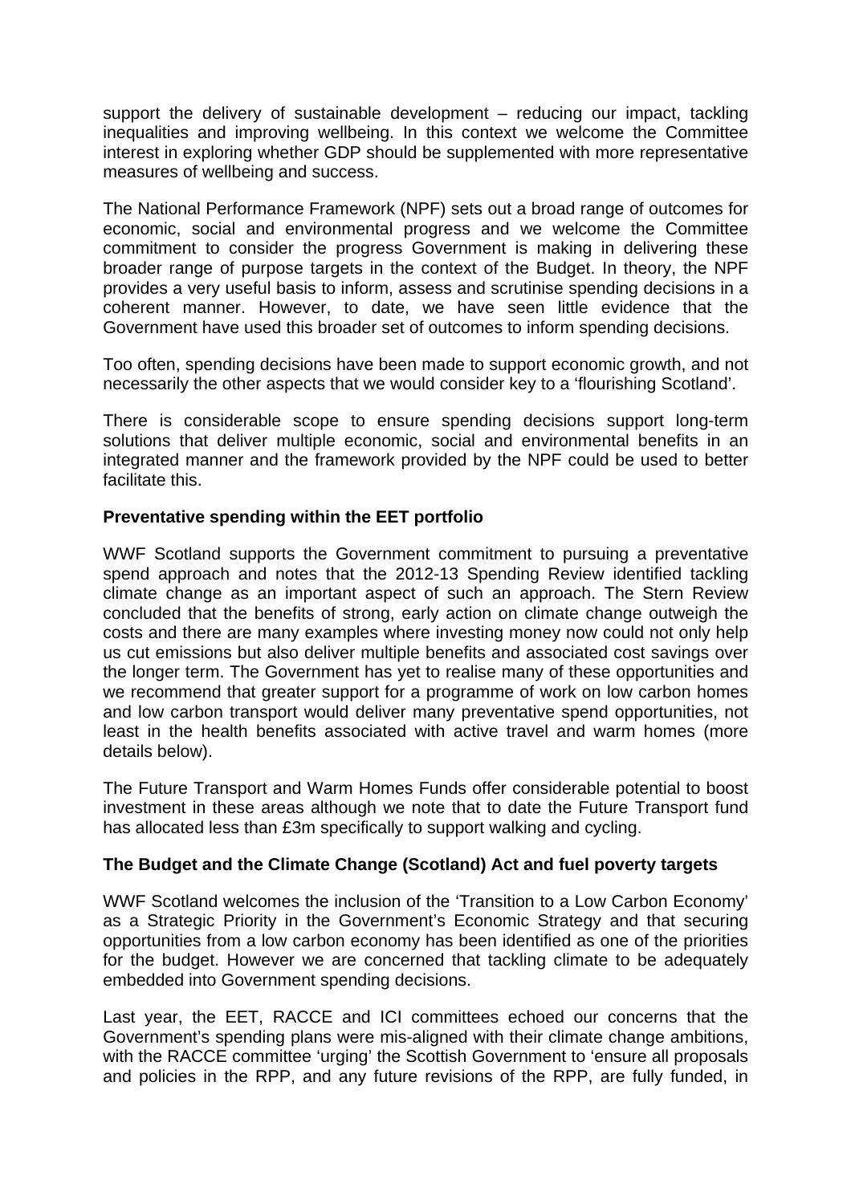support the delivery of sustainable development – reducing our impact, tackling inequalities and improving wellbeing. In this context we welcome the Committee interest in exploring whether GDP should be supplemented with more representative measures of wellbeing and success.

The National Performance Framework (NPF) sets out a broad range of outcomes for economic, social and environmental progress and we welcome the Committee commitment to consider the progress Government is making in delivering these broader range of purpose targets in the context of the Budget. In theory, the NPF provides a very useful basis to inform, assess and scrutinise spending decisions in a coherent manner. However, to date, we have seen little evidence that the Government have used this broader set of outcomes to inform spending decisions.

Too often, spending decisions have been made to support economic growth, and not necessarily the other aspects that we would consider key to a 'flourishing Scotland'.

There is considerable scope to ensure spending decisions support long-term solutions that deliver multiple economic, social and environmental benefits in an integrated manner and the framework provided by the NPF could be used to better facilitate this.

**Preventative spending within the EET portfolio**

WWF Scotland supports the Government commitment to pursuing a preventative spend approach and notes that the 2012-13 Spending Review identified tackling climate change as an important aspect of such an approach. The Stern Review concluded that the benefits of strong, early action on climate change outweigh the costs and there are many examples where investing money now could not only help us cut emissions but also deliver multiple benefits and associated cost savings over the longer term. The Government has yet to realise many of these opportunities and we recommend that greater support for a programme of work on low carbon homes and low carbon transport would deliver many preventative spend opportunities, not least in the health benefits associated with active travel and warm homes (more details below).

The Future Transport and Warm Homes Funds offer considerable potential to boost investment in these areas although we note that to date the Future Transport fund has allocated less than £3m specifically to support walking and cycling.

**The Budget and the Climate Change (Scotland) Act and fuel poverty targets**

WWF Scotland welcomes the inclusion of the 'Transition to a Low Carbon Economy' as a Strategic Priority in the Government's Economic Strategy and that securing opportunities from a low carbon economy has been identified as one of the priorities for the budget. However we are concerned that tackling climate to be adequately embedded into Government spending decisions.

Last year, the EET, RACCE and ICI committees echoed our concerns that the Government's spending plans were mis-aligned with their climate change ambitions, with the RACCE committee 'urging' the Scottish Government to 'ensure all proposals and policies in the RPP, and any future revisions of the RPP, are fully funded, in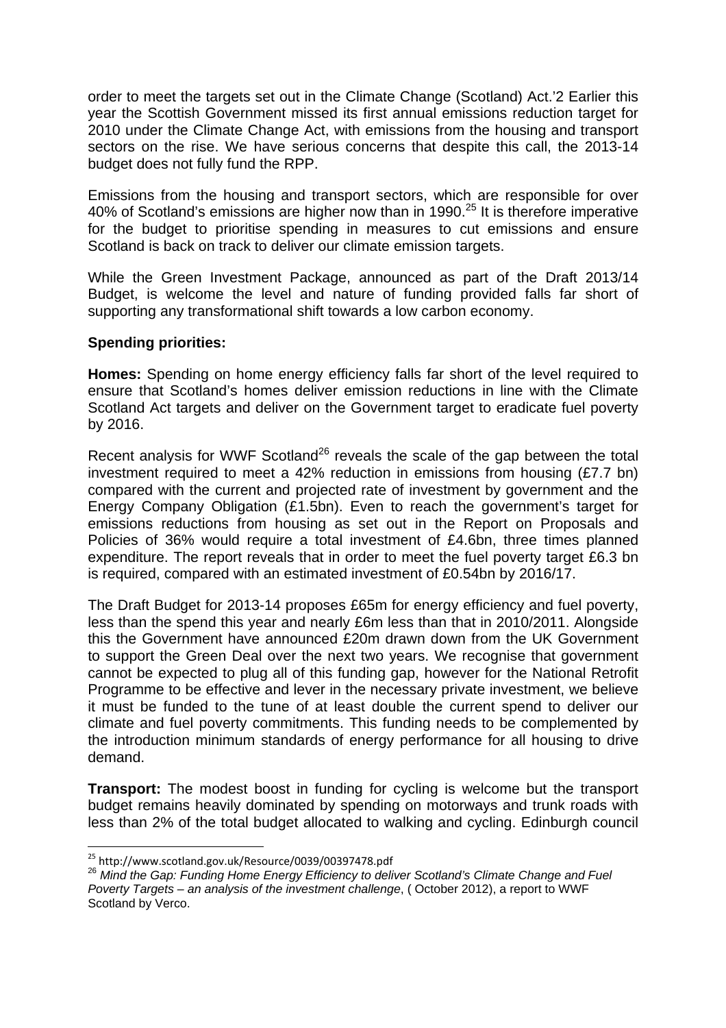order to meet the targets set out in the Climate Change (Scotland) Act.'2 Earlier this year the Scottish Government missed its first annual emissions reduction target for 2010 under the Climate Change Act, with emissions from the housing and transport sectors on the rise. We have serious concerns that despite this call, the 2013-14 budget does not fully fund the RPP.

Emissions from the housing and transport sectors, which are responsible for over 40% of Scotland's emissions are higher now than in 1990.[25] It is therefore imperative for the budget to prioritise spending in measures to cut emissions and ensure Scotland is back on track to deliver our climate emission targets.

While the Green Investment Package, announced as part of the Draft 2013/14 Budget, is welcome the level and nature of funding provided falls far short of supporting any transformational shift towards a low carbon economy.

**Spending priorities:**

**Homes:** Spending on home energy efficiency falls far short of the level required to ensure that Scotland's homes deliver emission reductions in line with the Climate Scotland Act targets and deliver on the Government target to eradicate fuel poverty by 2016.

Recent analysis for WWF Scotland[26] reveals the scale of the gap between the total investment required to meet a 42% reduction in emissions from housing (£7.7 bn) compared with the current and projected rate of investment by government and the Energy Company Obligation (£1.5bn). Even to reach the government's target for emissions reductions from housing as set out in the Report on Proposals and Policies of 36% would require a total investment of £4.6bn, three times planned expenditure. The report reveals that in order to meet the fuel poverty target £6.3 bn is required, compared with an estimated investment of £0.54bn by 2016/17.

The Draft Budget for 2013-14 proposes £65m for energy efficiency and fuel poverty, less than the spend this year and nearly £6m less than that in 2010/2011. Alongside this the Government have announced £20m drawn down from the UK Government to support the Green Deal over the next two years. We recognise that government cannot be expected to plug all of this funding gap, however for the National Retrofit Programme to be effective and lever in the necessary private investment, we believe it must be funded to the tune of at least double the current spend to deliver our climate and fuel poverty commitments. This funding needs to be complemented by the introduction minimum standards of energy performance for all housing to drive demand.

**Transport:** The modest boost in funding for cycling is welcome but the transport budget remains heavily dominated by spending on motorways and trunk roads with less than 2% of the total budget allocated to walking and cycling. Edinburgh council

---

[25] http://www.scotland.gov.uk/Resource/0039/00397478.pdf

[26] *Mind the Gap: Funding Home Energy Efficiency to deliver Scotland's Climate Change and Fuel Poverty Targets – an analysis of the investment challenge*, ( October 2012), a report to WWF Scotland by Verco.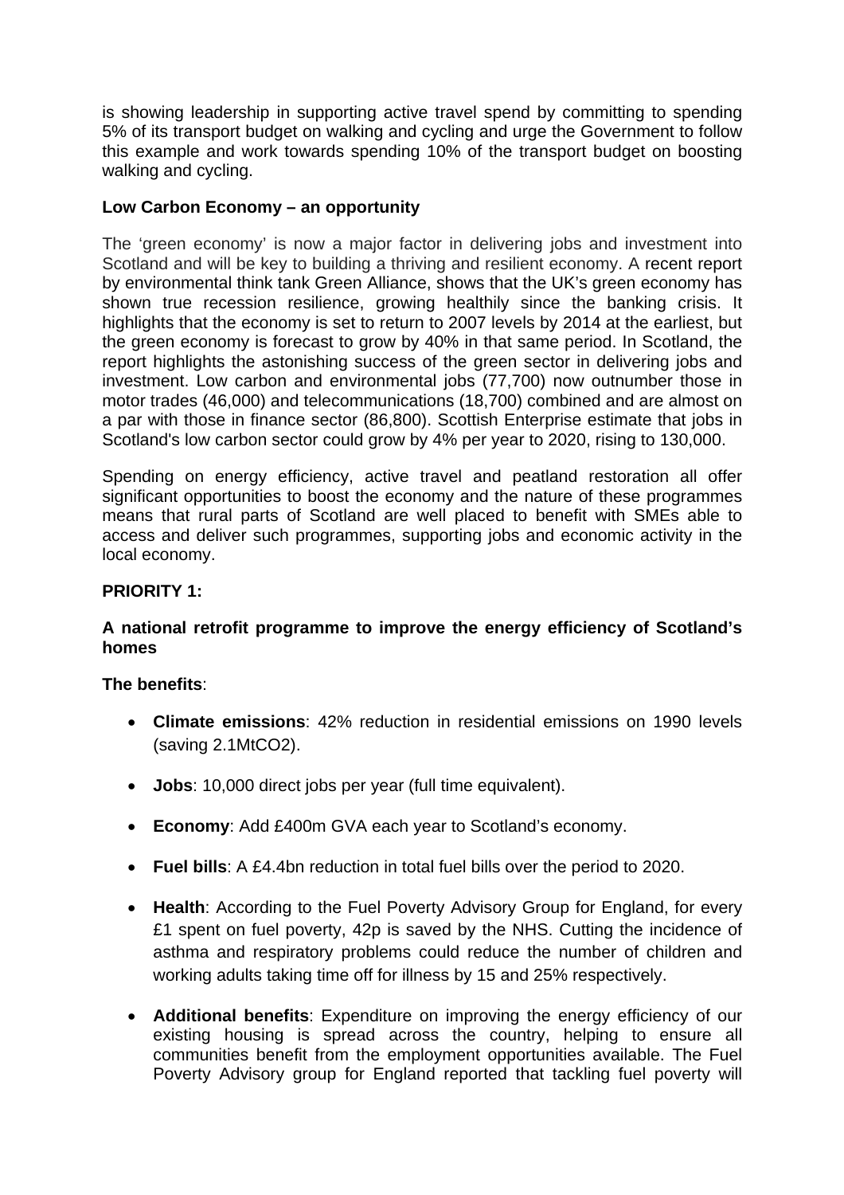is showing leadership in supporting active travel spend by committing to spending 5% of its transport budget on walking and cycling and urge the Government to follow this example and work towards spending 10% of the transport budget on boosting walking and cycling.

**Low Carbon Economy – an opportunity**

The 'green economy' is now a major factor in delivering jobs and investment into Scotland and will be key to building a thriving and resilient economy. A recent report by environmental think tank Green Alliance, shows that the UK's green economy has shown true recession resilience, growing healthily since the banking crisis. It highlights that the economy is set to return to 2007 levels by 2014 at the earliest, but the green economy is forecast to grow by 40% in that same period. In Scotland, the report highlights the astonishing success of the green sector in delivering jobs and investment. Low carbon and environmental jobs (77,700) now outnumber those in motor trades (46,000) and telecommunications (18,700) combined and are almost on a par with those in finance sector (86,800). Scottish Enterprise estimate that jobs in Scotland's low carbon sector could grow by 4% per year to 2020, rising to 130,000.

Spending on energy efficiency, active travel and peatland restoration all offer significant opportunities to boost the economy and the nature of these programmes means that rural parts of Scotland are well placed to benefit with SMEs able to access and deliver such programmes, supporting jobs and economic activity in the local economy.

**PRIORITY 1:**

**A national retrofit programme to improve the energy efficiency of Scotland's homes**

**The benefits**:

- **Climate emissions**: 42% reduction in residential emissions on 1990 levels (saving 2.1MtCO2).
- **Jobs**: 10,000 direct jobs per year (full time equivalent).
- **Economy**: Add £400m GVA each year to Scotland's economy.
- **Fuel bills**: A £4.4bn reduction in total fuel bills over the period to 2020.
- **Health**: According to the Fuel Poverty Advisory Group for England, for every £1 spent on fuel poverty, 42p is saved by the NHS. Cutting the incidence of asthma and respiratory problems could reduce the number of children and working adults taking time off for illness by 15 and 25% respectively.
- **Additional benefits**: Expenditure on improving the energy efficiency of our existing housing is spread across the country, helping to ensure all communities benefit from the employment opportunities available. The Fuel Poverty Advisory group for England reported that tackling fuel poverty will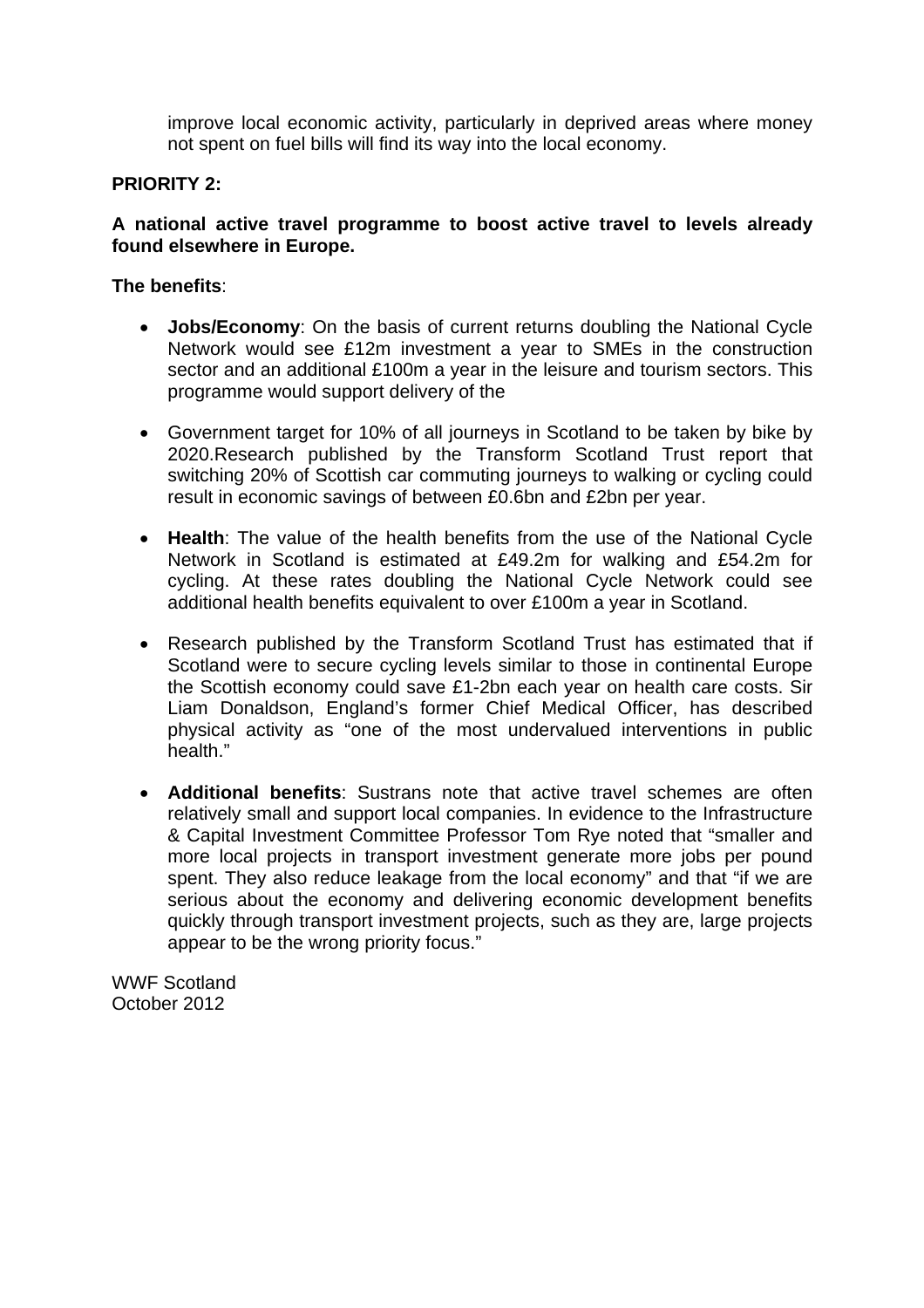improve local economic activity, particularly in deprived areas where money not spent on fuel bills will find its way into the local economy.

**PRIORITY 2:**

**A national active travel programme to boost active travel to levels already found elsewhere in Europe.**

**The benefits**:

- **Jobs/Economy**: On the basis of current returns doubling the National Cycle Network would see £12m investment a year to SMEs in the construction sector and an additional £100m a year in the leisure and tourism sectors. This programme would support delivery of the

- Government target for 10% of all journeys in Scotland to be taken by bike by 2020.Research published by the Transform Scotland Trust report that switching 20% of Scottish car commuting journeys to walking or cycling could result in economic savings of between £0.6bn and £2bn per year.

- **Health**: The value of the health benefits from the use of the National Cycle Network in Scotland is estimated at £49.2m for walking and £54.2m for cycling. At these rates doubling the National Cycle Network could see additional health benefits equivalent to over £100m a year in Scotland.

- Research published by the Transform Scotland Trust has estimated that if Scotland were to secure cycling levels similar to those in continental Europe the Scottish economy could save £1-2bn each year on health care costs. Sir Liam Donaldson, England's former Chief Medical Officer, has described physical activity as "one of the most undervalued interventions in public health."

- **Additional benefits**: Sustrans note that active travel schemes are often relatively small and support local companies. In evidence to the Infrastructure & Capital Investment Committee Professor Tom Rye noted that "smaller and more local projects in transport investment generate more jobs per pound spent. They also reduce leakage from the local economy" and that "if we are serious about the economy and delivering economic development benefits quickly through transport investment projects, such as they are, large projects appear to be the wrong priority focus."

WWF Scotland
October 2012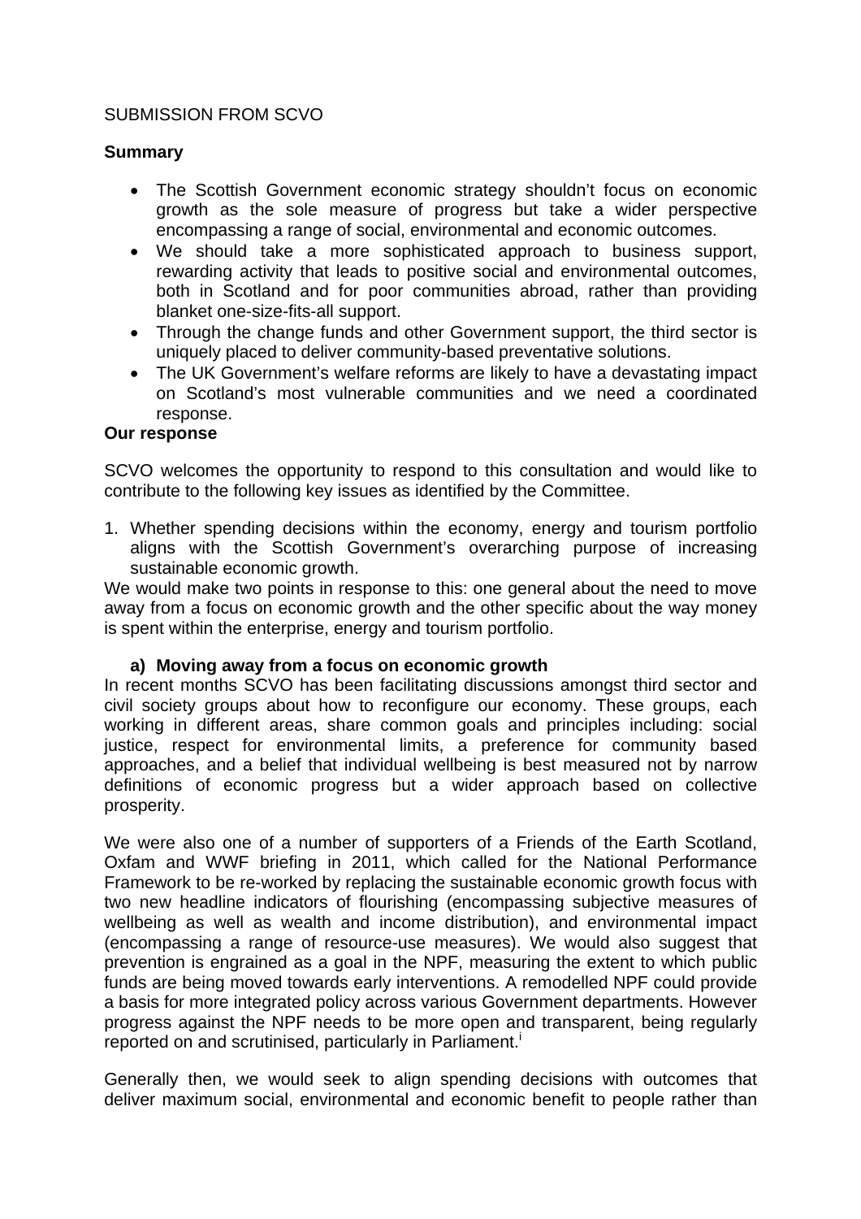SUBMISSION FROM SCVO

**Summary**

- The Scottish Government economic strategy shouldn't focus on economic growth as the sole measure of progress but take a wider perspective encompassing a range of social, environmental and economic outcomes.
- We should take a more sophisticated approach to business support, rewarding activity that leads to positive social and environmental outcomes, both in Scotland and for poor communities abroad, rather than providing blanket one-size-fits-all support.
- Through the change funds and other Government support, the third sector is uniquely placed to deliver community-based preventative solutions.
- The UK Government's welfare reforms are likely to have a devastating impact on Scotland's most vulnerable communities and we need a coordinated response.

**Our response**

SCVO welcomes the opportunity to respond to this consultation and would like to contribute to the following key issues as identified by the Committee.

1. Whether spending decisions within the economy, energy and tourism portfolio aligns with the Scottish Government's overarching purpose of increasing sustainable economic growth.

We would make two points in response to this: one general about the need to move away from a focus on economic growth and the other specific about the way money is spent within the enterprise, energy and tourism portfolio.

**a) Moving away from a focus on economic growth**

In recent months SCVO has been facilitating discussions amongst third sector and civil society groups about how to reconfigure our economy. These groups, each working in different areas, share common goals and principles including: social justice, respect for environmental limits, a preference for community based approaches, and a belief that individual wellbeing is best measured not by narrow definitions of economic progress but a wider approach based on collective prosperity.

We were also one of a number of supporters of a Friends of the Earth Scotland, Oxfam and WWF briefing in 2011, which called for the National Performance Framework to be re-worked by replacing the sustainable economic growth focus with two new headline indicators of flourishing (encompassing subjective measures of wellbeing as well as wealth and income distribution), and environmental impact (encompassing a range of resource-use measures). We would also suggest that prevention is engrained as a goal in the NPF, measuring the extent to which public funds are being moved towards early interventions. A remodelled NPF could provide a basis for more integrated policy across various Government departments. However progress against the NPF needs to be more open and transparent, being regularly reported on and scrutinised, particularly in Parliament.[i]

Generally then, we would seek to align spending decisions with outcomes that deliver maximum social, environmental and economic benefit to people rather than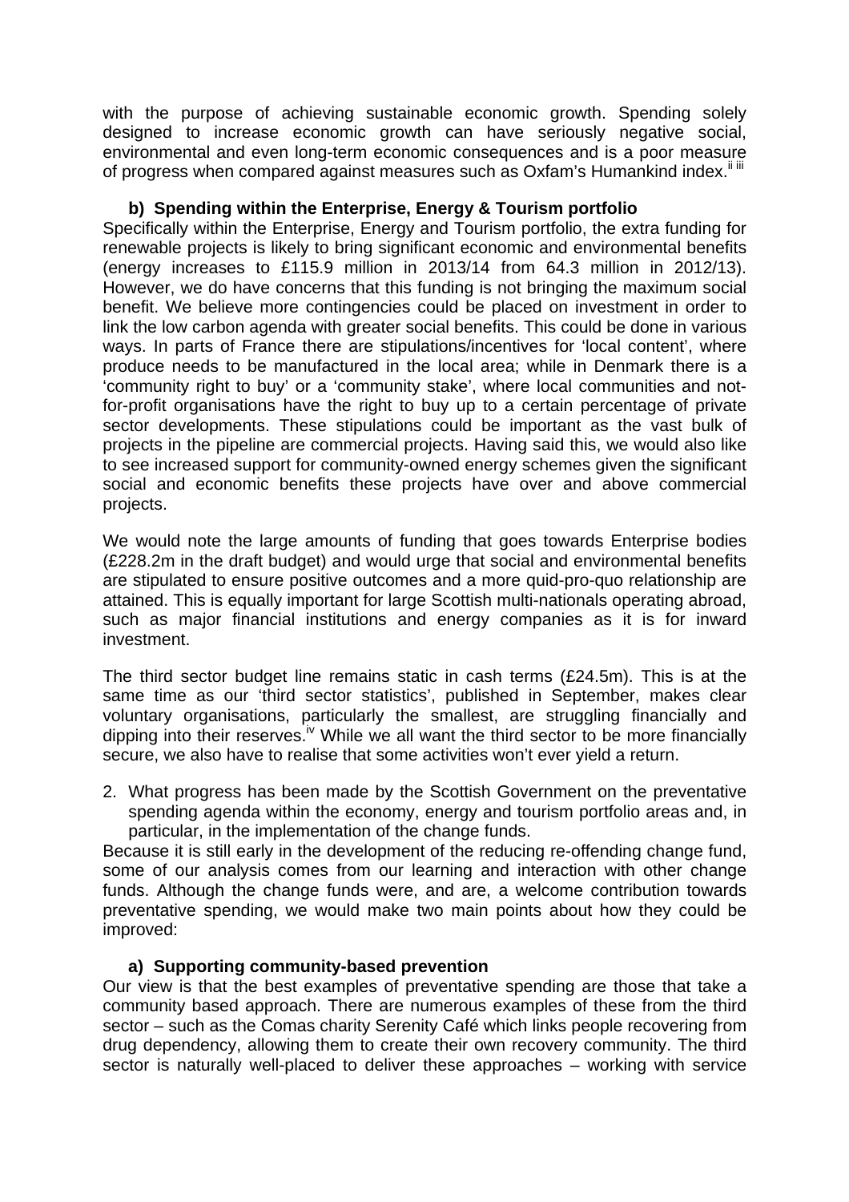with the purpose of achieving sustainable economic growth. Spending solely designed to increase economic growth can have seriously negative social, environmental and even long-term economic consequences and is a poor measure of progress when compared against measures such as Oxfam's Humankind index.[ii iii]

**b) Spending within the Enterprise, Energy & Tourism portfolio**

Specifically within the Enterprise, Energy and Tourism portfolio, the extra funding for renewable projects is likely to bring significant economic and environmental benefits (energy increases to £115.9 million in 2013/14 from 64.3 million in 2012/13). However, we do have concerns that this funding is not bringing the maximum social benefit. We believe more contingencies could be placed on investment in order to link the low carbon agenda with greater social benefits. This could be done in various ways. In parts of France there are stipulations/incentives for 'local content', where produce needs to be manufactured in the local area; while in Denmark there is a 'community right to buy' or a 'community stake', where local communities and not-for-profit organisations have the right to buy up to a certain percentage of private sector developments. These stipulations could be important as the vast bulk of projects in the pipeline are commercial projects. Having said this, we would also like to see increased support for community-owned energy schemes given the significant social and economic benefits these projects have over and above commercial projects.

We would note the large amounts of funding that goes towards Enterprise bodies (£228.2m in the draft budget) and would urge that social and environmental benefits are stipulated to ensure positive outcomes and a more quid-pro-quo relationship are attained. This is equally important for large Scottish multi-nationals operating abroad, such as major financial institutions and energy companies as it is for inward investment.

The third sector budget line remains static in cash terms (£24.5m). This is at the same time as our 'third sector statistics', published in September, makes clear voluntary organisations, particularly the smallest, are struggling financially and dipping into their reserves.[iv] While we all want the third sector to be more financially secure, we also have to realise that some activities won't ever yield a return.

2. What progress has been made by the Scottish Government on the preventative spending agenda within the economy, energy and tourism portfolio areas and, in particular, in the implementation of the change funds.

Because it is still early in the development of the reducing re-offending change fund, some of our analysis comes from our learning and interaction with other change funds. Although the change funds were, and are, a welcome contribution towards preventative spending, we would make two main points about how they could be improved:

**a) Supporting community-based prevention**

Our view is that the best examples of preventative spending are those that take a community based approach. There are numerous examples of these from the third sector – such as the Comas charity Serenity Café which links people recovering from drug dependency, allowing them to create their own recovery community. The third sector is naturally well-placed to deliver these approaches – working with service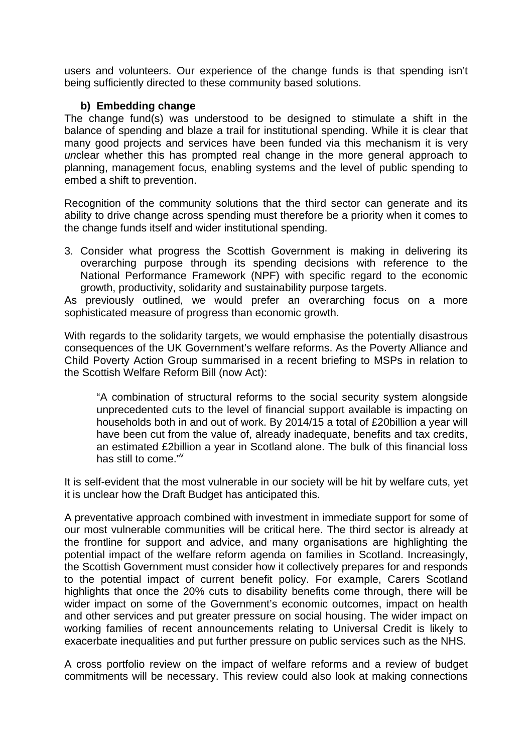users and volunteers. Our experience of the change funds is that spending isn't being sufficiently directed to these community based solutions.

**b) Embedding change**

The change fund(s) was understood to be designed to stimulate a shift in the balance of spending and blaze a trail for institutional spending. While it is clear that many good projects and services have been funded via this mechanism it is very *un*clear whether this has prompted real change in the more general approach to planning, management focus, enabling systems and the level of public spending to embed a shift to prevention.

Recognition of the community solutions that the third sector can generate and its ability to drive change across spending must therefore be a priority when it comes to the change funds itself and wider institutional spending.

3. Consider what progress the Scottish Government is making in delivering its overarching purpose through its spending decisions with reference to the National Performance Framework (NPF) with specific regard to the economic growth, productivity, solidarity and sustainability purpose targets.

As previously outlined, we would prefer an overarching focus on a more sophisticated measure of progress than economic growth.

With regards to the solidarity targets, we would emphasise the potentially disastrous consequences of the UK Government's welfare reforms. As the Poverty Alliance and Child Poverty Action Group summarised in a recent briefing to MSPs in relation to the Scottish Welfare Reform Bill (now Act):

> "A combination of structural reforms to the social security system alongside unprecedented cuts to the level of financial support available is impacting on households both in and out of work. By 2014/15 a total of £20billion a year will have been cut from the value of, already inadequate, benefits and tax credits, an estimated £2billion a year in Scotland alone. The bulk of this financial loss has still to come."[v]

It is self-evident that the most vulnerable in our society will be hit by welfare cuts, yet it is unclear how the Draft Budget has anticipated this.

A preventative approach combined with investment in immediate support for some of our most vulnerable communities will be critical here. The third sector is already at the frontline for support and advice, and many organisations are highlighting the potential impact of the welfare reform agenda on families in Scotland. Increasingly, the Scottish Government must consider how it collectively prepares for and responds to the potential impact of current benefit policy. For example, Carers Scotland highlights that once the 20% cuts to disability benefits come through, there will be wider impact on some of the Government's economic outcomes, impact on health and other services and put greater pressure on social housing. The wider impact on working families of recent announcements relating to Universal Credit is likely to exacerbate inequalities and put further pressure on public services such as the NHS.

A cross portfolio review on the impact of welfare reforms and a review of budget commitments will be necessary. This review could also look at making connections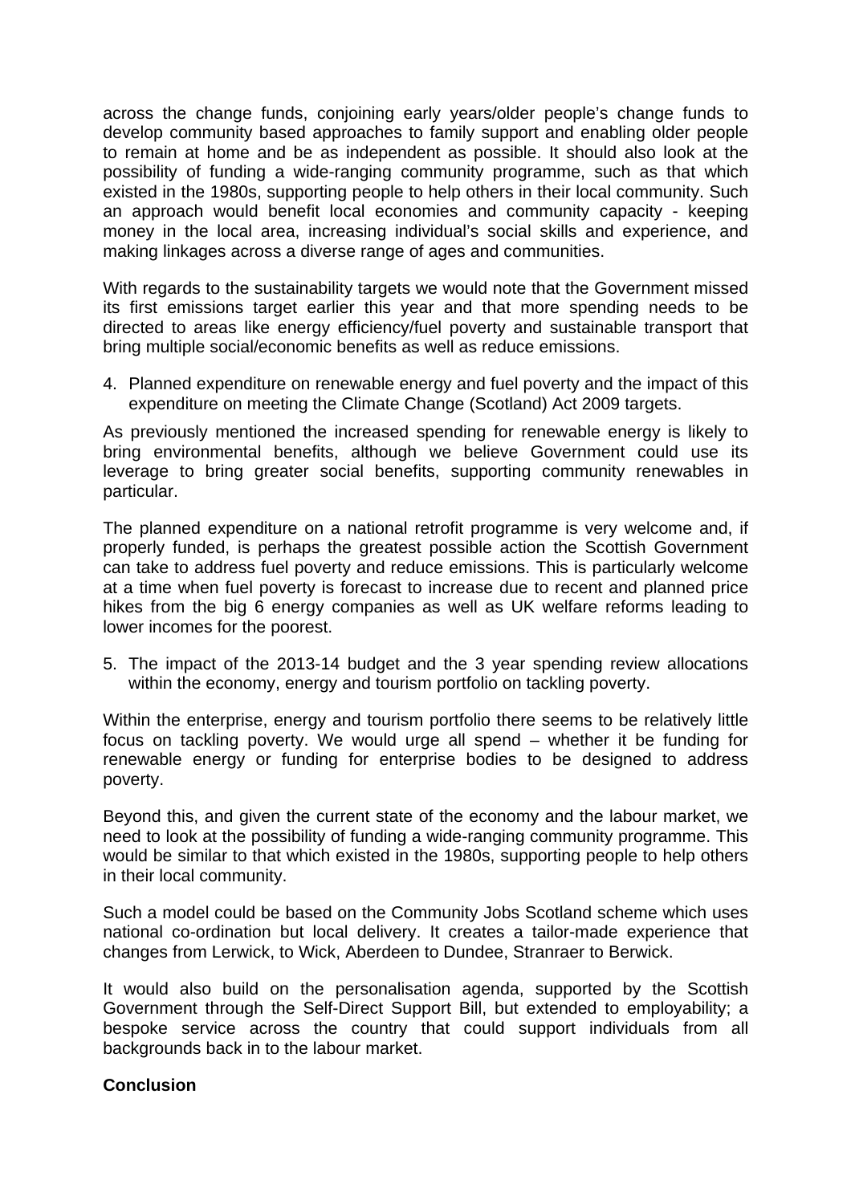across the change funds, conjoining early years/older people's change funds to develop community based approaches to family support and enabling older people to remain at home and be as independent as possible. It should also look at the possibility of funding a wide-ranging community programme, such as that which existed in the 1980s, supporting people to help others in their local community. Such an approach would benefit local economies and community capacity - keeping money in the local area, increasing individual's social skills and experience, and making linkages across a diverse range of ages and communities.

With regards to the sustainability targets we would note that the Government missed its first emissions target earlier this year and that more spending needs to be directed to areas like energy efficiency/fuel poverty and sustainable transport that bring multiple social/economic benefits as well as reduce emissions.

4. Planned expenditure on renewable energy and fuel poverty and the impact of this expenditure on meeting the Climate Change (Scotland) Act 2009 targets.

As previously mentioned the increased spending for renewable energy is likely to bring environmental benefits, although we believe Government could use its leverage to bring greater social benefits, supporting community renewables in particular.

The planned expenditure on a national retrofit programme is very welcome and, if properly funded, is perhaps the greatest possible action the Scottish Government can take to address fuel poverty and reduce emissions. This is particularly welcome at a time when fuel poverty is forecast to increase due to recent and planned price hikes from the big 6 energy companies as well as UK welfare reforms leading to lower incomes for the poorest.

5. The impact of the 2013-14 budget and the 3 year spending review allocations within the economy, energy and tourism portfolio on tackling poverty.

Within the enterprise, energy and tourism portfolio there seems to be relatively little focus on tackling poverty. We would urge all spend – whether it be funding for renewable energy or funding for enterprise bodies to be designed to address poverty.

Beyond this, and given the current state of the economy and the labour market, we need to look at the possibility of funding a wide-ranging community programme. This would be similar to that which existed in the 1980s, supporting people to help others in their local community.

Such a model could be based on the Community Jobs Scotland scheme which uses national co-ordination but local delivery. It creates a tailor-made experience that changes from Lerwick, to Wick, Aberdeen to Dundee, Stranraer to Berwick.

It would also build on the personalisation agenda, supported by the Scottish Government through the Self-Direct Support Bill, but extended to employability; a bespoke service across the country that could support individuals from all backgrounds back in to the labour market.

**Conclusion**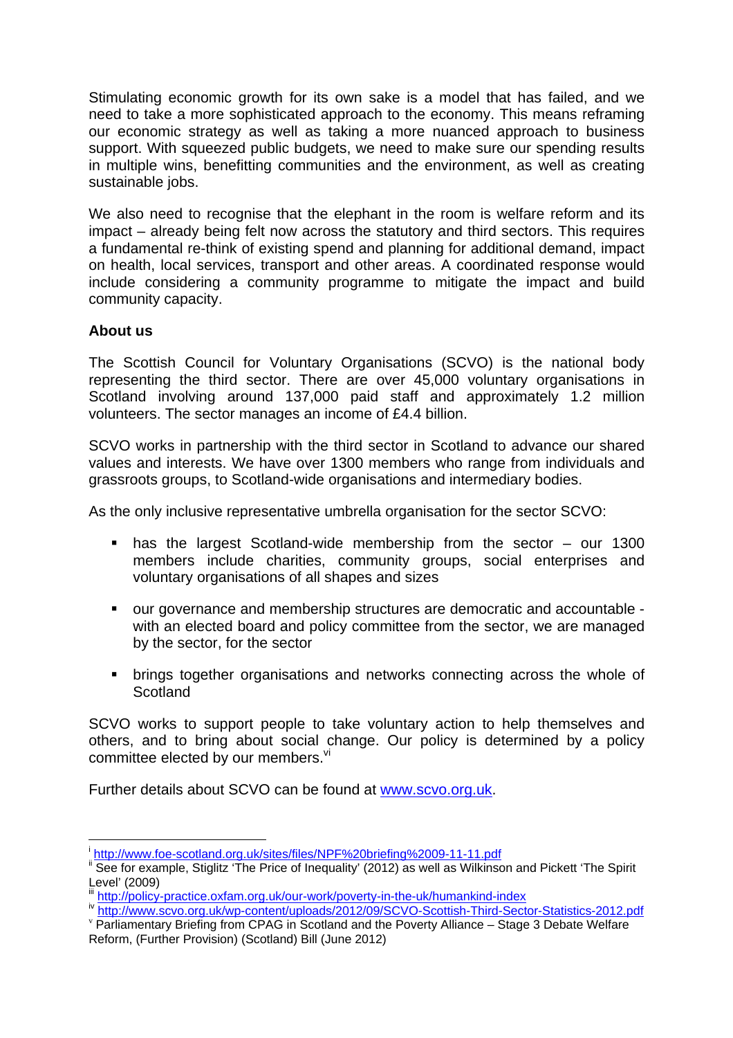Stimulating economic growth for its own sake is a model that has failed, and we need to take a more sophisticated approach to the economy. This means reframing our economic strategy as well as taking a more nuanced approach to business support. With squeezed public budgets, we need to make sure our spending results in multiple wins, benefitting communities and the environment, as well as creating sustainable jobs.

We also need to recognise that the elephant in the room is welfare reform and its impact – already being felt now across the statutory and third sectors. This requires a fundamental re-think of existing spend and planning for additional demand, impact on health, local services, transport and other areas. A coordinated response would include considering a community programme to mitigate the impact and build community capacity.

**About us**

The Scottish Council for Voluntary Organisations (SCVO) is the national body representing the third sector. There are over 45,000 voluntary organisations in Scotland involving around 137,000 paid staff and approximately 1.2 million volunteers. The sector manages an income of £4.4 billion.

SCVO works in partnership with the third sector in Scotland to advance our shared values and interests. We have over 1300 members who range from individuals and grassroots groups, to Scotland-wide organisations and intermediary bodies.

As the only inclusive representative umbrella organisation for the sector SCVO:

- has the largest Scotland-wide membership from the sector – our 1300 members include charities, community groups, social enterprises and voluntary organisations of all shapes and sizes
- our governance and membership structures are democratic and accountable - with an elected board and policy committee from the sector, we are managed by the sector, for the sector
- brings together organisations and networks connecting across the whole of Scotland

SCVO works to support people to take voluntary action to help themselves and others, and to bring about social change. Our policy is determined by a policy committee elected by our members.[vi]

Further details about SCVO can be found at www.scvo.org.uk.

---

[i] http://www.foe-scotland.org.uk/sites/files/NPF%20briefing%2009-11-11.pdf
[ii] See for example, Stiglitz 'The Price of Inequality' (2012) as well as Wilkinson and Pickett 'The Spirit Level' (2009)
[iii] http://policy-practice.oxfam.org.uk/our-work/poverty-in-the-uk/humankind-index
[iv] http://www.scvo.org.uk/wp-content/uploads/2012/09/SCVO-Scottish-Third-Sector-Statistics-2012.pdf
[v] Parliamentary Briefing from CPAG in Scotland and the Poverty Alliance – Stage 3 Debate Welfare Reform, (Further Provision) (Scotland) Bill (June 2012)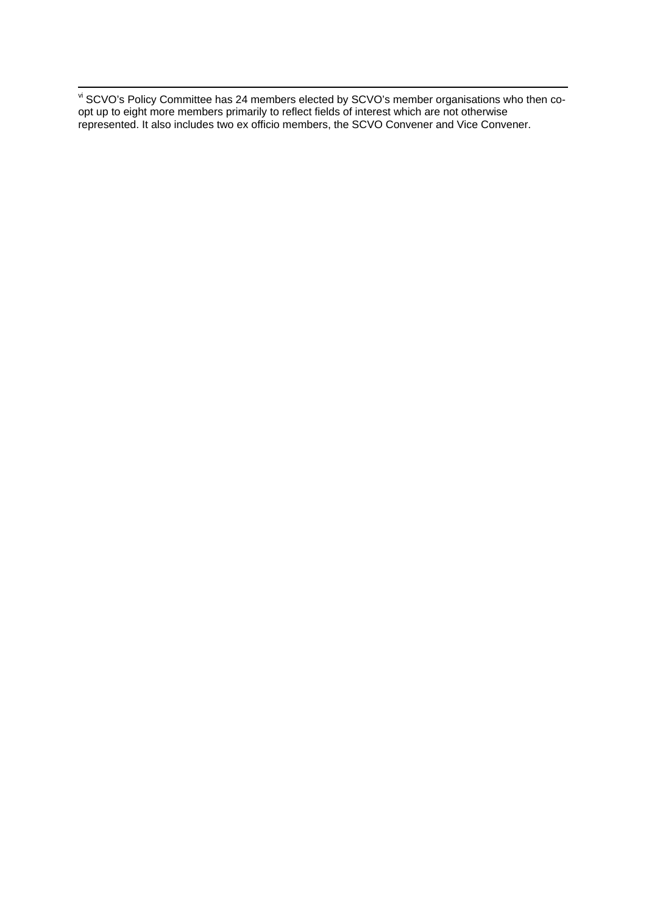[vi] SCVO's Policy Committee has 24 members elected by SCVO's member organisations who then co-opt up to eight more members primarily to reflect fields of interest which are not otherwise represented. It also includes two ex officio members, the SCVO Convener and Vice Convener.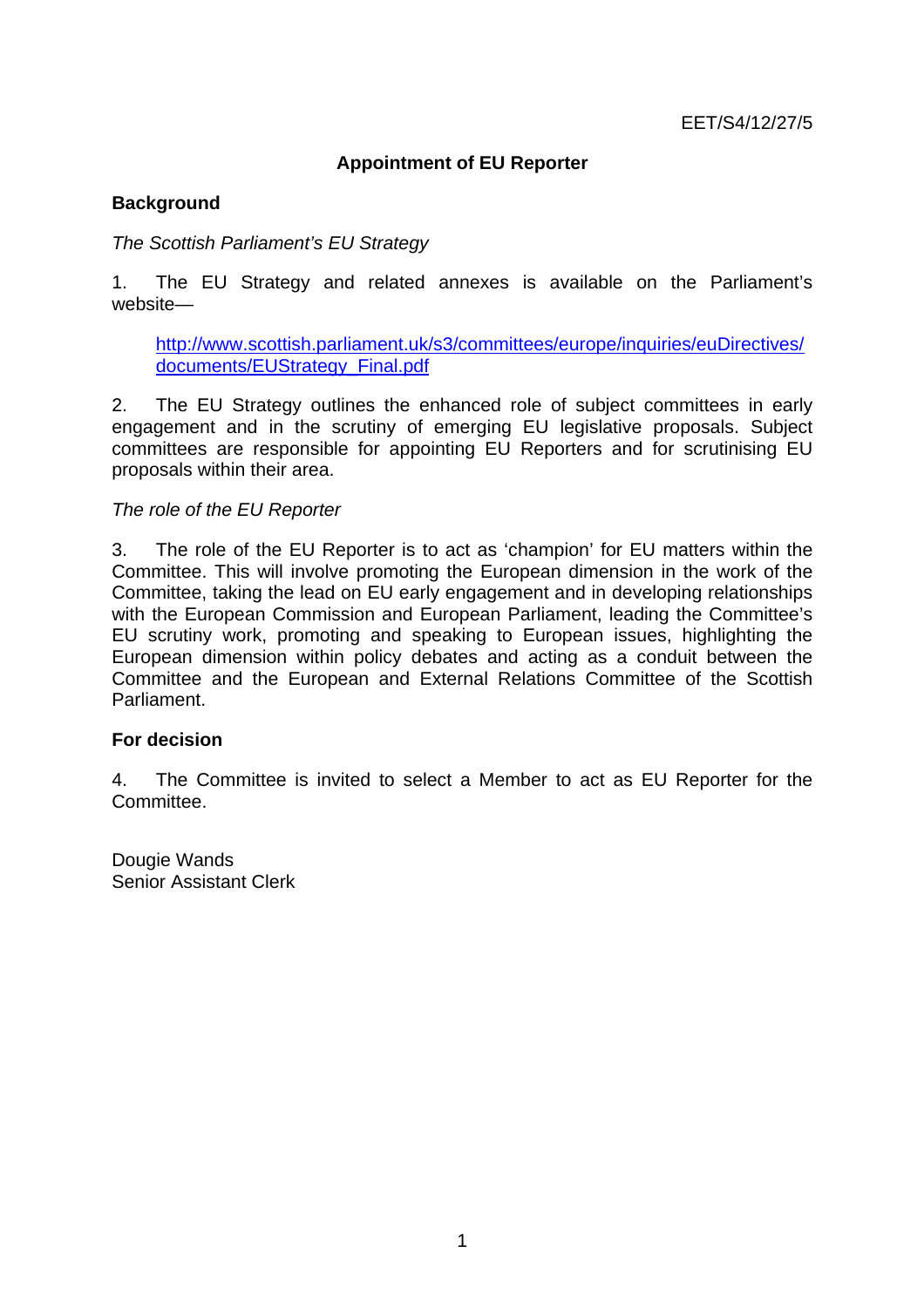EET/S4/12/27/5

# Appointment of EU Reporter

## Background

*The Scottish Parliament's EU Strategy*

1. The EU Strategy and related annexes is available on the Parliament's website—

   http://www.scottish.parliament.uk/s3/committees/europe/inquiries/euDirectives/documents/EUStrategy_Final.pdf

2. The EU Strategy outlines the enhanced role of subject committees in early engagement and in the scrutiny of emerging EU legislative proposals. Subject committees are responsible for appointing EU Reporters and for scrutinising EU proposals within their area.

*The role of the EU Reporter*

3. The role of the EU Reporter is to act as 'champion' for EU matters within the Committee. This will involve promoting the European dimension in the work of the Committee, taking the lead on EU early engagement and in developing relationships with the European Commission and European Parliament, leading the Committee's EU scrutiny work, promoting and speaking to European issues, highlighting the European dimension within policy debates and acting as a conduit between the Committee and the European and External Relations Committee of the Scottish Parliament.

## For decision

4. The Committee is invited to select a Member to act as EU Reporter for the Committee.

Dougie Wands
Senior Assistant Clerk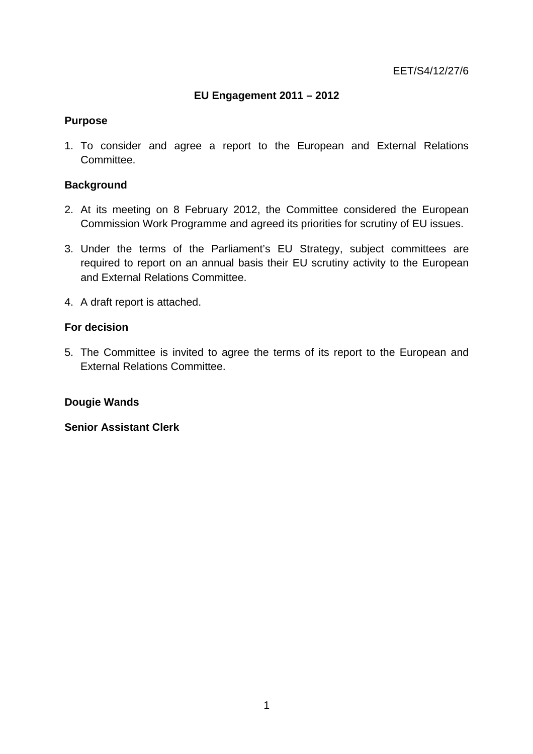EET/S4/12/27/6

# EU Engagement 2011 – 2012

## Purpose

1. To consider and agree a report to the European and External Relations Committee.

## Background

2. At its meeting on 8 February 2012, the Committee considered the European Commission Work Programme and agreed its priorities for scrutiny of EU issues.

3. Under the terms of the Parliament's EU Strategy, subject committees are required to report on an annual basis their EU scrutiny activity to the European and External Relations Committee.

4. A draft report is attached.

## For decision

5. The Committee is invited to agree the terms of its report to the European and External Relations Committee.

**Dougie Wands**

**Senior Assistant Clerk**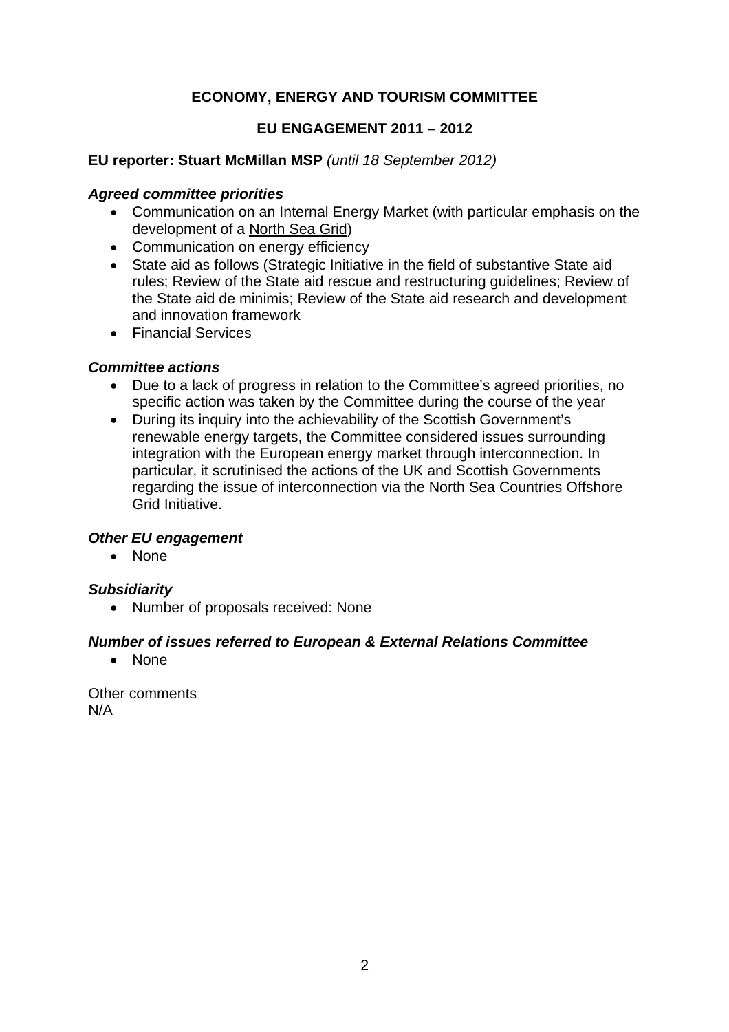# ECONOMY, ENERGY AND TOURISM COMMITTEE

## EU ENGAGEMENT 2011 – 2012

**EU reporter: Stuart McMillan MSP** *(until 18 September 2012)*

***Agreed committee priorities***

- Communication on an Internal Energy Market (with particular emphasis on the development of a North Sea Grid)
- Communication on energy efficiency
- State aid as follows (Strategic Initiative in the field of substantive State aid rules; Review of the State aid rescue and restructuring guidelines; Review of the State aid de minimis; Review of the State aid research and development and innovation framework
- Financial Services

***Committee actions***

- Due to a lack of progress in relation to the Committee's agreed priorities, no specific action was taken by the Committee during the course of the year
- During its inquiry into the achievability of the Scottish Government's renewable energy targets, the Committee considered issues surrounding integration with the European energy market through interconnection. In particular, it scrutinised the actions of the UK and Scottish Governments regarding the issue of interconnection via the North Sea Countries Offshore Grid Initiative.

***Other EU engagement***

- None

***Subsidiarity***

- Number of proposals received: None

***Number of issues referred to European & External Relations Committee***

- None

Other comments
N/A